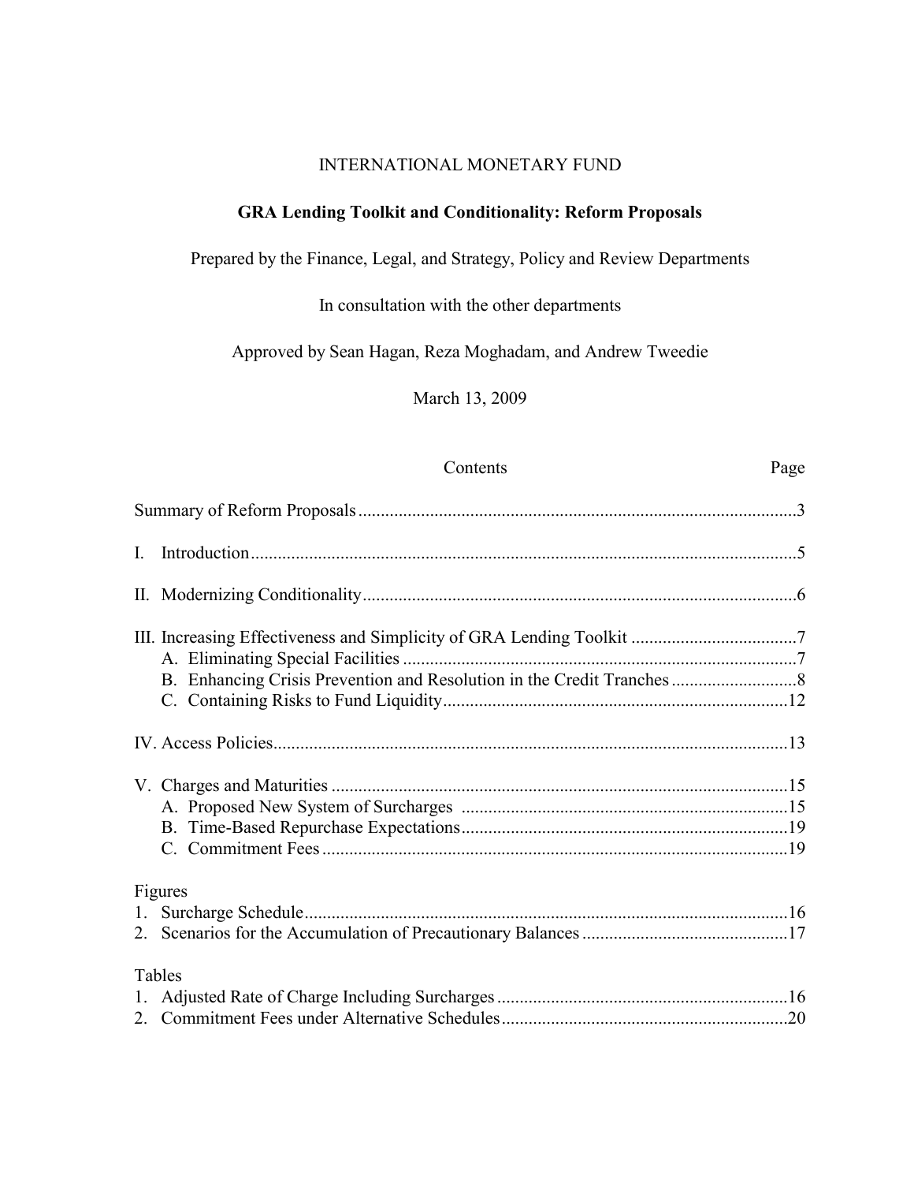INTERNATIONAL MONETARY FUND

# GRA Lending Toolkit and Conditionality: Reform Proposals

Prepared by the Finance, Legal, and Strategy, Policy and Review Departments

In consultation with the other departments

Approved by Sean Hagan, Reza Moghadam, and Andrew Tweedie

March 13, 2009

| Contents | Page |
|---|---|
| Summary of Reform Proposals | 3 |
| I. Introduction | 5 |
| II. Modernizing Conditionality | 6 |
| III. Increasing Effectiveness and Simplicity of GRA Lending Toolkit | 7 |
| A. Eliminating Special Facilities | 7 |
| B. Enhancing Crisis Prevention and Resolution in the Credit Tranches | 8 |
| C. Containing Risks to Fund Liquidity | 12 |
| IV. Access Policies | 13 |
| V. Charges and Maturities | 15 |
| A. Proposed New System of Surcharges | 15 |
| B. Time-Based Repurchase Expectations | 19 |
| C. Commitment Fees | 19 |
| **Figures** | |
| 1. Surcharge Schedule | 16 |
| 2. Scenarios for the Accumulation of Precautionary Balances | 17 |
| **Tables** | |
| 1. Adjusted Rate of Charge Including Surcharges | 16 |
| 2. Commitment Fees under Alternative Schedules | 20 |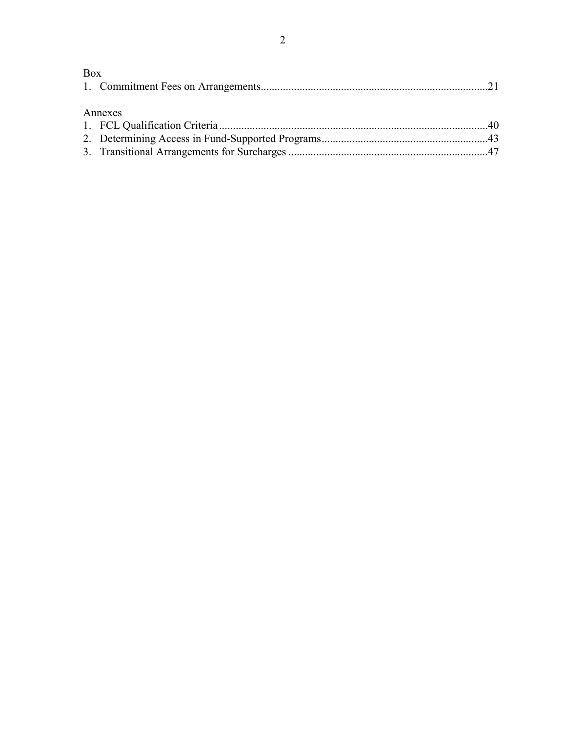Box

1. Commitment Fees on Arrangements.................................................................................21

Annexes

1. FCL Qualification Criteria.................................................................................................40
2. Determining Access in Fund-Supported Programs............................................................43
3. Transitional Arrangements for Surcharges ........................................................................47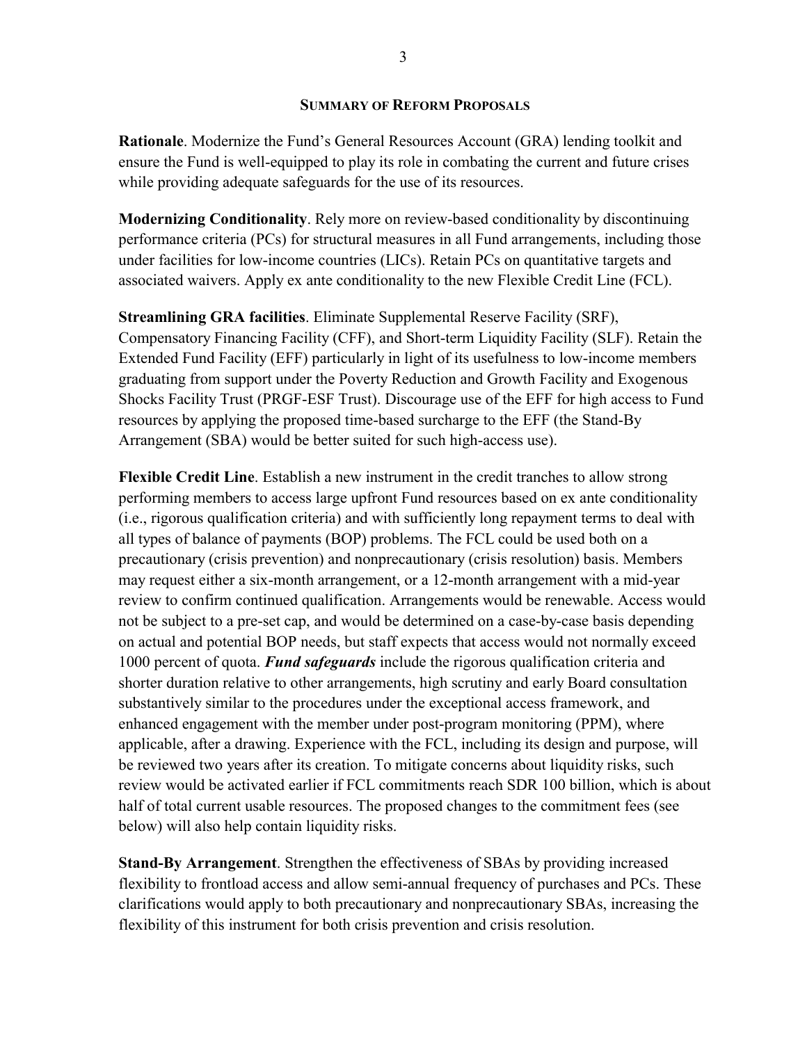## SUMMARY OF REFORM PROPOSALS

**Rationale**. Modernize the Fund's General Resources Account (GRA) lending toolkit and ensure the Fund is well-equipped to play its role in combating the current and future crises while providing adequate safeguards for the use of its resources.

**Modernizing Conditionality**. Rely more on review-based conditionality by discontinuing performance criteria (PCs) for structural measures in all Fund arrangements, including those under facilities for low-income countries (LICs). Retain PCs on quantitative targets and associated waivers. Apply ex ante conditionality to the new Flexible Credit Line (FCL).

**Streamlining GRA facilities**. Eliminate Supplemental Reserve Facility (SRF), Compensatory Financing Facility (CFF), and Short-term Liquidity Facility (SLF). Retain the Extended Fund Facility (EFF) particularly in light of its usefulness to low-income members graduating from support under the Poverty Reduction and Growth Facility and Exogenous Shocks Facility Trust (PRGF-ESF Trust). Discourage use of the EFF for high access to Fund resources by applying the proposed time-based surcharge to the EFF (the Stand-By Arrangement (SBA) would be better suited for such high-access use).

**Flexible Credit Line**. Establish a new instrument in the credit tranches to allow strong performing members to access large upfront Fund resources based on ex ante conditionality (i.e., rigorous qualification criteria) and with sufficiently long repayment terms to deal with all types of balance of payments (BOP) problems. The FCL could be used both on a precautionary (crisis prevention) and nonprecautionary (crisis resolution) basis. Members may request either a six-month arrangement, or a 12-month arrangement with a mid-year review to confirm continued qualification. Arrangements would be renewable. Access would not be subject to a pre-set cap, and would be determined on a case-by-case basis depending on actual and potential BOP needs, but staff expects that access would not normally exceed 1000 percent of quota. ***Fund safeguards*** include the rigorous qualification criteria and shorter duration relative to other arrangements, high scrutiny and early Board consultation substantively similar to the procedures under the exceptional access framework, and enhanced engagement with the member under post-program monitoring (PPM), where applicable, after a drawing. Experience with the FCL, including its design and purpose, will be reviewed two years after its creation. To mitigate concerns about liquidity risks, such review would be activated earlier if FCL commitments reach SDR 100 billion, which is about half of total current usable resources. The proposed changes to the commitment fees (see below) will also help contain liquidity risks.

**Stand-By Arrangement**. Strengthen the effectiveness of SBAs by providing increased flexibility to frontload access and allow semi-annual frequency of purchases and PCs. These clarifications would apply to both precautionary and nonprecautionary SBAs, increasing the flexibility of this instrument for both crisis prevention and crisis resolution.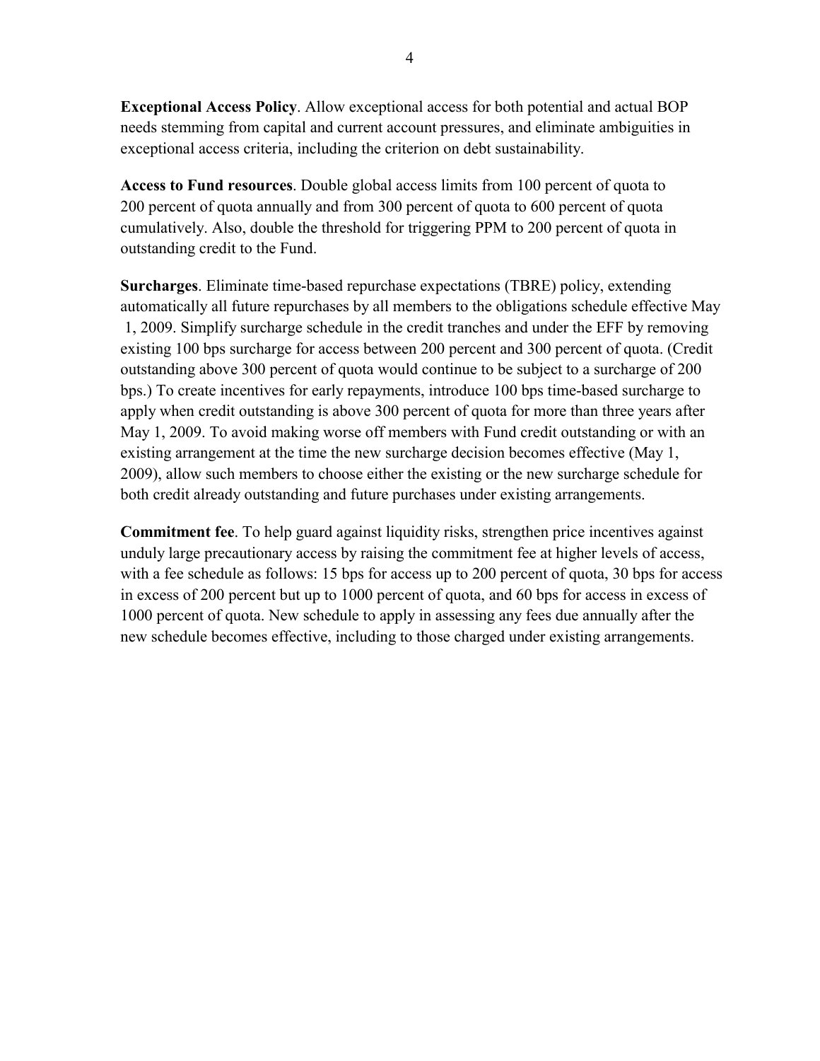**Exceptional Access Policy**. Allow exceptional access for both potential and actual BOP needs stemming from capital and current account pressures, and eliminate ambiguities in exceptional access criteria, including the criterion on debt sustainability.

**Access to Fund resources**. Double global access limits from 100 percent of quota to 200 percent of quota annually and from 300 percent of quota to 600 percent of quota cumulatively. Also, double the threshold for triggering PPM to 200 percent of quota in outstanding credit to the Fund.

**Surcharges**. Eliminate time-based repurchase expectations (TBRE) policy, extending automatically all future repurchases by all members to the obligations schedule effective May 1, 2009. Simplify surcharge schedule in the credit tranches and under the EFF by removing existing 100 bps surcharge for access between 200 percent and 300 percent of quota. (Credit outstanding above 300 percent of quota would continue to be subject to a surcharge of 200 bps.) To create incentives for early repayments, introduce 100 bps time-based surcharge to apply when credit outstanding is above 300 percent of quota for more than three years after May 1, 2009. To avoid making worse off members with Fund credit outstanding or with an existing arrangement at the time the new surcharge decision becomes effective (May 1, 2009), allow such members to choose either the existing or the new surcharge schedule for both credit already outstanding and future purchases under existing arrangements.

**Commitment fee**. To help guard against liquidity risks, strengthen price incentives against unduly large precautionary access by raising the commitment fee at higher levels of access, with a fee schedule as follows: 15 bps for access up to 200 percent of quota, 30 bps for access in excess of 200 percent but up to 1000 percent of quota, and 60 bps for access in excess of 1000 percent of quota. New schedule to apply in assessing any fees due annually after the new schedule becomes effective, including to those charged under existing arrangements.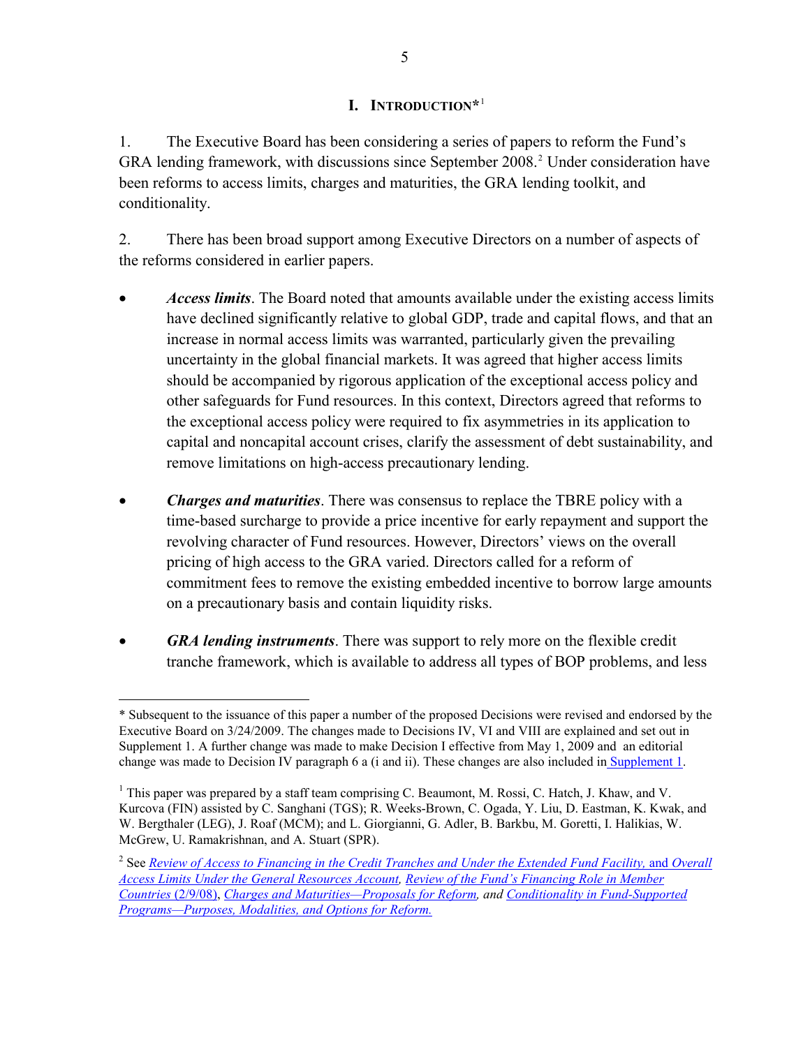# I. INTRODUCTION*[1]

1. The Executive Board has been considering a series of papers to reform the Fund's GRA lending framework, with discussions since September 2008.[2] Under consideration have been reforms to access limits, charges and maturities, the GRA lending toolkit, and conditionality.

2. There has been broad support among Executive Directors on a number of aspects of the reforms considered in earlier papers.

- ***Access limits***. The Board noted that amounts available under the existing access limits have declined significantly relative to global GDP, trade and capital flows, and that an increase in normal access limits was warranted, particularly given the prevailing uncertainty in the global financial markets. It was agreed that higher access limits should be accompanied by rigorous application of the exceptional access policy and other safeguards for Fund resources. In this context, Directors agreed that reforms to the exceptional access policy were required to fix asymmetries in its application to capital and noncapital account crises, clarify the assessment of debt sustainability, and remove limitations on high-access precautionary lending.

- ***Charges and maturities***. There was consensus to replace the TBRE policy with a time-based surcharge to provide a price incentive for early repayment and support the revolving character of Fund resources. However, Directors' views on the overall pricing of high access to the GRA varied. Directors called for a reform of commitment fees to remove the existing embedded incentive to borrow large amounts on a precautionary basis and contain liquidity risks.

- ***GRA lending instruments***. There was support to rely more on the flexible credit tranche framework, which is available to address all types of BOP problems, and less

---

\* Subsequent to the issuance of this paper a number of the proposed Decisions were revised and endorsed by the Executive Board on 3/24/2009. The changes made to Decisions IV, VI and VIII are explained and set out in Supplement 1. A further change was made to make Decision I effective from May 1, 2009 and an editorial change was made to Decision IV paragraph 6 a (i and ii). These changes are also included in Supplement 1.

[1] This paper was prepared by a staff team comprising C. Beaumont, M. Rossi, C. Hatch, J. Khaw, and V. Kurcova (FIN) assisted by C. Sanghani (TGS); R. Weeks-Brown, C. Ogada, Y. Liu, D. Eastman, K. Kwak, and W. Bergthaler (LEG), J. Roaf (MCM); and L. Giorgianni, G. Adler, B. Barkbu, M. Goretti, I. Halikias, W. McGrew, U. Ramakrishnan, and A. Stuart (SPR).

[2] See *Review of Access to Financing in the Credit Tranches and Under the Extended Fund Facility,* and *Overall Access Limits Under the General Resources Account*, *Review of the Fund's Financing Role in Member Countries* (2/9/08), *Charges and Maturities—Proposals for Reform*, and *Conditionality in Fund-Supported Programs—Purposes, Modalities, and Options for Reform.*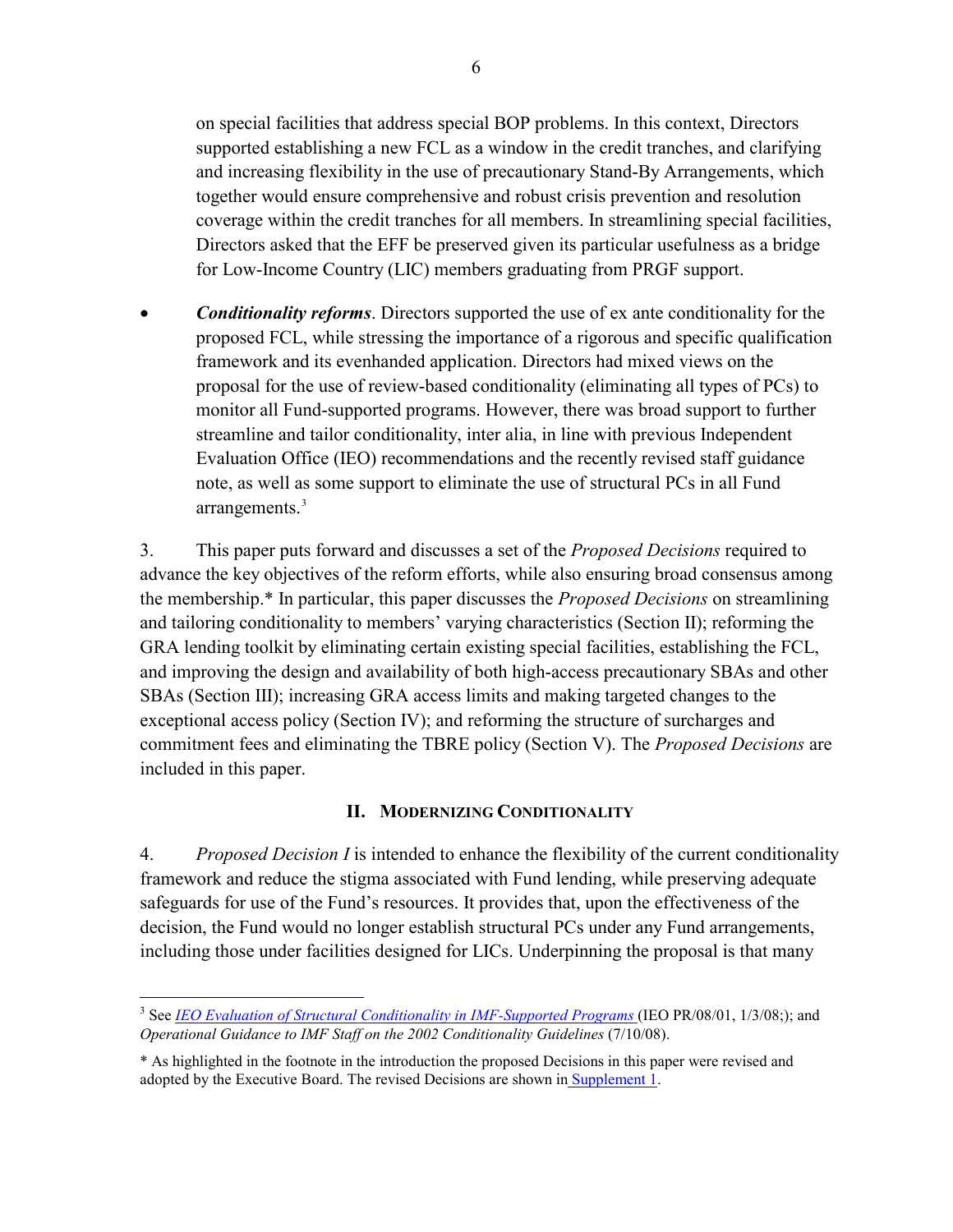on special facilities that address special BOP problems. In this context, Directors supported establishing a new FCL as a window in the credit tranches, and clarifying and increasing flexibility in the use of precautionary Stand-By Arrangements, which together would ensure comprehensive and robust crisis prevention and resolution coverage within the credit tranches for all members. In streamlining special facilities, Directors asked that the EFF be preserved given its particular usefulness as a bridge for Low-Income Country (LIC) members graduating from PRGF support.

- ***Conditionality reforms***. Directors supported the use of ex ante conditionality for the proposed FCL, while stressing the importance of a rigorous and specific qualification framework and its evenhanded application. Directors had mixed views on the proposal for the use of review-based conditionality (eliminating all types of PCs) to monitor all Fund-supported programs. However, there was broad support to further streamline and tailor conditionality, inter alia, in line with previous Independent Evaluation Office (IEO) recommendations and the recently revised staff guidance note, as well as some support to eliminate the use of structural PCs in all Fund arrangements.[3]

3. This paper puts forward and discusses a set of the *Proposed Decisions* required to advance the key objectives of the reform efforts, while also ensuring broad consensus among the membership.* In particular, this paper discusses the *Proposed Decisions* on streamlining and tailoring conditionality to members' varying characteristics (Section II); reforming the GRA lending toolkit by eliminating certain existing special facilities, establishing the FCL, and improving the design and availability of both high-access precautionary SBAs and other SBAs (Section III); increasing GRA access limits and making targeted changes to the exceptional access policy (Section IV); and reforming the structure of surcharges and commitment fees and eliminating the TBRE policy (Section V). The *Proposed Decisions* are included in this paper.

## II. Modernizing Conditionality

4. *Proposed Decision I* is intended to enhance the flexibility of the current conditionality framework and reduce the stigma associated with Fund lending, while preserving adequate safeguards for use of the Fund's resources. It provides that, upon the effectiveness of the decision, the Fund would no longer establish structural PCs under any Fund arrangements, including those under facilities designed for LICs. Underpinning the proposal is that many

---

[3] See *IEO Evaluation of Structural Conditionality in IMF-Supported Programs* (IEO PR/08/01, 1/3/08;); and *Operational Guidance to IMF Staff on the 2002 Conditionality Guidelines* (7/10/08).

* As highlighted in the footnote in the introduction the proposed Decisions in this paper were revised and adopted by the Executive Board. The revised Decisions are shown in Supplement 1.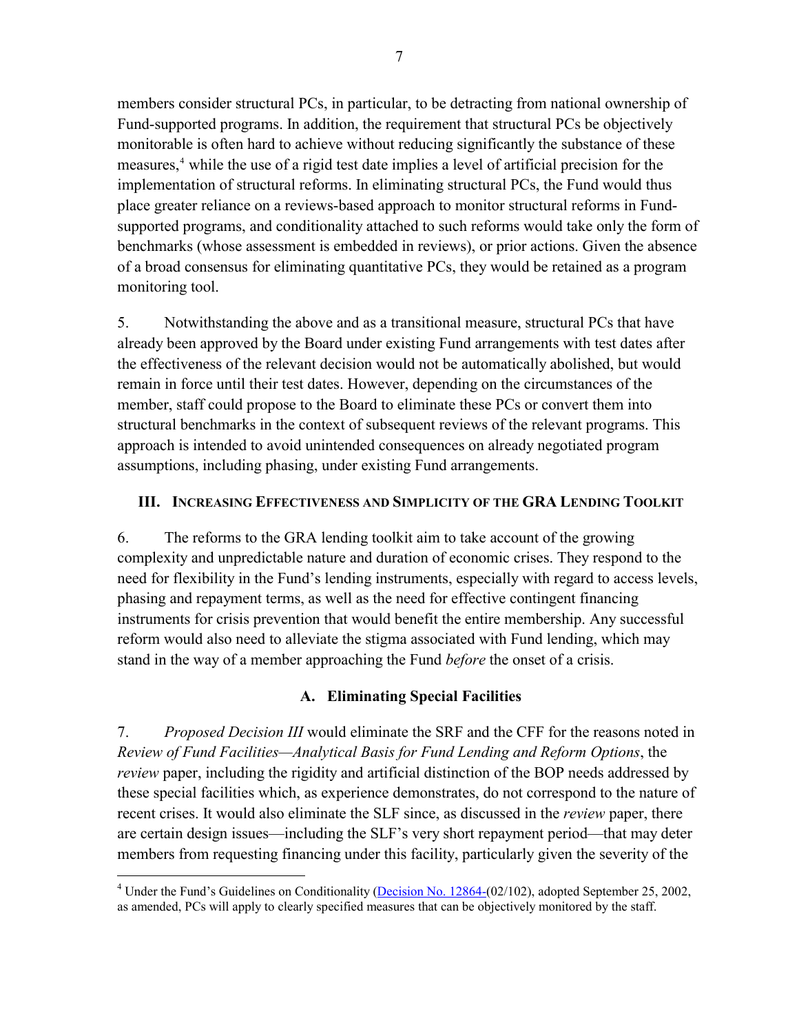members consider structural PCs, in particular, to be detracting from national ownership of Fund-supported programs. In addition, the requirement that structural PCs be objectively monitorable is often hard to achieve without reducing significantly the substance of these measures,[4] while the use of a rigid test date implies a level of artificial precision for the implementation of structural reforms. In eliminating structural PCs, the Fund would thus place greater reliance on a reviews-based approach to monitor structural reforms in Fund-supported programs, and conditionality attached to such reforms would take only the form of benchmarks (whose assessment is embedded in reviews), or prior actions. Given the absence of a broad consensus for eliminating quantitative PCs, they would be retained as a program monitoring tool.

5. Notwithstanding the above and as a transitional measure, structural PCs that have already been approved by the Board under existing Fund arrangements with test dates after the effectiveness of the relevant decision would not be automatically abolished, but would remain in force until their test dates. However, depending on the circumstances of the member, staff could propose to the Board to eliminate these PCs or convert them into structural benchmarks in the context of subsequent reviews of the relevant programs. This approach is intended to avoid unintended consequences on already negotiated program assumptions, including phasing, under existing Fund arrangements.

## III. Increasing Effectiveness and Simplicity of the GRA Lending Toolkit

6. The reforms to the GRA lending toolkit aim to take account of the growing complexity and unpredictable nature and duration of economic crises. They respond to the need for flexibility in the Fund's lending instruments, especially with regard to access levels, phasing and repayment terms, as well as the need for effective contingent financing instruments for crisis prevention that would benefit the entire membership. Any successful reform would also need to alleviate the stigma associated with Fund lending, which may stand in the way of a member approaching the Fund *before* the onset of a crisis.

### A. Eliminating Special Facilities

7. *Proposed Decision III* would eliminate the SRF and the CFF for the reasons noted in *Review of Fund Facilities—Analytical Basis for Fund Lending and Reform Options*, the *review* paper, including the rigidity and artificial distinction of the BOP needs addressed by these special facilities which, as experience demonstrates, do not correspond to the nature of recent crises. It would also eliminate the SLF since, as discussed in the *review* paper, there are certain design issues—including the SLF's very short repayment period—that may deter members from requesting financing under this facility, particularly given the severity of the

---

[4] Under the Fund's Guidelines on Conditionality (Decision No. 12864-(02/102), adopted September 25, 2002, as amended, PCs will apply to clearly specified measures that can be objectively monitored by the staff.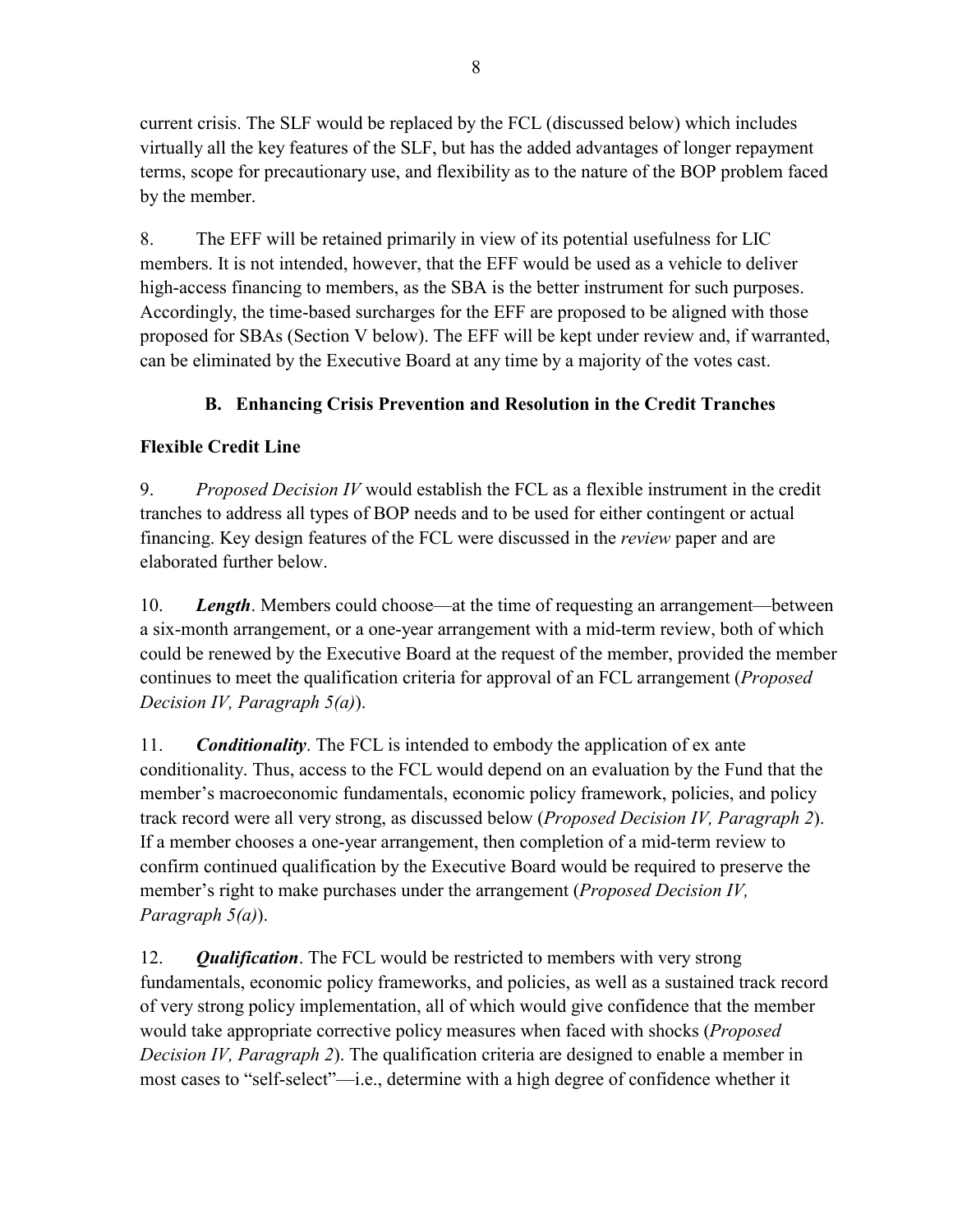current crisis. The SLF would be replaced by the FCL (discussed below) which includes virtually all the key features of the SLF, but has the added advantages of longer repayment terms, scope for precautionary use, and flexibility as to the nature of the BOP problem faced by the member.

8. The EFF will be retained primarily in view of its potential usefulness for LIC members. It is not intended, however, that the EFF would be used as a vehicle to deliver high-access financing to members, as the SBA is the better instrument for such purposes. Accordingly, the time-based surcharges for the EFF are proposed to be aligned with those proposed for SBAs (Section V below). The EFF will be kept under review and, if warranted, can be eliminated by the Executive Board at any time by a majority of the votes cast.

## B. Enhancing Crisis Prevention and Resolution in the Credit Tranches

### Flexible Credit Line

9. *Proposed Decision IV* would establish the FCL as a flexible instrument in the credit tranches to address all types of BOP needs and to be used for either contingent or actual financing. Key design features of the FCL were discussed in the *review* paper and are elaborated further below.

10. ***Length***. Members could choose—at the time of requesting an arrangement—between a six-month arrangement, or a one-year arrangement with a mid-term review, both of which could be renewed by the Executive Board at the request of the member, provided the member continues to meet the qualification criteria for approval of an FCL arrangement (*Proposed Decision IV, Paragraph 5(a)*).

11. ***Conditionality***. The FCL is intended to embody the application of ex ante conditionality. Thus, access to the FCL would depend on an evaluation by the Fund that the member's macroeconomic fundamentals, economic policy framework, policies, and policy track record were all very strong, as discussed below (*Proposed Decision IV, Paragraph 2*). If a member chooses a one-year arrangement, then completion of a mid-term review to confirm continued qualification by the Executive Board would be required to preserve the member's right to make purchases under the arrangement (*Proposed Decision IV, Paragraph 5(a)*).

12. ***Qualification***. The FCL would be restricted to members with very strong fundamentals, economic policy frameworks, and policies, as well as a sustained track record of very strong policy implementation, all of which would give confidence that the member would take appropriate corrective policy measures when faced with shocks (*Proposed Decision IV, Paragraph 2*). The qualification criteria are designed to enable a member in most cases to "self-select"—i.e., determine with a high degree of confidence whether it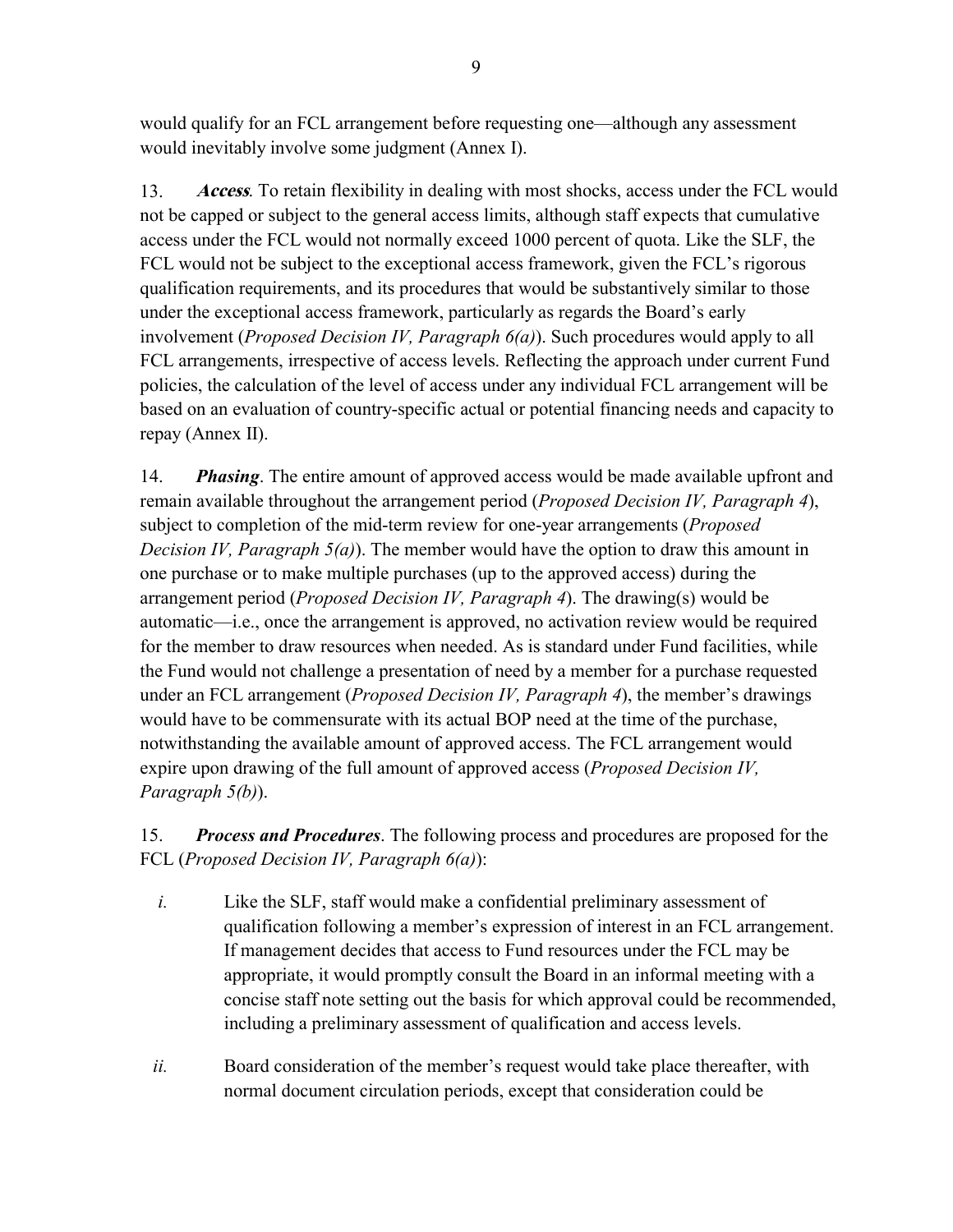would qualify for an FCL arrangement before requesting one—although any assessment would inevitably involve some judgment (Annex I).

13. ***Access***. To retain flexibility in dealing with most shocks, access under the FCL would not be capped or subject to the general access limits, although staff expects that cumulative access under the FCL would not normally exceed 1000 percent of quota. Like the SLF, the FCL would not be subject to the exceptional access framework, given the FCL's rigorous qualification requirements, and its procedures that would be substantively similar to those under the exceptional access framework, particularly as regards the Board's early involvement (*Proposed Decision IV, Paragraph 6(a)*). Such procedures would apply to all FCL arrangements, irrespective of access levels. Reflecting the approach under current Fund policies, the calculation of the level of access under any individual FCL arrangement will be based on an evaluation of country-specific actual or potential financing needs and capacity to repay (Annex II).

14. ***Phasing***. The entire amount of approved access would be made available upfront and remain available throughout the arrangement period (*Proposed Decision IV, Paragraph 4*), subject to completion of the mid-term review for one-year arrangements (*Proposed Decision IV, Paragraph 5(a)*). The member would have the option to draw this amount in one purchase or to make multiple purchases (up to the approved access) during the arrangement period (*Proposed Decision IV, Paragraph 4*). The drawing(s) would be automatic—i.e., once the arrangement is approved, no activation review would be required for the member to draw resources when needed. As is standard under Fund facilities, while the Fund would not challenge a presentation of need by a member for a purchase requested under an FCL arrangement (*Proposed Decision IV, Paragraph 4*), the member's drawings would have to be commensurate with its actual BOP need at the time of the purchase, notwithstanding the available amount of approved access. The FCL arrangement would expire upon drawing of the full amount of approved access (*Proposed Decision IV, Paragraph 5(b)*).

15. ***Process and Procedures***. The following process and procedures are proposed for the FCL (*Proposed Decision IV, Paragraph 6(a)*):

*i.* Like the SLF, staff would make a confidential preliminary assessment of qualification following a member's expression of interest in an FCL arrangement. If management decides that access to Fund resources under the FCL may be appropriate, it would promptly consult the Board in an informal meeting with a concise staff note setting out the basis for which approval could be recommended, including a preliminary assessment of qualification and access levels.

*ii.* Board consideration of the member's request would take place thereafter, with normal document circulation periods, except that consideration could be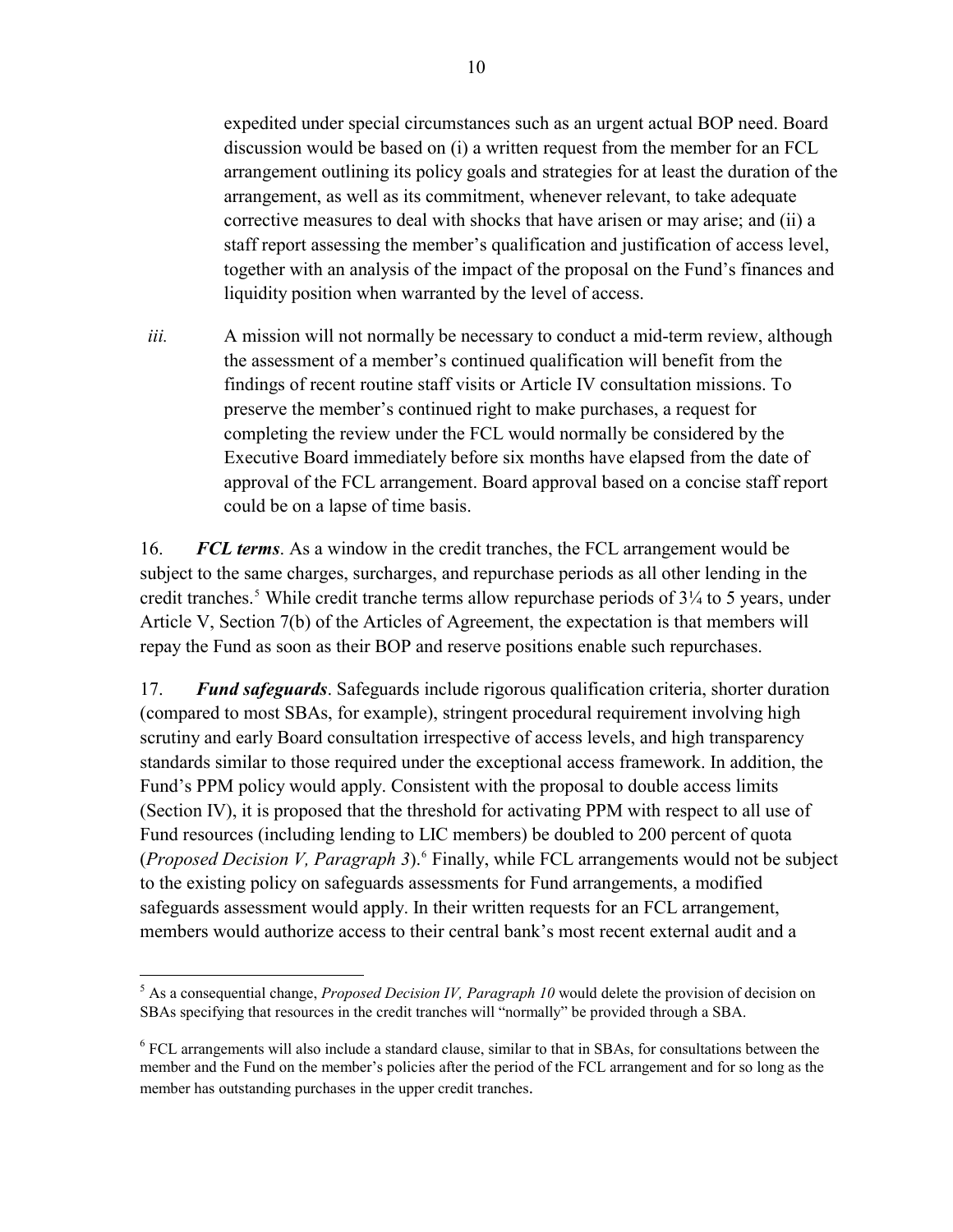expedited under special circumstances such as an urgent actual BOP need. Board discussion would be based on (i) a written request from the member for an FCL arrangement outlining its policy goals and strategies for at least the duration of the arrangement, as well as its commitment, whenever relevant, to take adequate corrective measures to deal with shocks that have arisen or may arise; and (ii) a staff report assessing the member's qualification and justification of access level, together with an analysis of the impact of the proposal on the Fund's finances and liquidity position when warranted by the level of access.

*iii.* A mission will not normally be necessary to conduct a mid-term review, although the assessment of a member's continued qualification will benefit from the findings of recent routine staff visits or Article IV consultation missions. To preserve the member's continued right to make purchases, a request for completing the review under the FCL would normally be considered by the Executive Board immediately before six months have elapsed from the date of approval of the FCL arrangement. Board approval based on a concise staff report could be on a lapse of time basis.

16. ***FCL terms***. As a window in the credit tranches, the FCL arrangement would be subject to the same charges, surcharges, and repurchase periods as all other lending in the credit tranches.[5] While credit tranche terms allow repurchase periods of 3¼ to 5 years, under Article V, Section 7(b) of the Articles of Agreement, the expectation is that members will repay the Fund as soon as their BOP and reserve positions enable such repurchases.

17. ***Fund safeguards***. Safeguards include rigorous qualification criteria, shorter duration (compared to most SBAs, for example), stringent procedural requirement involving high scrutiny and early Board consultation irrespective of access levels, and high transparency standards similar to those required under the exceptional access framework. In addition, the Fund's PPM policy would apply. Consistent with the proposal to double access limits (Section IV), it is proposed that the threshold for activating PPM with respect to all use of Fund resources (including lending to LIC members) be doubled to 200 percent of quota (*Proposed Decision V, Paragraph 3*).[6] Finally, while FCL arrangements would not be subject to the existing policy on safeguards assessments for Fund arrangements, a modified safeguards assessment would apply. In their written requests for an FCL arrangement, members would authorize access to their central bank's most recent external audit and a

---

[5] As a consequential change, *Proposed Decision IV, Paragraph 10* would delete the provision of decision on SBAs specifying that resources in the credit tranches will "normally" be provided through a SBA.

[6] FCL arrangements will also include a standard clause, similar to that in SBAs, for consultations between the member and the Fund on the member's policies after the period of the FCL arrangement and for so long as the member has outstanding purchases in the upper credit tranches.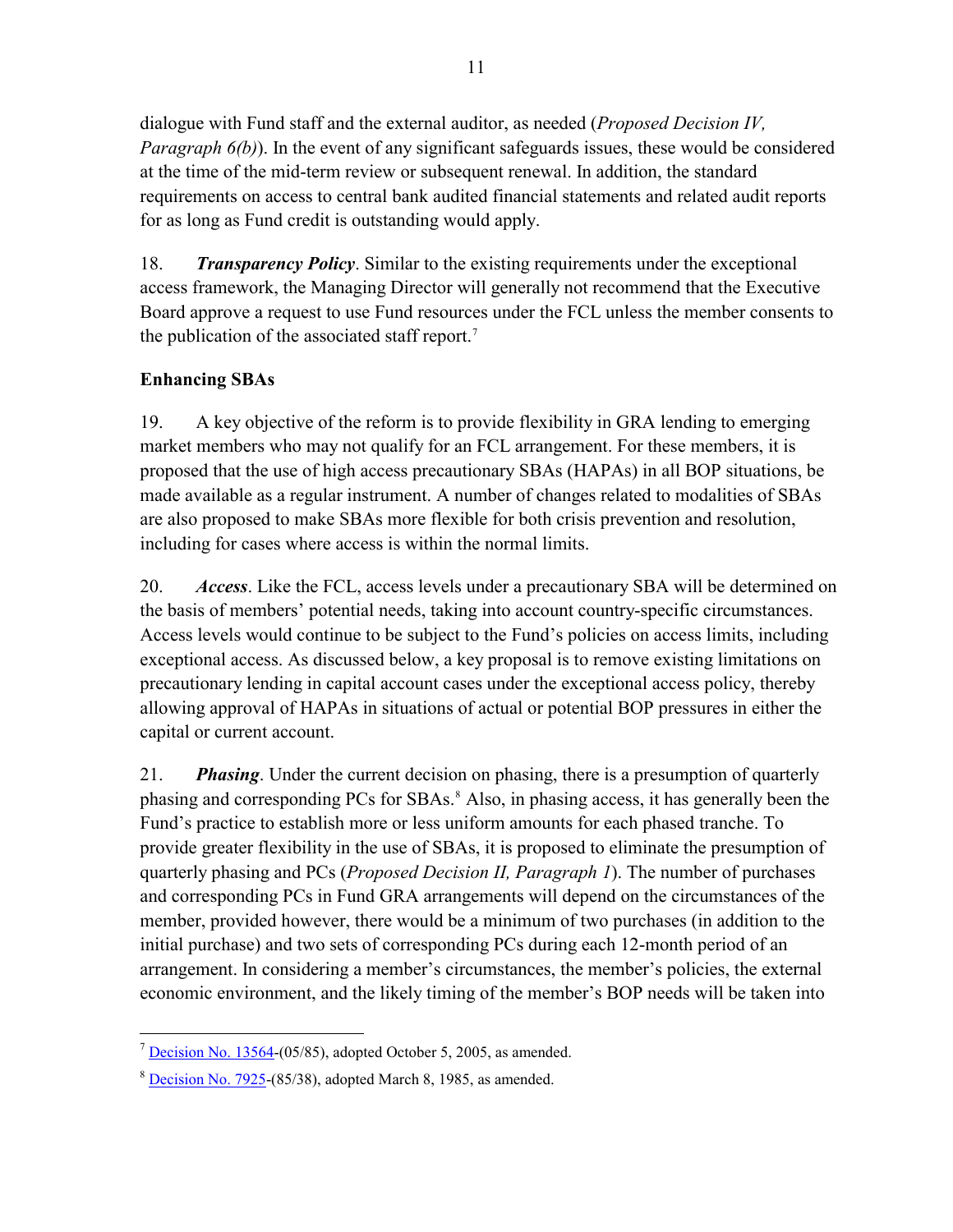dialogue with Fund staff and the external auditor, as needed (*Proposed Decision IV, Paragraph 6(b)*). In the event of any significant safeguards issues, these would be considered at the time of the mid-term review or subsequent renewal. In addition, the standard requirements on access to central bank audited financial statements and related audit reports for as long as Fund credit is outstanding would apply.

18. ***Transparency Policy***. Similar to the existing requirements under the exceptional access framework, the Managing Director will generally not recommend that the Executive Board approve a request to use Fund resources under the FCL unless the member consents to the publication of the associated staff report.[7]

### Enhancing SBAs

19. A key objective of the reform is to provide flexibility in GRA lending to emerging market members who may not qualify for an FCL arrangement. For these members, it is proposed that the use of high access precautionary SBAs (HAPAs) in all BOP situations, be made available as a regular instrument. A number of changes related to modalities of SBAs are also proposed to make SBAs more flexible for both crisis prevention and resolution, including for cases where access is within the normal limits.

20. ***Access***. Like the FCL, access levels under a precautionary SBA will be determined on the basis of members' potential needs, taking into account country-specific circumstances. Access levels would continue to be subject to the Fund's policies on access limits, including exceptional access. As discussed below, a key proposal is to remove existing limitations on precautionary lending in capital account cases under the exceptional access policy, thereby allowing approval of HAPAs in situations of actual or potential BOP pressures in either the capital or current account.

21. ***Phasing***. Under the current decision on phasing, there is a presumption of quarterly phasing and corresponding PCs for SBAs.[8] Also, in phasing access, it has generally been the Fund's practice to establish more or less uniform amounts for each phased tranche. To provide greater flexibility in the use of SBAs, it is proposed to eliminate the presumption of quarterly phasing and PCs (*Proposed Decision II, Paragraph 1*). The number of purchases and corresponding PCs in Fund GRA arrangements will depend on the circumstances of the member, provided however, there would be a minimum of two purchases (in addition to the initial purchase) and two sets of corresponding PCs during each 12-month period of an arrangement. In considering a member's circumstances, the member's policies, the external economic environment, and the likely timing of the member's BOP needs will be taken into

---

[7] Decision No. 13564-(05/85), adopted October 5, 2005, as amended.

[8] Decision No. 7925-(85/38), adopted March 8, 1985, as amended.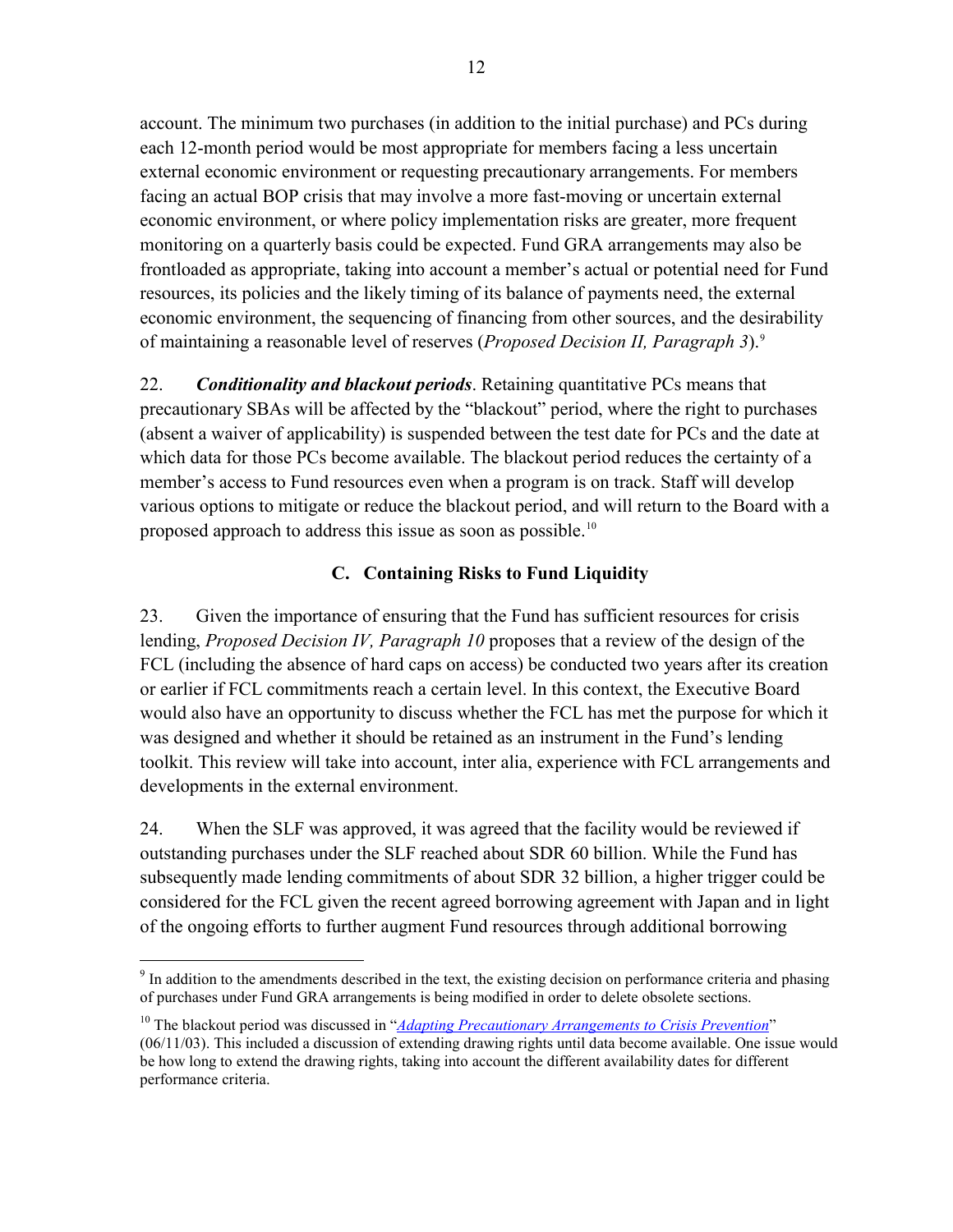account. The minimum two purchases (in addition to the initial purchase) and PCs during each 12-month period would be most appropriate for members facing a less uncertain external economic environment or requesting precautionary arrangements. For members facing an actual BOP crisis that may involve a more fast-moving or uncertain external economic environment, or where policy implementation risks are greater, more frequent monitoring on a quarterly basis could be expected. Fund GRA arrangements may also be frontloaded as appropriate, taking into account a member's actual or potential need for Fund resources, its policies and the likely timing of its balance of payments need, the external economic environment, the sequencing of financing from other sources, and the desirability of maintaining a reasonable level of reserves (*Proposed Decision II, Paragraph 3*).[9]

22. ***Conditionality and blackout periods***. Retaining quantitative PCs means that precautionary SBAs will be affected by the "blackout" period, where the right to purchases (absent a waiver of applicability) is suspended between the test date for PCs and the date at which data for those PCs become available. The blackout period reduces the certainty of a member's access to Fund resources even when a program is on track. Staff will develop various options to mitigate or reduce the blackout period, and will return to the Board with a proposed approach to address this issue as soon as possible.[10]

## C. Containing Risks to Fund Liquidity

23. Given the importance of ensuring that the Fund has sufficient resources for crisis lending, *Proposed Decision IV, Paragraph 10* proposes that a review of the design of the FCL (including the absence of hard caps on access) be conducted two years after its creation or earlier if FCL commitments reach a certain level. In this context, the Executive Board would also have an opportunity to discuss whether the FCL has met the purpose for which it was designed and whether it should be retained as an instrument in the Fund's lending toolkit. This review will take into account, inter alia, experience with FCL arrangements and developments in the external environment.

24. When the SLF was approved, it was agreed that the facility would be reviewed if outstanding purchases under the SLF reached about SDR 60 billion. While the Fund has subsequently made lending commitments of about SDR 32 billion, a higher trigger could be considered for the FCL given the recent agreed borrowing agreement with Japan and in light of the ongoing efforts to further augment Fund resources through additional borrowing

---

[9] In addition to the amendments described in the text, the existing decision on performance criteria and phasing of purchases under Fund GRA arrangements is being modified in order to delete obsolete sections.

[10] The blackout period was discussed in "*Adapting Precautionary Arrangements to Crisis Prevention*" (06/11/03). This included a discussion of extending drawing rights until data become available. One issue would be how long to extend the drawing rights, taking into account the different availability dates for different performance criteria.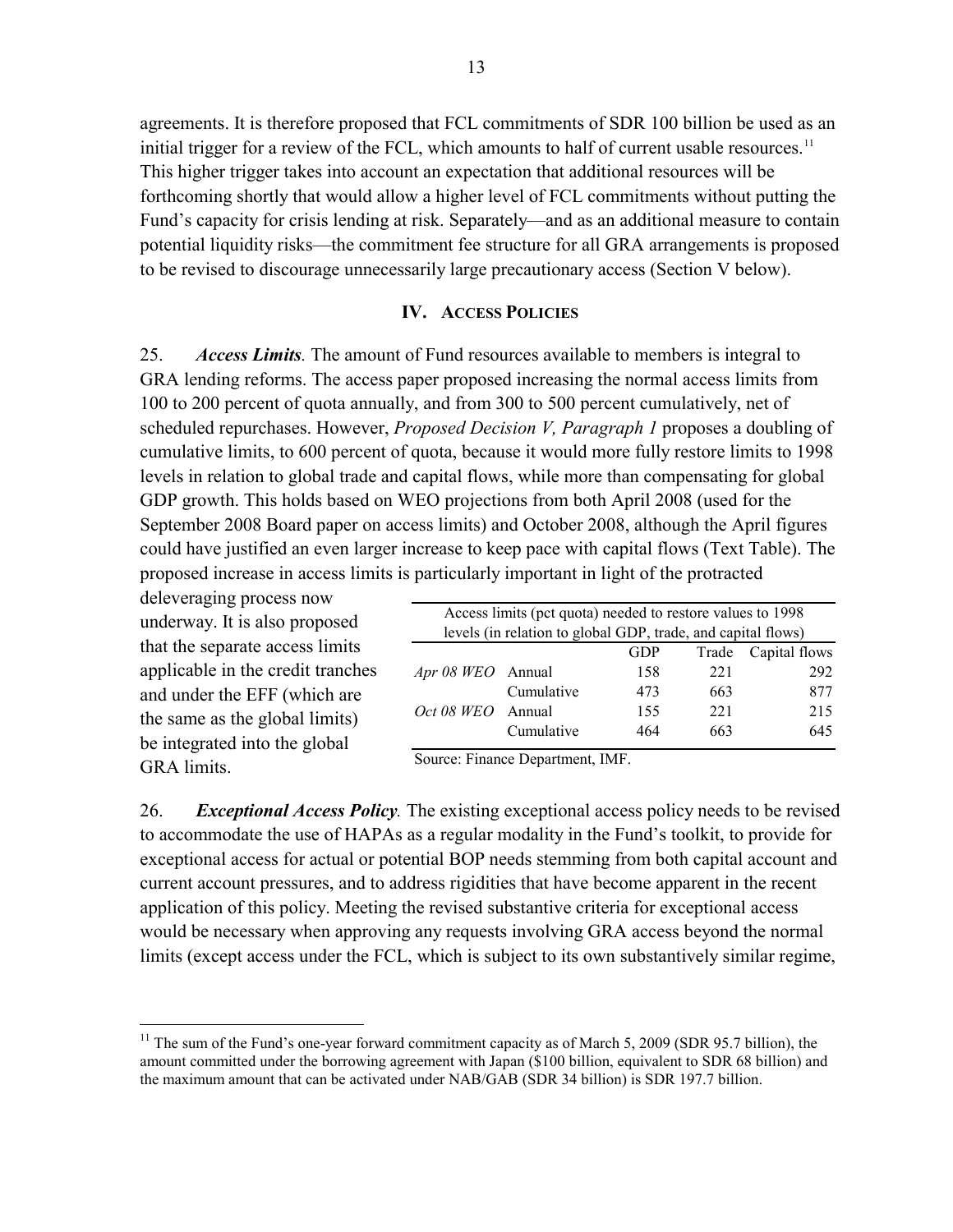agreements. It is therefore proposed that FCL commitments of SDR 100 billion be used as an initial trigger for a review of the FCL, which amounts to half of current usable resources.[11] This higher trigger takes into account an expectation that additional resources will be forthcoming shortly that would allow a higher level of FCL commitments without putting the Fund's capacity for crisis lending at risk. Separately—and as an additional measure to contain potential liquidity risks—the commitment fee structure for all GRA arrangements is proposed to be revised to discourage unnecessarily large precautionary access (Section V below).

## IV. Access Policies

25. ***Access Limits*.** The amount of Fund resources available to members is integral to GRA lending reforms. The access paper proposed increasing the normal access limits from 100 to 200 percent of quota annually, and from 300 to 500 percent cumulatively, net of scheduled repurchases. However, *Proposed Decision V, Paragraph 1* proposes a doubling of cumulative limits, to 600 percent of quota, because it would more fully restore limits to 1998 levels in relation to global trade and capital flows, while more than compensating for global GDP growth. This holds based on WEO projections from both April 2008 (used for the September 2008 Board paper on access limits) and October 2008, although the April figures could have justified an even larger increase to keep pace with capital flows (Text Table). The proposed increase in access limits is particularly important in light of the protracted deleveraging process now underway. It is also proposed that the separate access limits applicable in the credit tranches and under the EFF (which are the same as the global limits) be integrated into the global GRA limits.

Access limits (pct quota) needed to restore values to 1998 levels (in relation to global GDP, trade, and capital flows)

| | | GDP | Trade | Capital flows |
|---|---|---|---|---|
| *Apr 08 WEO* | Annual | 158 | 221 | 292 |
| | Cumulative | 473 | 663 | 877 |
| *Oct 08 WEO* | Annual | 155 | 221 | 215 |
| | Cumulative | 464 | 663 | 645 |

Source: Finance Department, IMF.

26. ***Exceptional Access Policy*.** The existing exceptional access policy needs to be revised to accommodate the use of HAPAs as a regular modality in the Fund's toolkit, to provide for exceptional access for actual or potential BOP needs stemming from both capital account and current account pressures, and to address rigidities that have become apparent in the recent application of this policy. Meeting the revised substantive criteria for exceptional access would be necessary when approving any requests involving GRA access beyond the normal limits (except access under the FCL, which is subject to its own substantively similar regime,

[11] The sum of the Fund's one-year forward commitment capacity as of March 5, 2009 (SDR 95.7 billion), the amount committed under the borrowing agreement with Japan ($100 billion, equivalent to SDR 68 billion) and the maximum amount that can be activated under NAB/GAB (SDR 34 billion) is SDR 197.7 billion.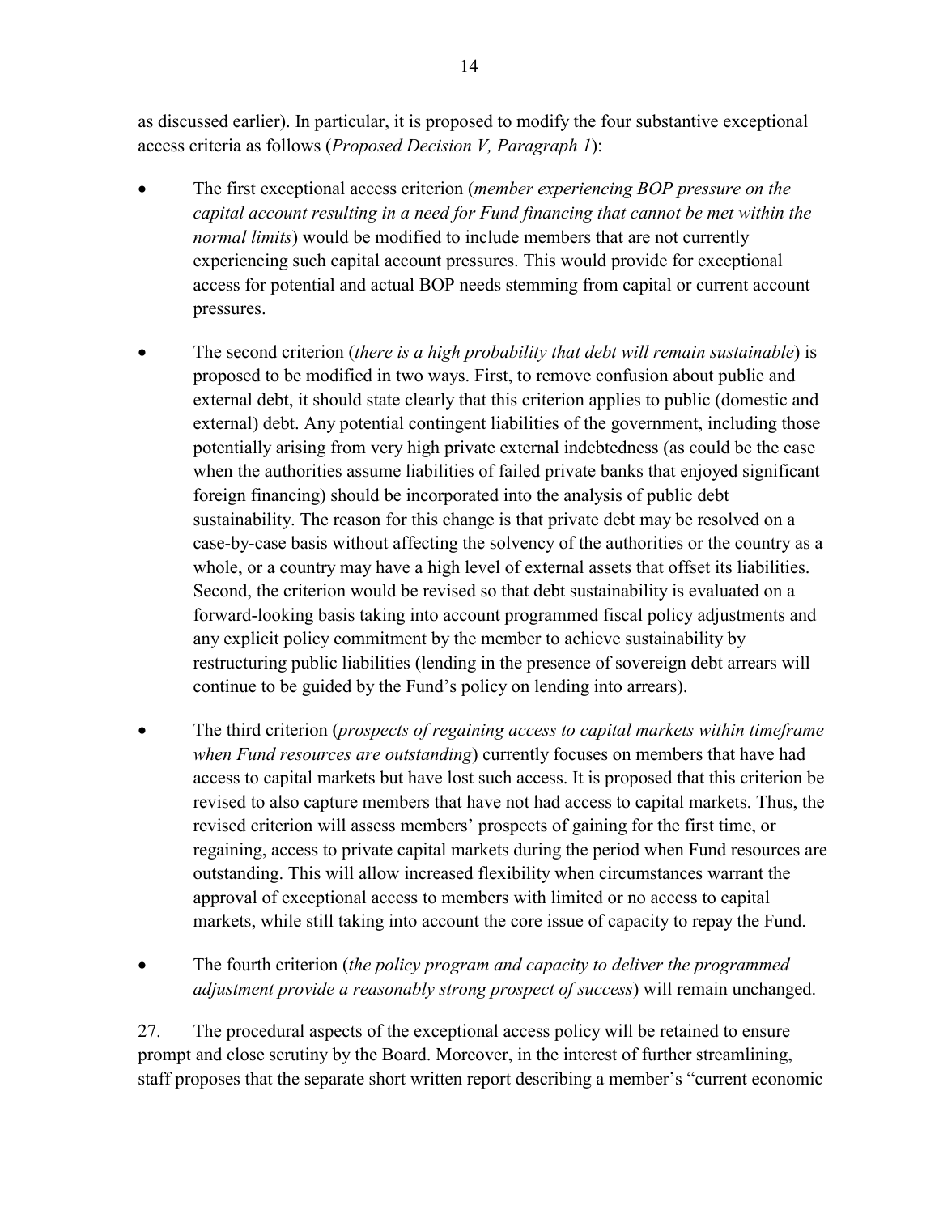as discussed earlier). In particular, it is proposed to modify the four substantive exceptional access criteria as follows (*Proposed Decision V, Paragraph 1*):

- The first exceptional access criterion (*member experiencing BOP pressure on the capital account resulting in a need for Fund financing that cannot be met within the normal limits*) would be modified to include members that are not currently experiencing such capital account pressures. This would provide for exceptional access for potential and actual BOP needs stemming from capital or current account pressures.

- The second criterion (*there is a high probability that debt will remain sustainable*) is proposed to be modified in two ways. First, to remove confusion about public and external debt, it should state clearly that this criterion applies to public (domestic and external) debt. Any potential contingent liabilities of the government, including those potentially arising from very high private external indebtedness (as could be the case when the authorities assume liabilities of failed private banks that enjoyed significant foreign financing) should be incorporated into the analysis of public debt sustainability. The reason for this change is that private debt may be resolved on a case-by-case basis without affecting the solvency of the authorities or the country as a whole, or a country may have a high level of external assets that offset its liabilities. Second, the criterion would be revised so that debt sustainability is evaluated on a forward-looking basis taking into account programmed fiscal policy adjustments and any explicit policy commitment by the member to achieve sustainability by restructuring public liabilities (lending in the presence of sovereign debt arrears will continue to be guided by the Fund's policy on lending into arrears).

- The third criterion (*prospects of regaining access to capital markets within timeframe when Fund resources are outstanding*) currently focuses on members that have had access to capital markets but have lost such access. It is proposed that this criterion be revised to also capture members that have not had access to capital markets. Thus, the revised criterion will assess members' prospects of gaining for the first time, or regaining, access to private capital markets during the period when Fund resources are outstanding. This will allow increased flexibility when circumstances warrant the approval of exceptional access to members with limited or no access to capital markets, while still taking into account the core issue of capacity to repay the Fund.

- The fourth criterion (*the policy program and capacity to deliver the programmed adjustment provide a reasonably strong prospect of success*) will remain unchanged.

27. The procedural aspects of the exceptional access policy will be retained to ensure prompt and close scrutiny by the Board. Moreover, in the interest of further streamlining, staff proposes that the separate short written report describing a member's "current economic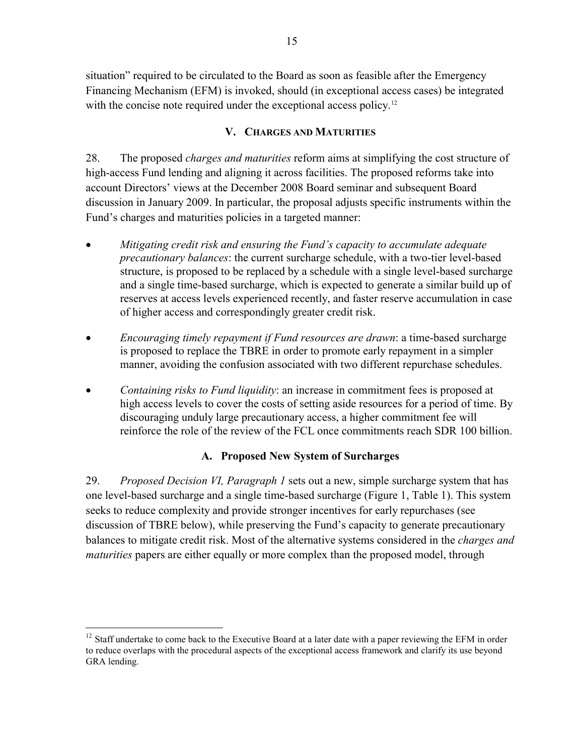situation" required to be circulated to the Board as soon as feasible after the Emergency Financing Mechanism (EFM) is invoked, should (in exceptional access cases) be integrated with the concise note required under the exceptional access policy.[12]

## V. Charges and Maturities

28. The proposed *charges and maturities* reform aims at simplifying the cost structure of high-access Fund lending and aligning it across facilities. The proposed reforms take into account Directors' views at the December 2008 Board seminar and subsequent Board discussion in January 2009. In particular, the proposal adjusts specific instruments within the Fund's charges and maturities policies in a targeted manner:

- *Mitigating credit risk and ensuring the Fund's capacity to accumulate adequate precautionary balances*: the current surcharge schedule, with a two-tier level-based structure, is proposed to be replaced by a schedule with a single level-based surcharge and a single time-based surcharge, which is expected to generate a similar build up of reserves at access levels experienced recently, and faster reserve accumulation in case of higher access and correspondingly greater credit risk.
- *Encouraging timely repayment if Fund resources are drawn*: a time-based surcharge is proposed to replace the TBRE in order to promote early repayment in a simpler manner, avoiding the confusion associated with two different repurchase schedules.
- *Containing risks to Fund liquidity*: an increase in commitment fees is proposed at high access levels to cover the costs of setting aside resources for a period of time. By discouraging unduly large precautionary access, a higher commitment fee will reinforce the role of the review of the FCL once commitments reach SDR 100 billion.

### A. Proposed New System of Surcharges

29. *Proposed Decision VI, Paragraph 1* sets out a new, simple surcharge system that has one level-based surcharge and a single time-based surcharge (Figure 1, Table 1). This system seeks to reduce complexity and provide stronger incentives for early repurchases (see discussion of TBRE below), while preserving the Fund's capacity to generate precautionary balances to mitigate credit risk. Most of the alternative systems considered in the *charges and maturities* papers are either equally or more complex than the proposed model, through

[12] Staff undertake to come back to the Executive Board at a later date with a paper reviewing the EFM in order to reduce overlaps with the procedural aspects of the exceptional access framework and clarify its use beyond GRA lending.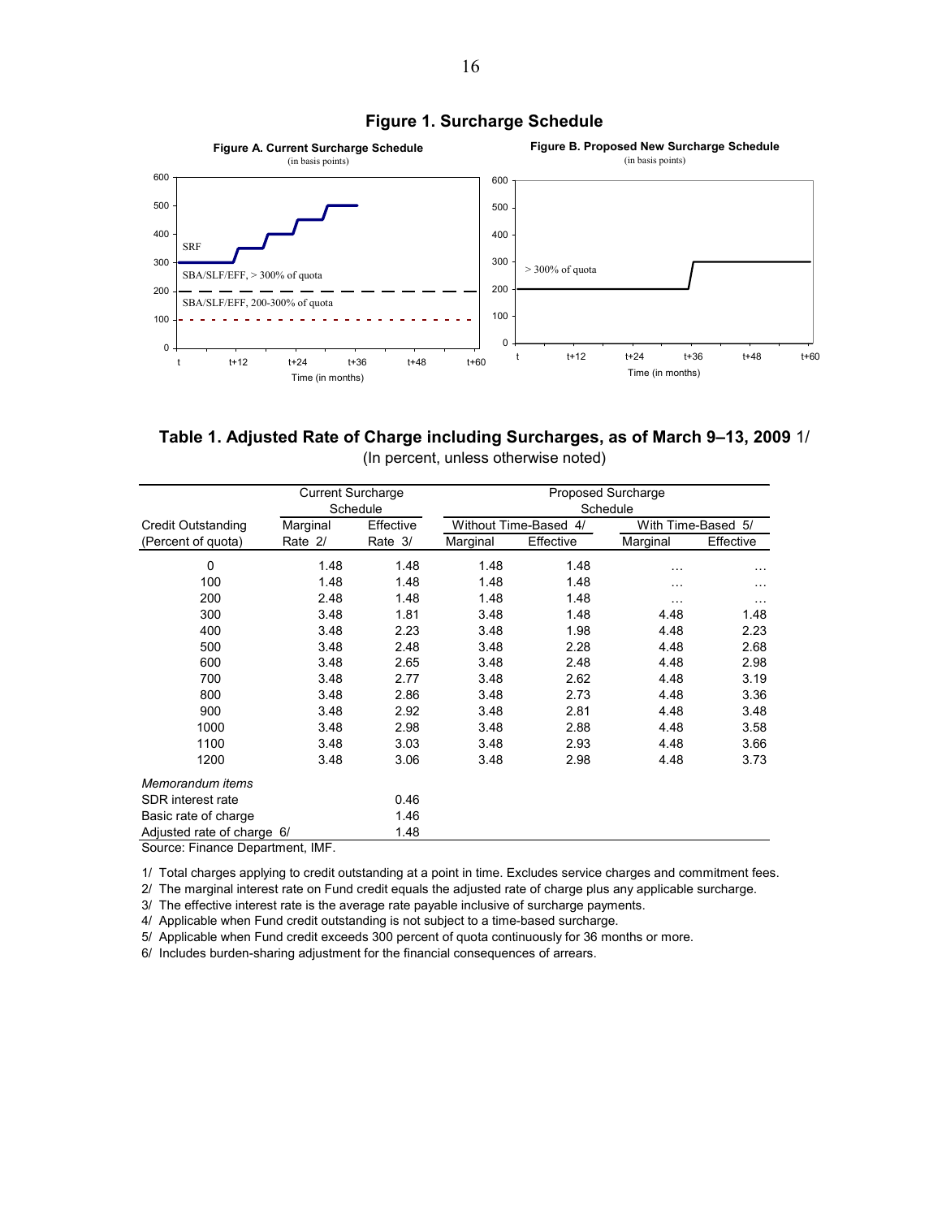## Figure 1. Surcharge Schedule

**Figure A. Current Surcharge Schedule**
(in basis points)

**Figure B. Proposed New Surcharge Schedule**
(in basis points)

## Table 1. Adjusted Rate of Charge including Surcharges, as of March 9–13, 2009 1/

(In percent, unless otherwise noted)

| Credit Outstanding (Percent of quota) | Current Surcharge Schedule | | Proposed Surcharge Schedule | | | |
|---|---|---|---|---|---|---|
| | | | Without Time-Based 4/ | | With Time-Based 5/ | |
| | Marginal Rate 2/ | Effective Rate 3/ | Marginal | Effective | Marginal | Effective |
| 0 | 1.48 | 1.48 | 1.48 | 1.48 | … | … |
| 100 | 1.48 | 1.48 | 1.48 | 1.48 | … | … |
| 200 | 2.48 | 1.48 | 1.48 | 1.48 | … | … |
| 300 | 3.48 | 1.81 | 3.48 | 1.48 | 4.48 | 1.48 |
| 400 | 3.48 | 2.23 | 3.48 | 1.98 | 4.48 | 2.23 |
| 500 | 3.48 | 2.48 | 3.48 | 2.28 | 4.48 | 2.68 |
| 600 | 3.48 | 2.65 | 3.48 | 2.48 | 4.48 | 2.98 |
| 700 | 3.48 | 2.77 | 3.48 | 2.62 | 4.48 | 3.19 |
| 800 | 3.48 | 2.86 | 3.48 | 2.73 | 4.48 | 3.36 |
| 900 | 3.48 | 2.92 | 3.48 | 2.81 | 4.48 | 3.48 |
| 1000 | 3.48 | 2.98 | 3.48 | 2.88 | 4.48 | 3.58 |
| 1100 | 3.48 | 3.03 | 3.48 | 2.93 | 4.48 | 3.66 |
| 1200 | 3.48 | 3.06 | 3.48 | 2.98 | 4.48 | 3.73 |
| *Memorandum items* | | | | | | |
| SDR interest rate | | 0.46 | | | | |
| Basic rate of charge | | 1.46 | | | | |
| Adjusted rate of charge 6/ | | 1.48 | | | | |

Source: Finance Department, IMF.

1/ Total charges applying to credit outstanding at a point in time. Excludes service charges and commitment fees.
2/ The marginal interest rate on Fund credit equals the adjusted rate of charge plus any applicable surcharge.
3/ The effective interest rate is the average rate payable inclusive of surcharge payments.
4/ Applicable when Fund credit outstanding is not subject to a time-based surcharge.
5/ Applicable when Fund credit exceeds 300 percent of quota continuously for 36 months or more.
6/ Includes burden-sharing adjustment for the financial consequences of arrears.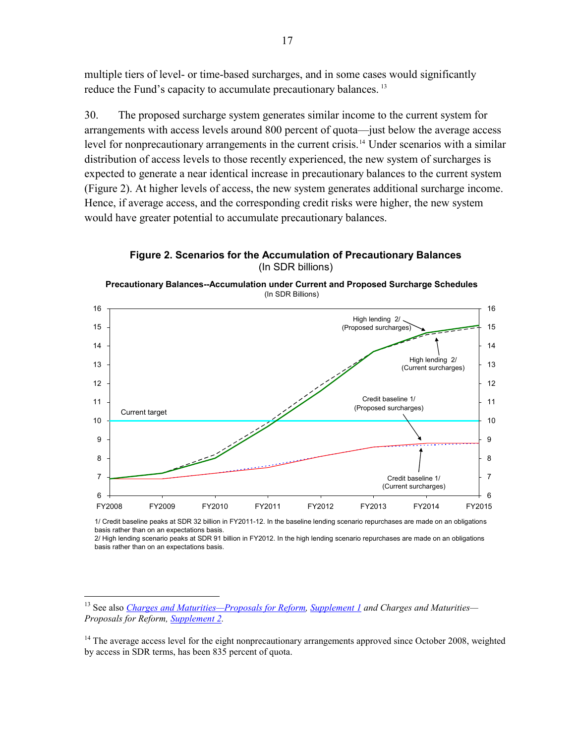multiple tiers of level- or time-based surcharges, and in some cases would significantly reduce the Fund's capacity to accumulate precautionary balances.[13]

30. The proposed surcharge system generates similar income to the current system for arrangements with access levels around 800 percent of quota—just below the average access level for nonprecautionary arrangements in the current crisis.[14] Under scenarios with a similar distribution of access levels to those recently experienced, the new system of surcharges is expected to generate a near identical increase in precautionary balances to the current system (Figure 2). At higher levels of access, the new system generates additional surcharge income. Hence, if average access, and the corresponding credit risks were higher, the new system would have greater potential to accumulate precautionary balances.

**Figure 2. Scenarios for the Accumulation of Precautionary Balances**
(In SDR billions)

**Precautionary Balances--Accumulation under Current and Proposed Surcharge Schedules**
(In SDR Billions)

1/ Credit baseline peaks at SDR 32 billion in FY2011-12. In the baseline lending scenario repurchases are made on an obligations basis rather than on an expectations basis.
2/ High lending scenario peaks at SDR 91 billion in FY2012. In the high lending scenario repurchases are made on an obligations basis rather than on an expectations basis.

---

[13] See also *Charges and Maturities—Proposals for Reform*, *Supplement 1* and *Charges and Maturities—Proposals for Reform*, *Supplement 2*.

[14] The average access level for the eight nonprecautionary arrangements approved since October 2008, weighted by access in SDR terms, has been 835 percent of quota.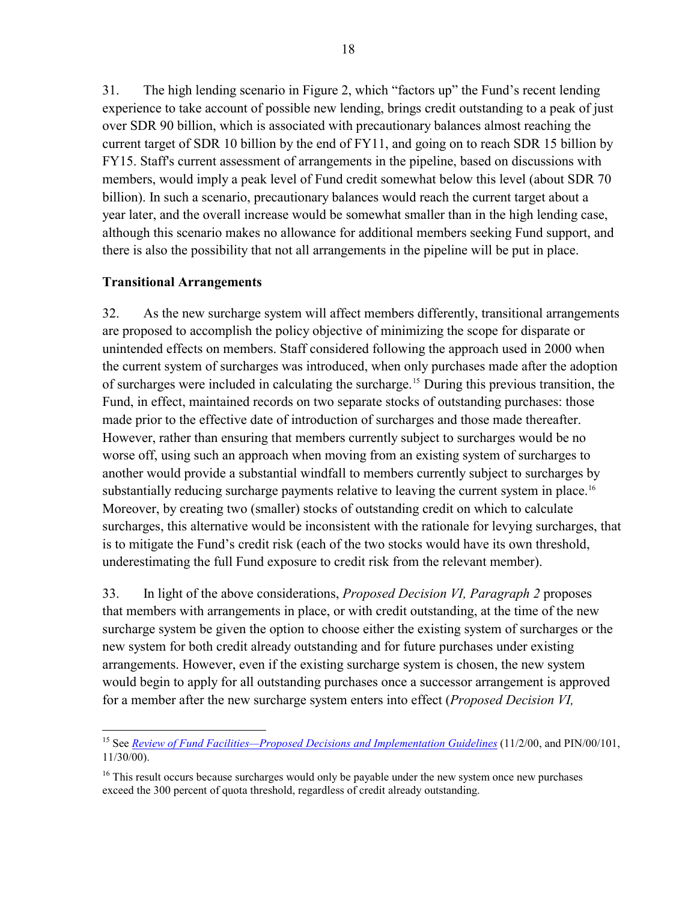31. The high lending scenario in Figure 2, which "factors up" the Fund's recent lending experience to take account of possible new lending, brings credit outstanding to a peak of just over SDR 90 billion, which is associated with precautionary balances almost reaching the current target of SDR 10 billion by the end of FY11, and going on to reach SDR 15 billion by FY15. Staff's current assessment of arrangements in the pipeline, based on discussions with members, would imply a peak level of Fund credit somewhat below this level (about SDR 70 billion). In such a scenario, precautionary balances would reach the current target about a year later, and the overall increase would be somewhat smaller than in the high lending case, although this scenario makes no allowance for additional members seeking Fund support, and there is also the possibility that not all arrangements in the pipeline will be put in place.

**Transitional Arrangements**

32. As the new surcharge system will affect members differently, transitional arrangements are proposed to accomplish the policy objective of minimizing the scope for disparate or unintended effects on members. Staff considered following the approach used in 2000 when the current system of surcharges was introduced, when only purchases made after the adoption of surcharges were included in calculating the surcharge.[15] During this previous transition, the Fund, in effect, maintained records on two separate stocks of outstanding purchases: those made prior to the effective date of introduction of surcharges and those made thereafter. However, rather than ensuring that members currently subject to surcharges would be no worse off, using such an approach when moving from an existing system of surcharges to another would provide a substantial windfall to members currently subject to surcharges by substantially reducing surcharge payments relative to leaving the current system in place.[16] Moreover, by creating two (smaller) stocks of outstanding credit on which to calculate surcharges, this alternative would be inconsistent with the rationale for levying surcharges, that is to mitigate the Fund's credit risk (each of the two stocks would have its own threshold, underestimating the full Fund exposure to credit risk from the relevant member).

33. In light of the above considerations, *Proposed Decision VI, Paragraph 2* proposes that members with arrangements in place, or with credit outstanding, at the time of the new surcharge system be given the option to choose either the existing system of surcharges or the new system for both credit already outstanding and for future purchases under existing arrangements. However, even if the existing surcharge system is chosen, the new system would begin to apply for all outstanding purchases once a successor arrangement is approved for a member after the new surcharge system enters into effect (*Proposed Decision VI,*

---

[15] See *Review of Fund Facilities—Proposed Decisions and Implementation Guidelines* (11/2/00, and PIN/00/101, 11/30/00).

[16] This result occurs because surcharges would only be payable under the new system once new purchases exceed the 300 percent of quota threshold, regardless of credit already outstanding.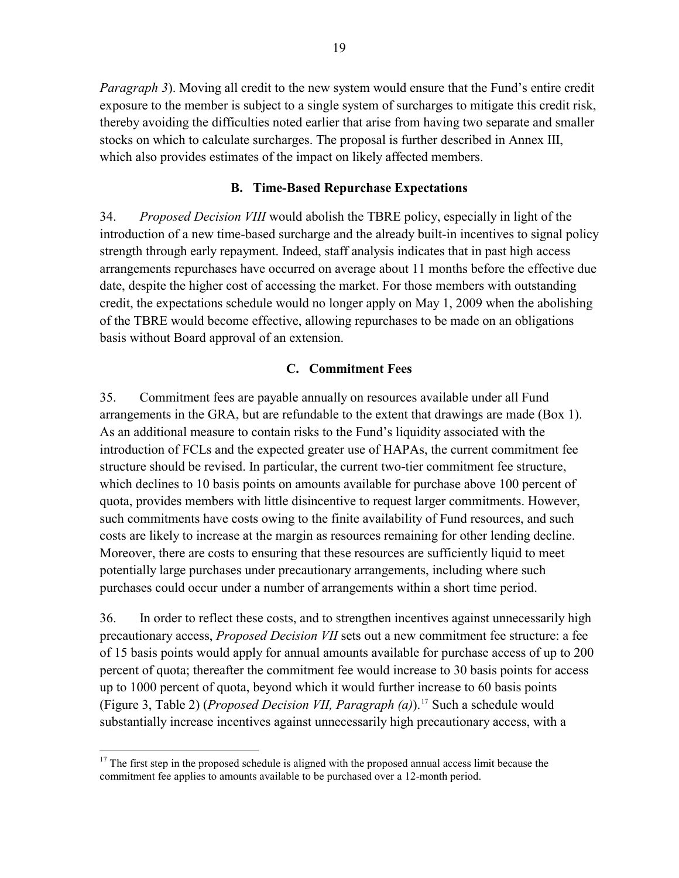*Paragraph 3*). Moving all credit to the new system would ensure that the Fund's entire credit exposure to the member is subject to a single system of surcharges to mitigate this credit risk, thereby avoiding the difficulties noted earlier that arise from having two separate and smaller stocks on which to calculate surcharges. The proposal is further described in Annex III, which also provides estimates of the impact on likely affected members.

### B. Time-Based Repurchase Expectations

34. *Proposed Decision VIII* would abolish the TBRE policy, especially in light of the introduction of a new time-based surcharge and the already built-in incentives to signal policy strength through early repayment. Indeed, staff analysis indicates that in past high access arrangements repurchases have occurred on average about 11 months before the effective due date, despite the higher cost of accessing the market. For those members with outstanding credit, the expectations schedule would no longer apply on May 1, 2009 when the abolishing of the TBRE would become effective, allowing repurchases to be made on an obligations basis without Board approval of an extension.

### C. Commitment Fees

35. Commitment fees are payable annually on resources available under all Fund arrangements in the GRA, but are refundable to the extent that drawings are made (Box 1). As an additional measure to contain risks to the Fund's liquidity associated with the introduction of FCLs and the expected greater use of HAPAs, the current commitment fee structure should be revised. In particular, the current two-tier commitment fee structure, which declines to 10 basis points on amounts available for purchase above 100 percent of quota, provides members with little disincentive to request larger commitments. However, such commitments have costs owing to the finite availability of Fund resources, and such costs are likely to increase at the margin as resources remaining for other lending decline. Moreover, there are costs to ensuring that these resources are sufficiently liquid to meet potentially large purchases under precautionary arrangements, including where such purchases could occur under a number of arrangements within a short time period.

36. In order to reflect these costs, and to strengthen incentives against unnecessarily high precautionary access, *Proposed Decision VII* sets out a new commitment fee structure: a fee of 15 basis points would apply for annual amounts available for purchase access of up to 200 percent of quota; thereafter the commitment fee would increase to 30 basis points for access up to 1000 percent of quota, beyond which it would further increase to 60 basis points (Figure 3, Table 2) (*Proposed Decision VII, Paragraph (a)*).[17] Such a schedule would substantially increase incentives against unnecessarily high precautionary access, with a

[17] The first step in the proposed schedule is aligned with the proposed annual access limit because the commitment fee applies to amounts available to be purchased over a 12-month period.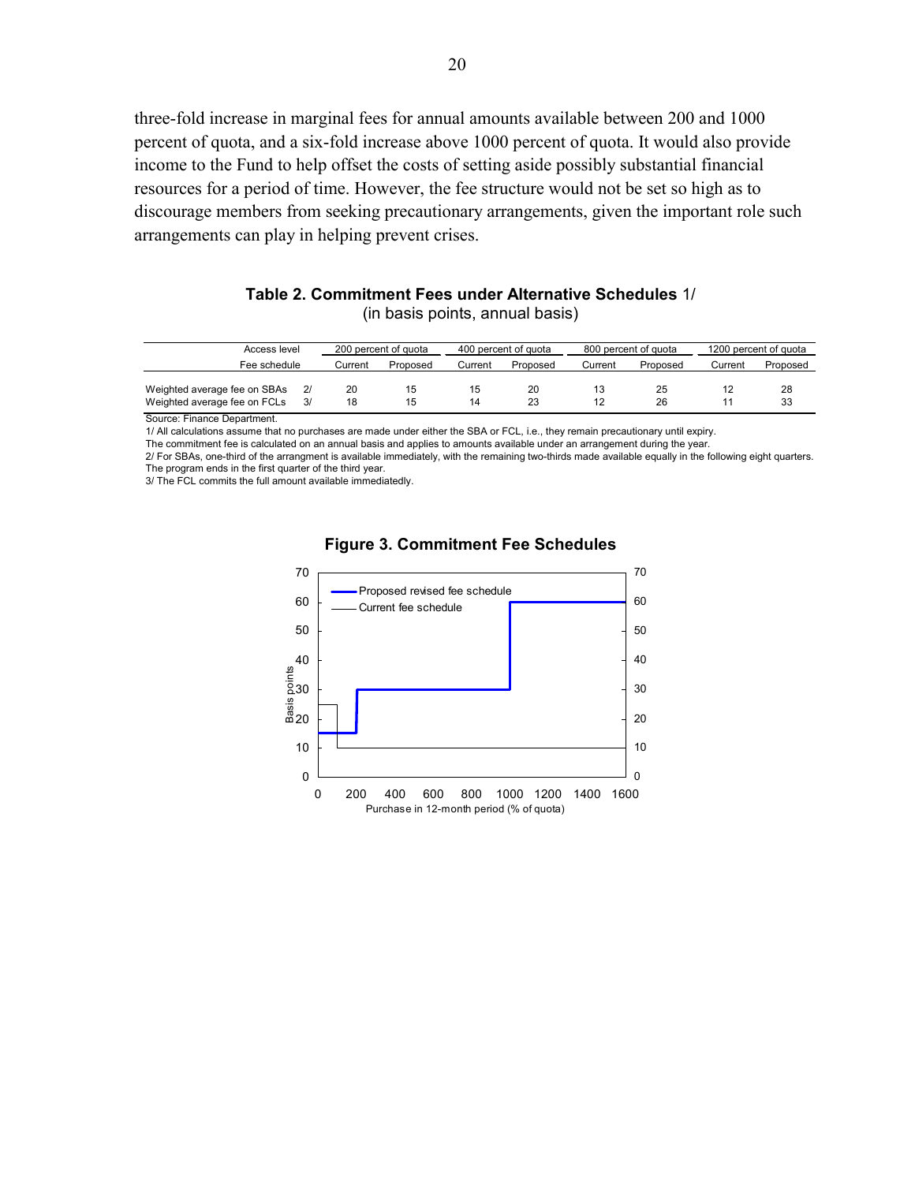three-fold increase in marginal fees for annual amounts available between 200 and 1000 percent of quota, and a six-fold increase above 1000 percent of quota. It would also provide income to the Fund to help offset the costs of setting aside possibly substantial financial resources for a period of time. However, the fee structure would not be set so high as to discourage members from seeking precautionary arrangements, given the important role such arrangements can play in helping prevent crises.

**Table 2. Commitment Fees under Alternative Schedules** 1/
(in basis points, annual basis)

| Access level | | 200 percent of quota | | 400 percent of quota | | 800 percent of quota | | 1200 percent of quota | |
|---|---|---|---|---|---|---|---|---|---|
| Fee schedule | | Current | Proposed | Current | Proposed | Current | Proposed | Current | Proposed |
| Weighted average fee on SBAs | 2/ | 20 | 15 | 15 | 20 | 13 | 25 | 12 | 28 |
| Weighted average fee on FCLs | 3/ | 18 | 15 | 14 | 23 | 12 | 26 | 11 | 33 |

Source: Finance Department.

1/ All calculations assume that no purchases are made under either the SBA or FCL, i.e., they remain precautionary until expiry.
The commitment fee is calculated on an annual basis and applies to amounts available under an arrangement during the year.

2/ For SBAs, one-third of the arrangment is available immediately, with the remaining two-thirds made available equally in the following eight quarters. The program ends in the first quarter of the third year.

3/ The FCL commits the full amount available immediatedly.

**Figure 3. Commitment Fee Schedules**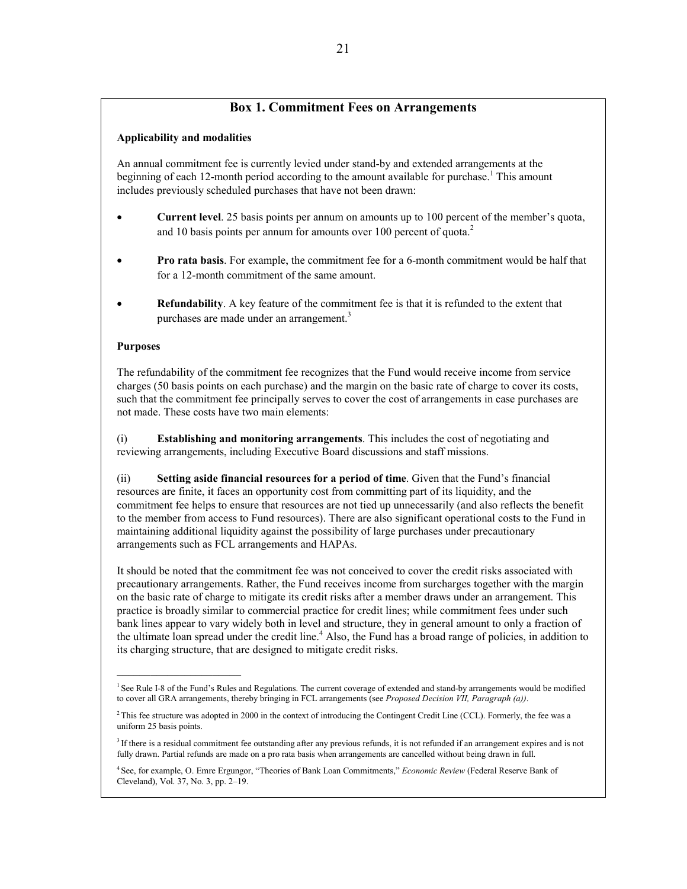## Box 1. Commitment Fees on Arrangements

**Applicability and modalities**

An annual commitment fee is currently levied under stand-by and extended arrangements at the beginning of each 12-month period according to the amount available for purchase.[1] This amount includes previously scheduled purchases that have not been drawn:

- **Current level**. 25 basis points per annum on amounts up to 100 percent of the member's quota, and 10 basis points per annum for amounts over 100 percent of quota.[2]
- **Pro rata basis**. For example, the commitment fee for a 6-month commitment would be half that for a 12-month commitment of the same amount.
- **Refundability**. A key feature of the commitment fee is that it is refunded to the extent that purchases are made under an arrangement.[3]

**Purposes**

The refundability of the commitment fee recognizes that the Fund would receive income from service charges (50 basis points on each purchase) and the margin on the basic rate of charge to cover its costs, such that the commitment fee principally serves to cover the cost of arrangements in case purchases are not made. These costs have two main elements:

(i) **Establishing and monitoring arrangements**. This includes the cost of negotiating and reviewing arrangements, including Executive Board discussions and staff missions.

(ii) **Setting aside financial resources for a period of time**. Given that the Fund's financial resources are finite, it faces an opportunity cost from committing part of its liquidity, and the commitment fee helps to ensure that resources are not tied up unnecessarily (and also reflects the benefit to the member from access to Fund resources). There are also significant operational costs to the Fund in maintaining additional liquidity against the possibility of large purchases under precautionary arrangements such as FCL arrangements and HAPAs.

It should be noted that the commitment fee was not conceived to cover the credit risks associated with precautionary arrangements. Rather, the Fund receives income from surcharges together with the margin on the basic rate of charge to mitigate its credit risks after a member draws under an arrangement. This practice is broadly similar to commercial practice for credit lines; while commitment fees under such bank lines appear to vary widely both in level and structure, they in general amount to only a fraction of the ultimate loan spread under the credit line.[4] Also, the Fund has a broad range of policies, in addition to its charging structure, that are designed to mitigate credit risks.

---

[1] See Rule I-8 of the Fund's Rules and Regulations. The current coverage of extended and stand-by arrangements would be modified to cover all GRA arrangements, thereby bringing in FCL arrangements (see *Proposed Decision VII, Paragraph (a))*.

[2] This fee structure was adopted in 2000 in the context of introducing the Contingent Credit Line (CCL). Formerly, the fee was a uniform 25 basis points.

[3] If there is a residual commitment fee outstanding after any previous refunds, it is not refunded if an arrangement expires and is not fully drawn. Partial refunds are made on a pro rata basis when arrangements are cancelled without being drawn in full.

[4] See, for example, O. Emre Ergungor, "Theories of Bank Loan Commitments," *Economic Review* (Federal Reserve Bank of Cleveland), Vol. 37, No. 3, pp. 2–19.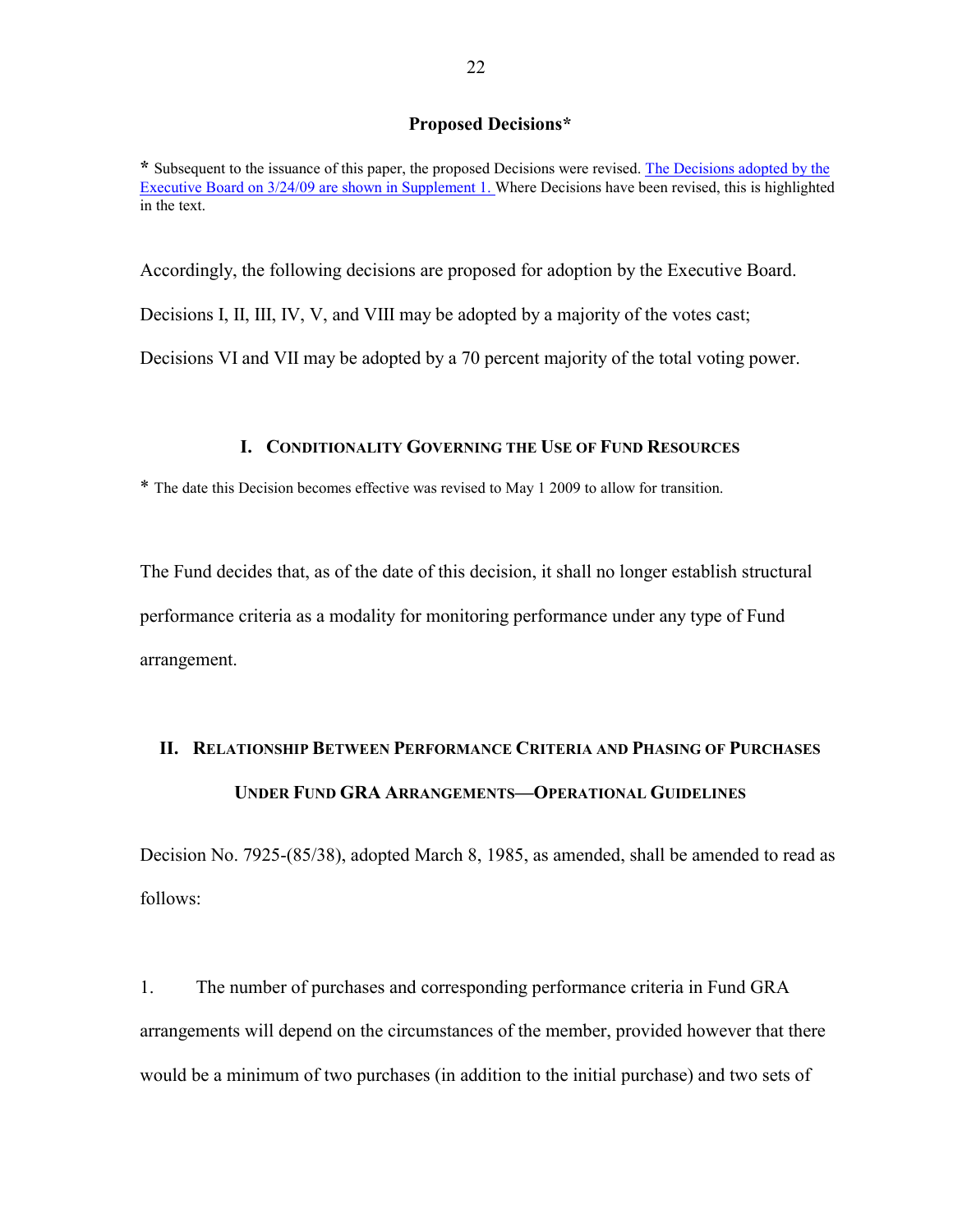## Proposed Decisions*

\* Subsequent to the issuance of this paper, the proposed Decisions were revised. The Decisions adopted by the Executive Board on 3/24/09 are shown in Supplement 1. Where Decisions have been revised, this is highlighted in the text.

Accordingly, the following decisions are proposed for adoption by the Executive Board.

Decisions I, II, III, IV, V, and VIII may be adopted by a majority of the votes cast;

Decisions VI and VII may be adopted by a 70 percent majority of the total voting power.

### I. Conditionality Governing the Use of Fund Resources

\* The date this Decision becomes effective was revised to May 1 2009 to allow for transition.

The Fund decides that, as of the date of this decision, it shall no longer establish structural performance criteria as a modality for monitoring performance under any type of Fund arrangement.

### II. Relationship Between Performance Criteria and Phasing of Purchases Under Fund GRA Arrangements—Operational Guidelines

Decision No. 7925-(85/38), adopted March 8, 1985, as amended, shall be amended to read as follows:

1. The number of purchases and corresponding performance criteria in Fund GRA arrangements will depend on the circumstances of the member, provided however that there would be a minimum of two purchases (in addition to the initial purchase) and two sets of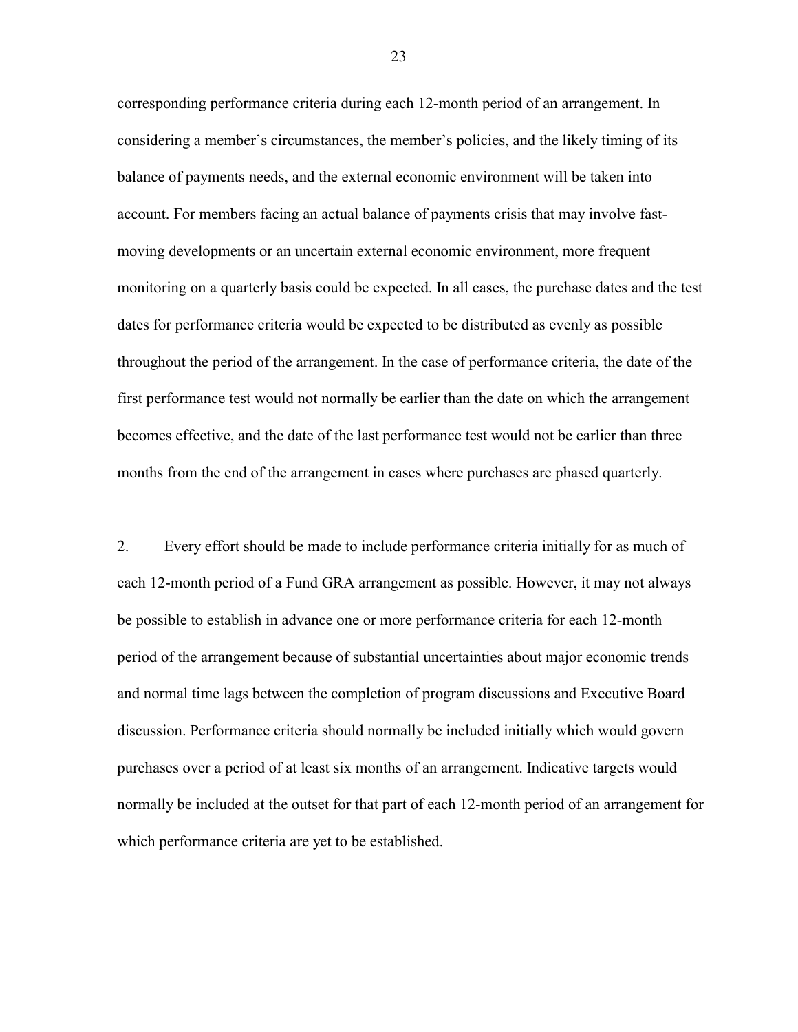corresponding performance criteria during each 12-month period of an arrangement. In considering a member's circumstances, the member's policies, and the likely timing of its balance of payments needs, and the external economic environment will be taken into account. For members facing an actual balance of payments crisis that may involve fast-moving developments or an uncertain external economic environment, more frequent monitoring on a quarterly basis could be expected. In all cases, the purchase dates and the test dates for performance criteria would be expected to be distributed as evenly as possible throughout the period of the arrangement. In the case of performance criteria, the date of the first performance test would not normally be earlier than the date on which the arrangement becomes effective, and the date of the last performance test would not be earlier than three months from the end of the arrangement in cases where purchases are phased quarterly.

2. Every effort should be made to include performance criteria initially for as much of each 12-month period of a Fund GRA arrangement as possible. However, it may not always be possible to establish in advance one or more performance criteria for each 12-month period of the arrangement because of substantial uncertainties about major economic trends and normal time lags between the completion of program discussions and Executive Board discussion. Performance criteria should normally be included initially which would govern purchases over a period of at least six months of an arrangement. Indicative targets would normally be included at the outset for that part of each 12-month period of an arrangement for which performance criteria are yet to be established.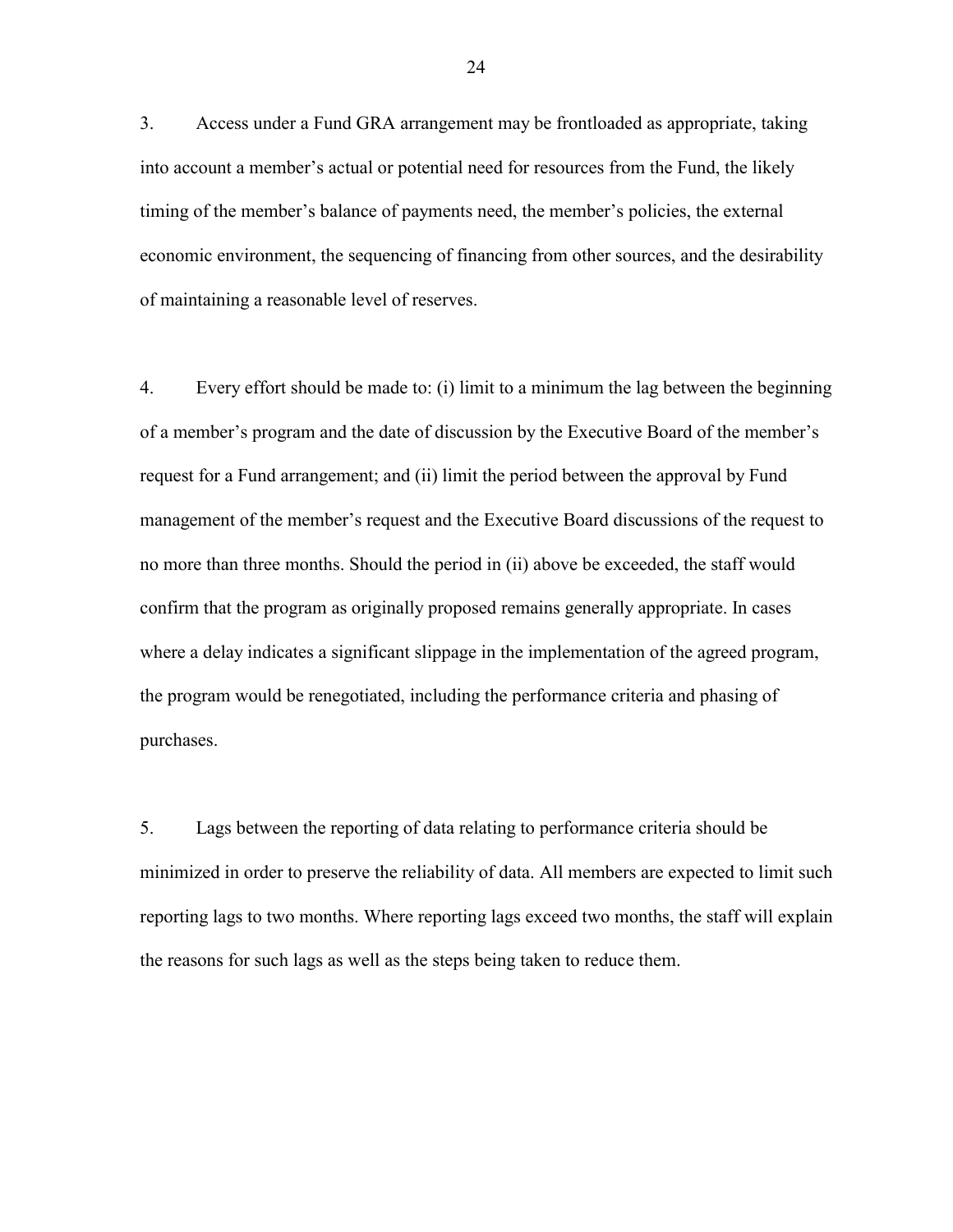3. Access under a Fund GRA arrangement may be frontloaded as appropriate, taking into account a member's actual or potential need for resources from the Fund, the likely timing of the member's balance of payments need, the member's policies, the external economic environment, the sequencing of financing from other sources, and the desirability of maintaining a reasonable level of reserves.

4. Every effort should be made to: (i) limit to a minimum the lag between the beginning of a member's program and the date of discussion by the Executive Board of the member's request for a Fund arrangement; and (ii) limit the period between the approval by Fund management of the member's request and the Executive Board discussions of the request to no more than three months. Should the period in (ii) above be exceeded, the staff would confirm that the program as originally proposed remains generally appropriate. In cases where a delay indicates a significant slippage in the implementation of the agreed program, the program would be renegotiated, including the performance criteria and phasing of purchases.

5. Lags between the reporting of data relating to performance criteria should be minimized in order to preserve the reliability of data. All members are expected to limit such reporting lags to two months. Where reporting lags exceed two months, the staff will explain the reasons for such lags as well as the steps being taken to reduce them.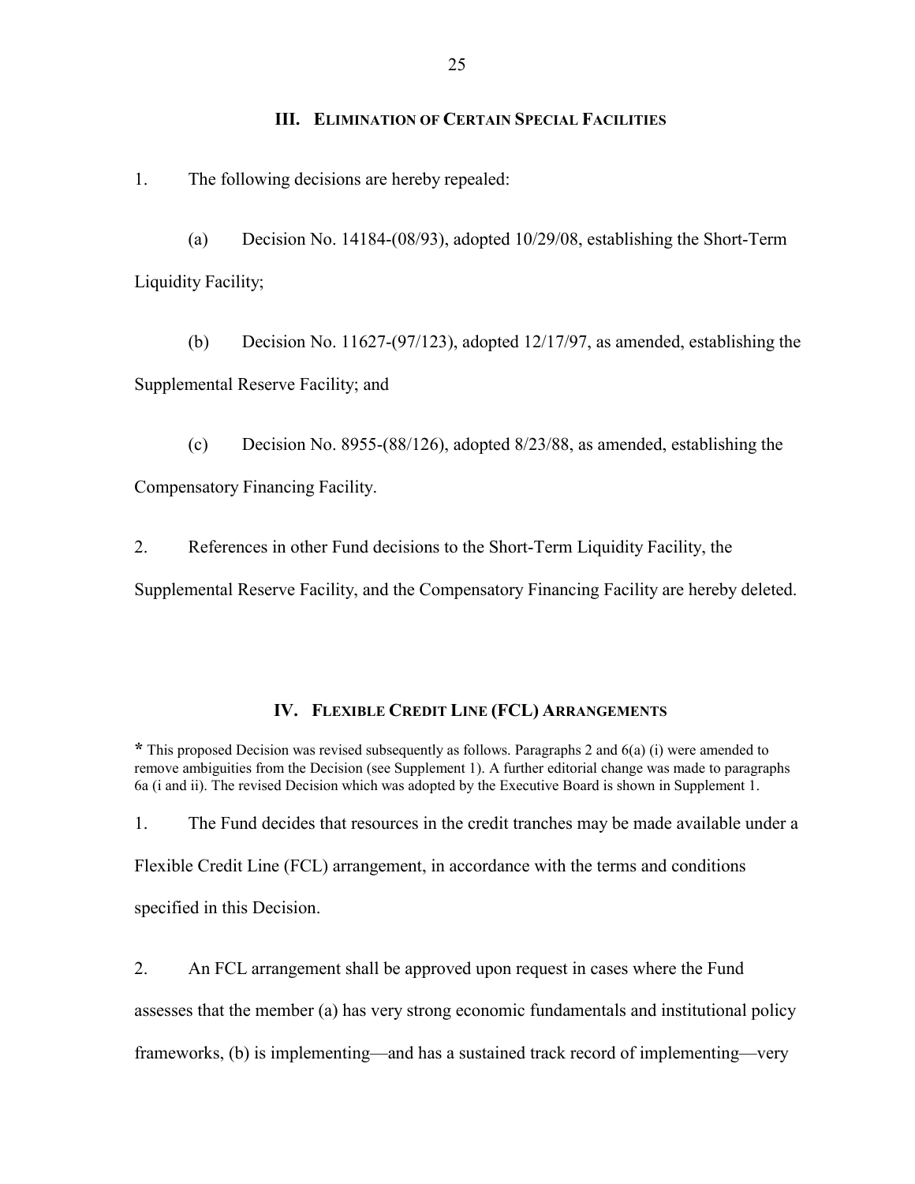## III. Elimination of Certain Special Facilities

1. The following decisions are hereby repealed:

(a) Decision No. 14184-(08/93), adopted 10/29/08, establishing the Short-Term Liquidity Facility;

(b) Decision No. 11627-(97/123), adopted 12/17/97, as amended, establishing the Supplemental Reserve Facility; and

(c) Decision No. 8955-(88/126), adopted 8/23/88, as amended, establishing the Compensatory Financing Facility.

2. References in other Fund decisions to the Short-Term Liquidity Facility, the Supplemental Reserve Facility, and the Compensatory Financing Facility are hereby deleted.

## IV. Flexible Credit Line (FCL) Arrangements

**\*** This proposed Decision was revised subsequently as follows. Paragraphs 2 and 6(a) (i) were amended to remove ambiguities from the Decision (see Supplement 1). A further editorial change was made to paragraphs 6a (i and ii). The revised Decision which was adopted by the Executive Board is shown in Supplement 1.

1. The Fund decides that resources in the credit tranches may be made available under a Flexible Credit Line (FCL) arrangement, in accordance with the terms and conditions specified in this Decision.

2. An FCL arrangement shall be approved upon request in cases where the Fund assesses that the member (a) has very strong economic fundamentals and institutional policy frameworks, (b) is implementing—and has a sustained track record of implementing—very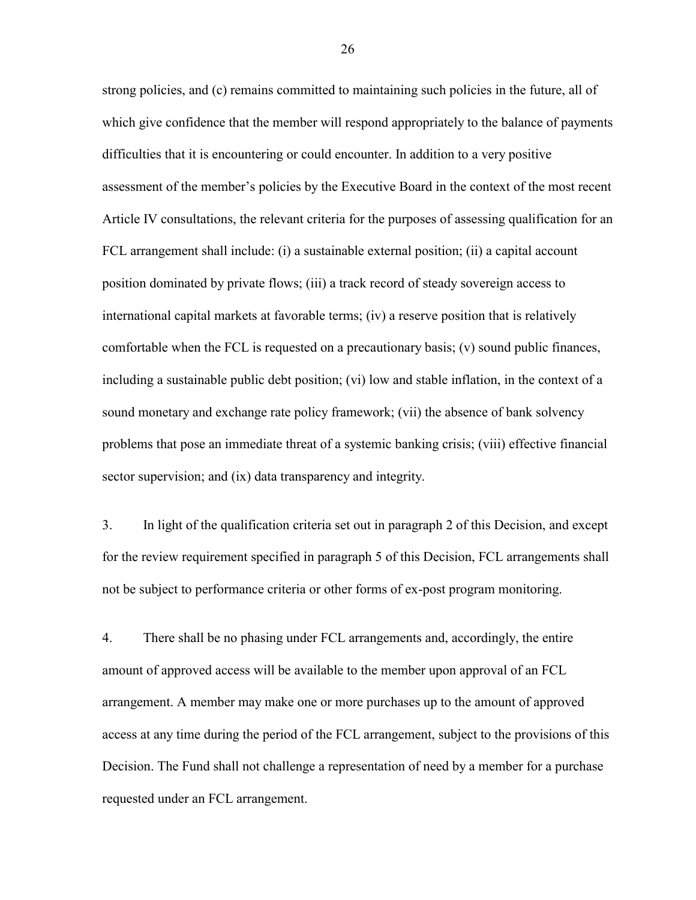strong policies, and (c) remains committed to maintaining such policies in the future, all of which give confidence that the member will respond appropriately to the balance of payments difficulties that it is encountering or could encounter. In addition to a very positive assessment of the member's policies by the Executive Board in the context of the most recent Article IV consultations, the relevant criteria for the purposes of assessing qualification for an FCL arrangement shall include: (i) a sustainable external position; (ii) a capital account position dominated by private flows; (iii) a track record of steady sovereign access to international capital markets at favorable terms; (iv) a reserve position that is relatively comfortable when the FCL is requested on a precautionary basis; (v) sound public finances, including a sustainable public debt position; (vi) low and stable inflation, in the context of a sound monetary and exchange rate policy framework; (vii) the absence of bank solvency problems that pose an immediate threat of a systemic banking crisis; (viii) effective financial sector supervision; and (ix) data transparency and integrity.

3. In light of the qualification criteria set out in paragraph 2 of this Decision, and except for the review requirement specified in paragraph 5 of this Decision, FCL arrangements shall not be subject to performance criteria or other forms of ex-post program monitoring.

4. There shall be no phasing under FCL arrangements and, accordingly, the entire amount of approved access will be available to the member upon approval of an FCL arrangement. A member may make one or more purchases up to the amount of approved access at any time during the period of the FCL arrangement, subject to the provisions of this Decision. The Fund shall not challenge a representation of need by a member for a purchase requested under an FCL arrangement.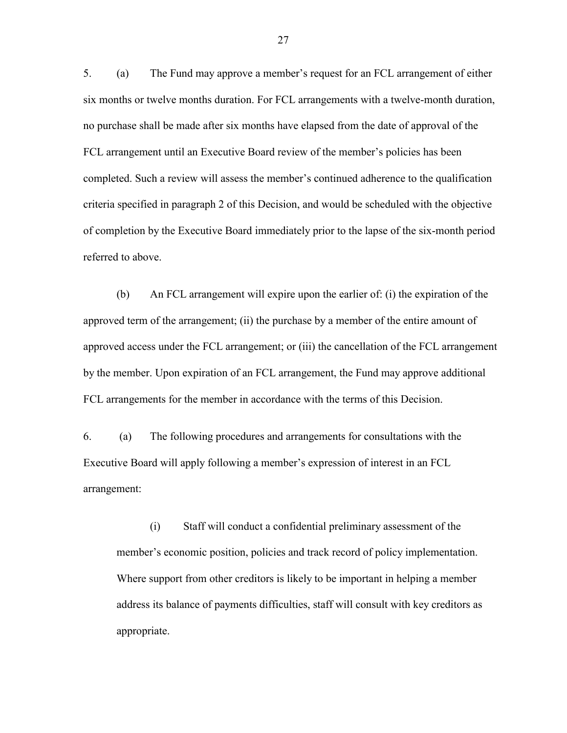5. (a) The Fund may approve a member's request for an FCL arrangement of either six months or twelve months duration. For FCL arrangements with a twelve-month duration, no purchase shall be made after six months have elapsed from the date of approval of the FCL arrangement until an Executive Board review of the member's policies has been completed. Such a review will assess the member's continued adherence to the qualification criteria specified in paragraph 2 of this Decision, and would be scheduled with the objective of completion by the Executive Board immediately prior to the lapse of the six-month period referred to above.

(b) An FCL arrangement will expire upon the earlier of: (i) the expiration of the approved term of the arrangement; (ii) the purchase by a member of the entire amount of approved access under the FCL arrangement; or (iii) the cancellation of the FCL arrangement by the member. Upon expiration of an FCL arrangement, the Fund may approve additional FCL arrangements for the member in accordance with the terms of this Decision.

6. (a) The following procedures and arrangements for consultations with the Executive Board will apply following a member's expression of interest in an FCL arrangement:

> (i) Staff will conduct a confidential preliminary assessment of the member's economic position, policies and track record of policy implementation. Where support from other creditors is likely to be important in helping a member address its balance of payments difficulties, staff will consult with key creditors as appropriate.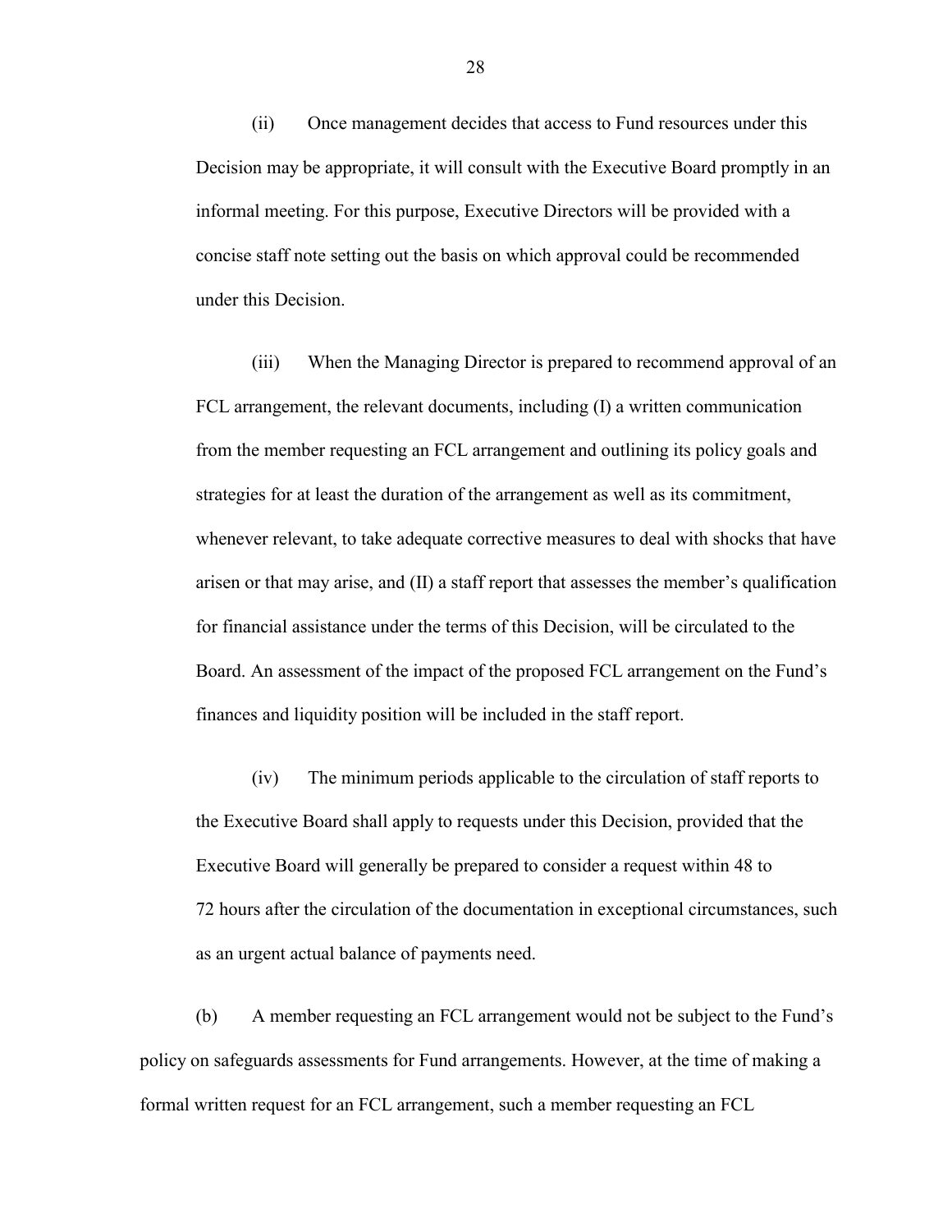(ii) Once management decides that access to Fund resources under this Decision may be appropriate, it will consult with the Executive Board promptly in an informal meeting. For this purpose, Executive Directors will be provided with a concise staff note setting out the basis on which approval could be recommended under this Decision.

(iii) When the Managing Director is prepared to recommend approval of an FCL arrangement, the relevant documents, including (I) a written communication from the member requesting an FCL arrangement and outlining its policy goals and strategies for at least the duration of the arrangement as well as its commitment, whenever relevant, to take adequate corrective measures to deal with shocks that have arisen or that may arise, and (II) a staff report that assesses the member's qualification for financial assistance under the terms of this Decision, will be circulated to the Board. An assessment of the impact of the proposed FCL arrangement on the Fund's finances and liquidity position will be included in the staff report.

(iv) The minimum periods applicable to the circulation of staff reports to the Executive Board shall apply to requests under this Decision, provided that the Executive Board will generally be prepared to consider a request within 48 to 72 hours after the circulation of the documentation in exceptional circumstances, such as an urgent actual balance of payments need.

(b) A member requesting an FCL arrangement would not be subject to the Fund's policy on safeguards assessments for Fund arrangements. However, at the time of making a formal written request for an FCL arrangement, such a member requesting an FCL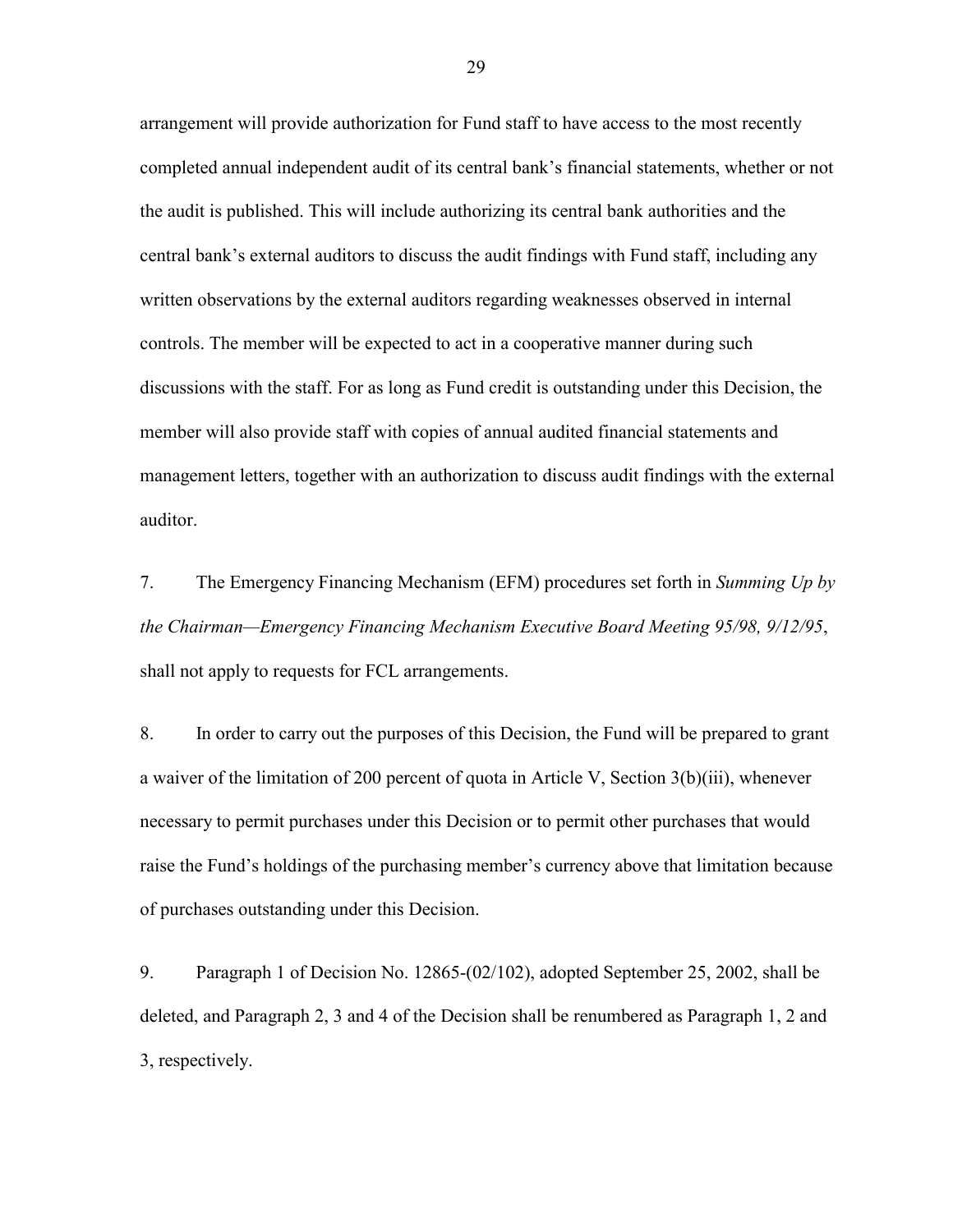arrangement will provide authorization for Fund staff to have access to the most recently completed annual independent audit of its central bank's financial statements, whether or not the audit is published. This will include authorizing its central bank authorities and the central bank's external auditors to discuss the audit findings with Fund staff, including any written observations by the external auditors regarding weaknesses observed in internal controls. The member will be expected to act in a cooperative manner during such discussions with the staff. For as long as Fund credit is outstanding under this Decision, the member will also provide staff with copies of annual audited financial statements and management letters, together with an authorization to discuss audit findings with the external auditor.

7. The Emergency Financing Mechanism (EFM) procedures set forth in *Summing Up by the Chairman—Emergency Financing Mechanism Executive Board Meeting 95/98, 9/12/95*, shall not apply to requests for FCL arrangements.

8. In order to carry out the purposes of this Decision, the Fund will be prepared to grant a waiver of the limitation of 200 percent of quota in Article V, Section 3(b)(iii), whenever necessary to permit purchases under this Decision or to permit other purchases that would raise the Fund's holdings of the purchasing member's currency above that limitation because of purchases outstanding under this Decision.

9. Paragraph 1 of Decision No. 12865-(02/102), adopted September 25, 2002, shall be deleted, and Paragraph 2, 3 and 4 of the Decision shall be renumbered as Paragraph 1, 2 and 3, respectively.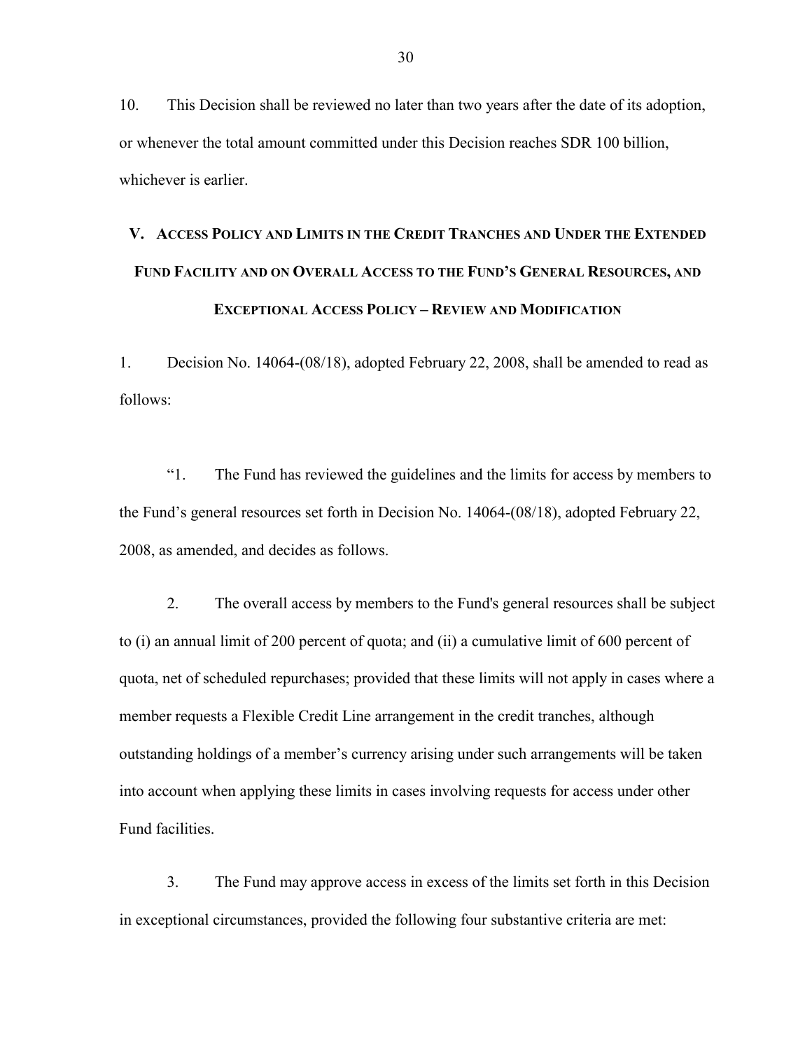10. This Decision shall be reviewed no later than two years after the date of its adoption, or whenever the total amount committed under this Decision reaches SDR 100 billion, whichever is earlier.

## V. Access Policy and Limits in the Credit Tranches and Under the Extended Fund Facility and on Overall Access to the Fund's General Resources, and Exceptional Access Policy – Review and Modification

1. Decision No. 14064-(08/18), adopted February 22, 2008, shall be amended to read as follows:

"1. The Fund has reviewed the guidelines and the limits for access by members to the Fund's general resources set forth in Decision No. 14064-(08/18), adopted February 22, 2008, as amended, and decides as follows.

2. The overall access by members to the Fund's general resources shall be subject to (i) an annual limit of 200 percent of quota; and (ii) a cumulative limit of 600 percent of quota, net of scheduled repurchases; provided that these limits will not apply in cases where a member requests a Flexible Credit Line arrangement in the credit tranches, although outstanding holdings of a member's currency arising under such arrangements will be taken into account when applying these limits in cases involving requests for access under other Fund facilities.

3. The Fund may approve access in excess of the limits set forth in this Decision in exceptional circumstances, provided the following four substantive criteria are met: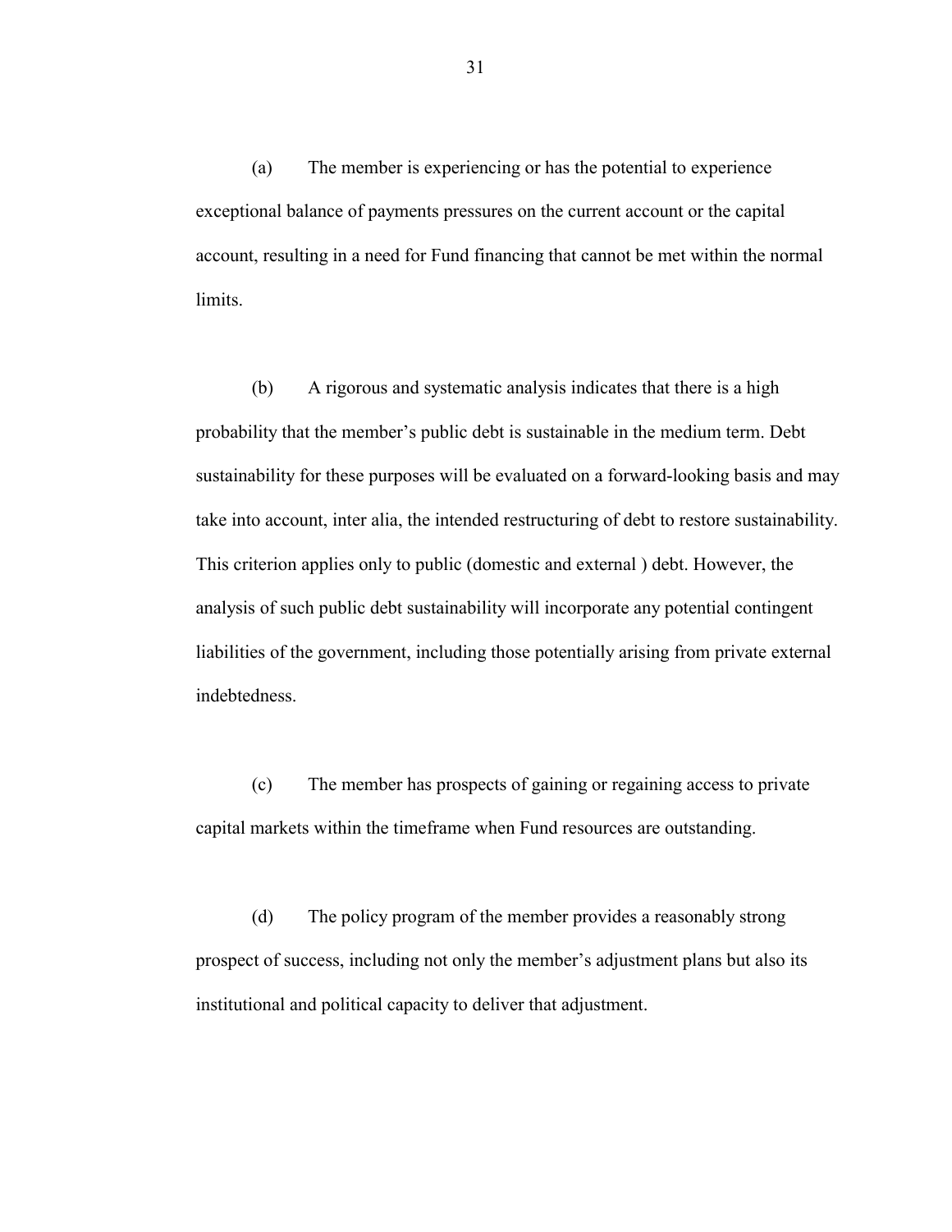(a) The member is experiencing or has the potential to experience exceptional balance of payments pressures on the current account or the capital account, resulting in a need for Fund financing that cannot be met within the normal limits.

(b) A rigorous and systematic analysis indicates that there is a high probability that the member's public debt is sustainable in the medium term. Debt sustainability for these purposes will be evaluated on a forward-looking basis and may take into account, inter alia, the intended restructuring of debt to restore sustainability. This criterion applies only to public (domestic and external ) debt. However, the analysis of such public debt sustainability will incorporate any potential contingent liabilities of the government, including those potentially arising from private external indebtedness.

(c) The member has prospects of gaining or regaining access to private capital markets within the timeframe when Fund resources are outstanding.

(d) The policy program of the member provides a reasonably strong prospect of success, including not only the member's adjustment plans but also its institutional and political capacity to deliver that adjustment.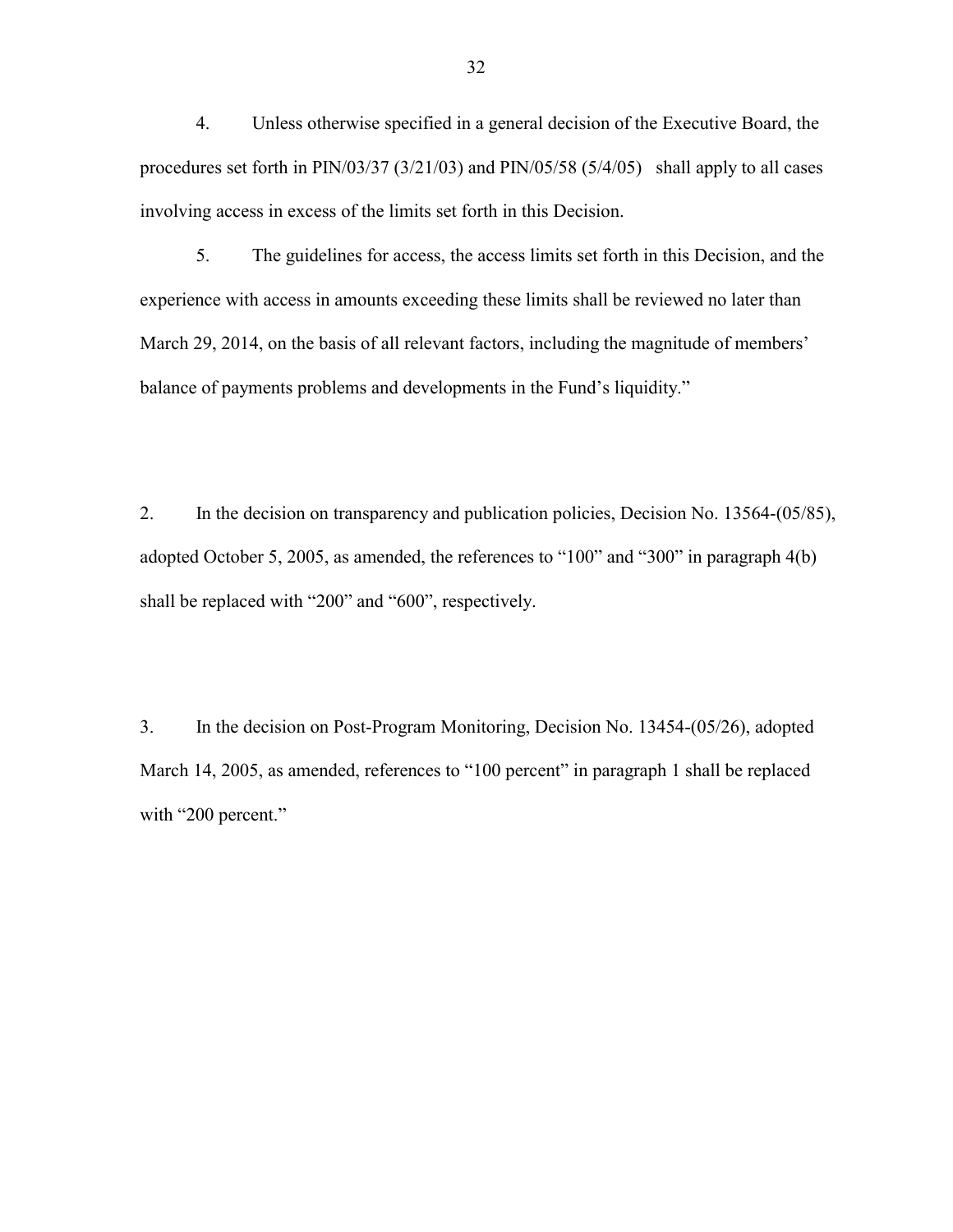4. Unless otherwise specified in a general decision of the Executive Board, the procedures set forth in PIN/03/37 (3/21/03) and PIN/05/58 (5/4/05) shall apply to all cases involving access in excess of the limits set forth in this Decision.

5. The guidelines for access, the access limits set forth in this Decision, and the experience with access in amounts exceeding these limits shall be reviewed no later than March 29, 2014, on the basis of all relevant factors, including the magnitude of members' balance of payments problems and developments in the Fund's liquidity."

2. In the decision on transparency and publication policies, Decision No. 13564-(05/85), adopted October 5, 2005, as amended, the references to "100" and "300" in paragraph 4(b) shall be replaced with "200" and "600", respectively.

3. In the decision on Post-Program Monitoring, Decision No. 13454-(05/26), adopted March 14, 2005, as amended, references to "100 percent" in paragraph 1 shall be replaced with "200 percent."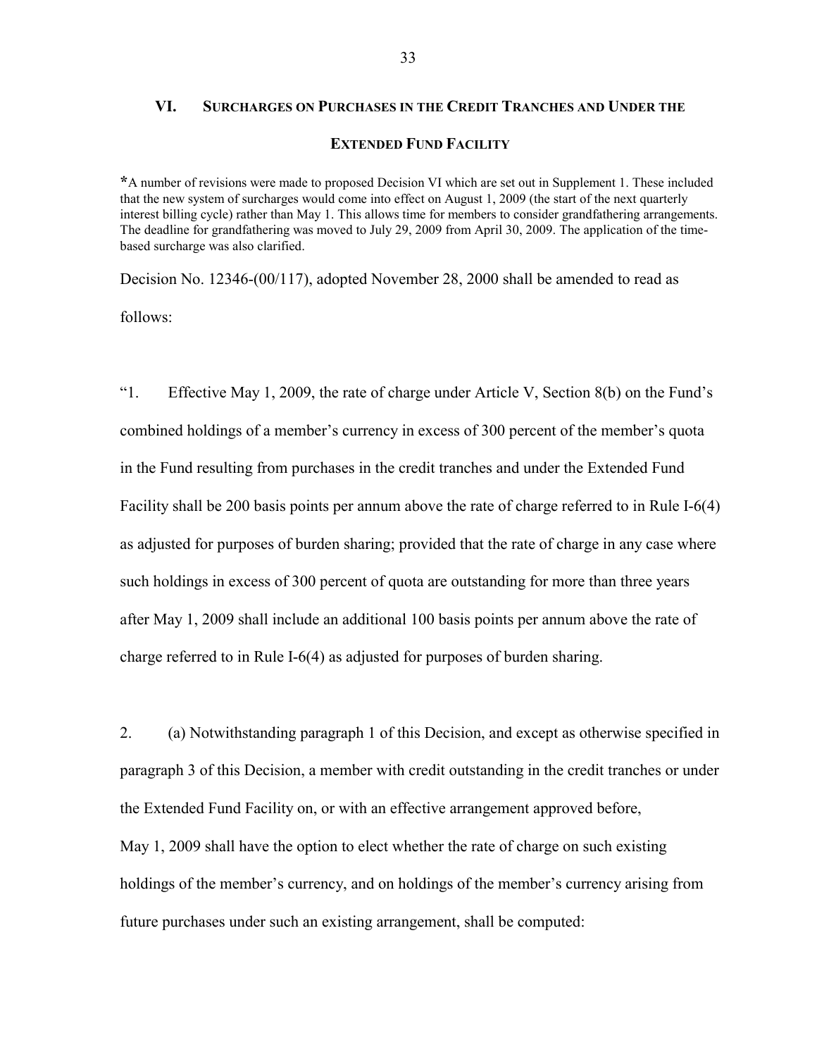## VI. Surcharges on Purchases in the Credit Tranches and Under the Extended Fund Facility

*A number of revisions were made to proposed Decision VI which are set out in Supplement 1. These included that the new system of surcharges would come into effect on August 1, 2009 (the start of the next quarterly interest billing cycle) rather than May 1. This allows time for members to consider grandfathering arrangements. The deadline for grandfathering was moved to July 29, 2009 from April 30, 2009. The application of the time-based surcharge was also clarified.

Decision No. 12346-(00/117), adopted November 28, 2000 shall be amended to read as follows:

"1. Effective May 1, 2009, the rate of charge under Article V, Section 8(b) on the Fund's combined holdings of a member's currency in excess of 300 percent of the member's quota in the Fund resulting from purchases in the credit tranches and under the Extended Fund Facility shall be 200 basis points per annum above the rate of charge referred to in Rule I-6(4) as adjusted for purposes of burden sharing; provided that the rate of charge in any case where such holdings in excess of 300 percent of quota are outstanding for more than three years after May 1, 2009 shall include an additional 100 basis points per annum above the rate of charge referred to in Rule I-6(4) as adjusted for purposes of burden sharing.

2. (a) Notwithstanding paragraph 1 of this Decision, and except as otherwise specified in paragraph 3 of this Decision, a member with credit outstanding in the credit tranches or under the Extended Fund Facility on, or with an effective arrangement approved before, May 1, 2009 shall have the option to elect whether the rate of charge on such existing holdings of the member's currency, and on holdings of the member's currency arising from future purchases under such an existing arrangement, shall be computed: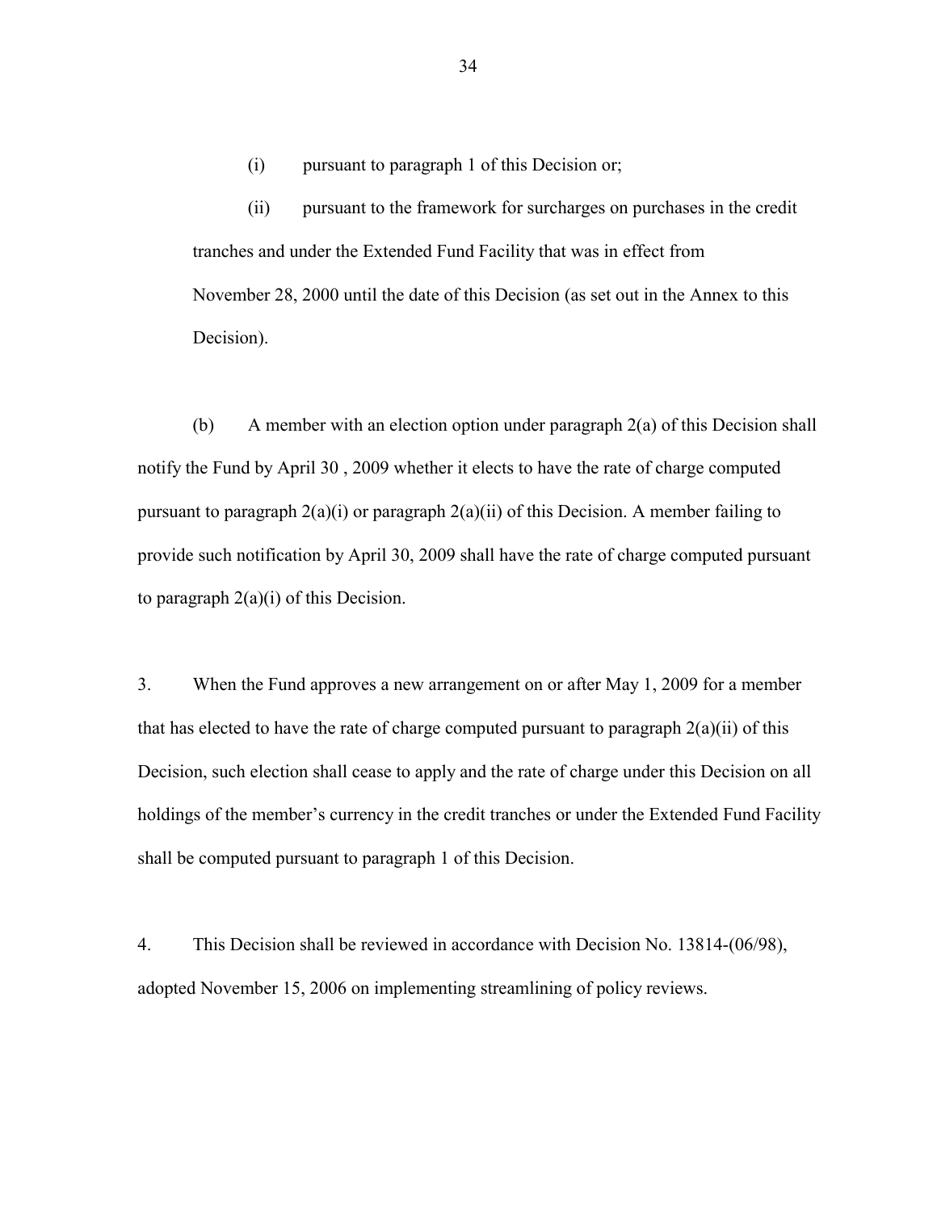(i) pursuant to paragraph 1 of this Decision or;

(ii) pursuant to the framework for surcharges on purchases in the credit tranches and under the Extended Fund Facility that was in effect from November 28, 2000 until the date of this Decision (as set out in the Annex to this Decision).

(b) A member with an election option under paragraph 2(a) of this Decision shall notify the Fund by April 30 , 2009 whether it elects to have the rate of charge computed pursuant to paragraph 2(a)(i) or paragraph 2(a)(ii) of this Decision. A member failing to provide such notification by April 30, 2009 shall have the rate of charge computed pursuant to paragraph 2(a)(i) of this Decision.

3. When the Fund approves a new arrangement on or after May 1, 2009 for a member that has elected to have the rate of charge computed pursuant to paragraph 2(a)(ii) of this Decision, such election shall cease to apply and the rate of charge under this Decision on all holdings of the member's currency in the credit tranches or under the Extended Fund Facility shall be computed pursuant to paragraph 1 of this Decision.

4. This Decision shall be reviewed in accordance with Decision No. 13814-(06/98), adopted November 15, 2006 on implementing streamlining of policy reviews.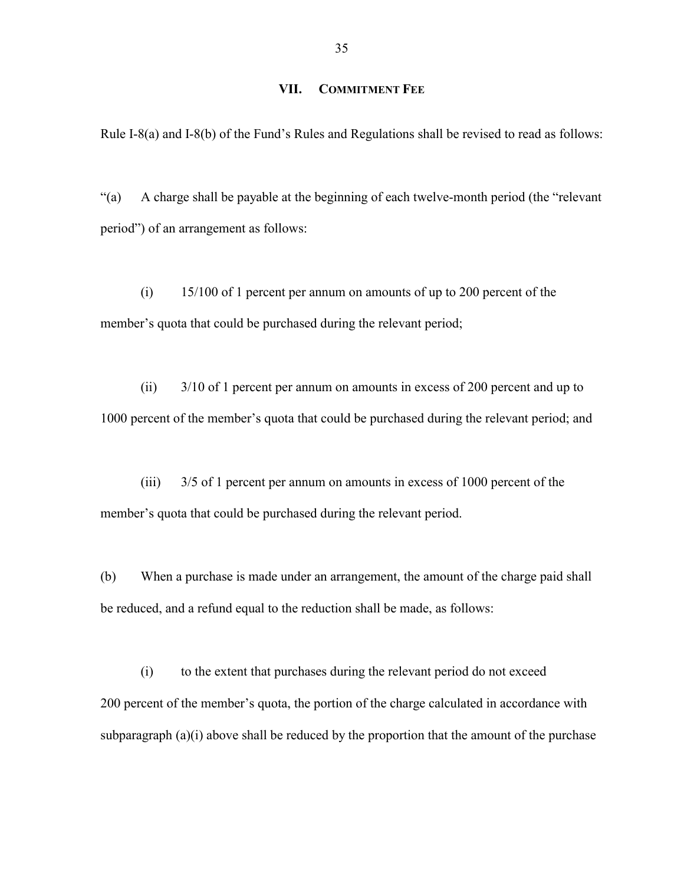## VII. Commitment Fee

Rule I-8(a) and I-8(b) of the Fund's Rules and Regulations shall be revised to read as follows:

"(a) A charge shall be payable at the beginning of each twelve-month period (the "relevant period") of an arrangement as follows:

(i) 15/100 of 1 percent per annum on amounts of up to 200 percent of the member's quota that could be purchased during the relevant period;

(ii) 3/10 of 1 percent per annum on amounts in excess of 200 percent and up to 1000 percent of the member's quota that could be purchased during the relevant period; and

(iii) 3/5 of 1 percent per annum on amounts in excess of 1000 percent of the member's quota that could be purchased during the relevant period.

(b) When a purchase is made under an arrangement, the amount of the charge paid shall be reduced, and a refund equal to the reduction shall be made, as follows:

(i) to the extent that purchases during the relevant period do not exceed 200 percent of the member's quota, the portion of the charge calculated in accordance with subparagraph (a)(i) above shall be reduced by the proportion that the amount of the purchase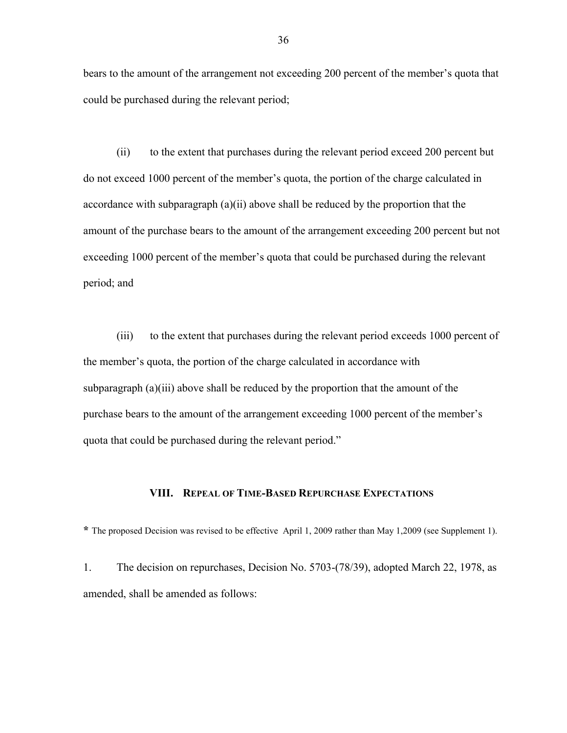bears to the amount of the arrangement not exceeding 200 percent of the member's quota that could be purchased during the relevant period;

(ii) to the extent that purchases during the relevant period exceed 200 percent but do not exceed 1000 percent of the member's quota, the portion of the charge calculated in accordance with subparagraph (a)(ii) above shall be reduced by the proportion that the amount of the purchase bears to the amount of the arrangement exceeding 200 percent but not exceeding 1000 percent of the member's quota that could be purchased during the relevant period; and

(iii) to the extent that purchases during the relevant period exceeds 1000 percent of the member's quota, the portion of the charge calculated in accordance with subparagraph (a)(iii) above shall be reduced by the proportion that the amount of the purchase bears to the amount of the arrangement exceeding 1000 percent of the member's quota that could be purchased during the relevant period."

## VIII. REPEAL OF TIME-BASED REPURCHASE EXPECTATIONS

**\*** The proposed Decision was revised to be effective April 1, 2009 rather than May 1,2009 (see Supplement 1).

1. The decision on repurchases, Decision No. 5703-(78/39), adopted March 22, 1978, as amended, shall be amended as follows: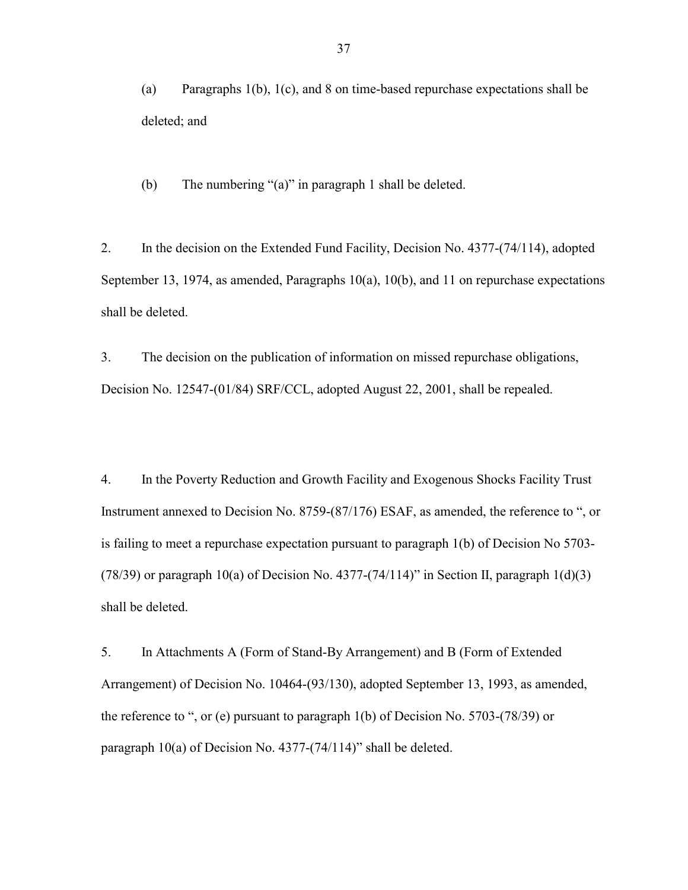(a) Paragraphs 1(b), 1(c), and 8 on time-based repurchase expectations shall be deleted; and

(b) The numbering "(a)" in paragraph 1 shall be deleted.

2. In the decision on the Extended Fund Facility, Decision No. 4377-(74/114), adopted September 13, 1974, as amended, Paragraphs 10(a), 10(b), and 11 on repurchase expectations shall be deleted.

3. The decision on the publication of information on missed repurchase obligations, Decision No. 12547-(01/84) SRF/CCL, adopted August 22, 2001, shall be repealed.

4. In the Poverty Reduction and Growth Facility and Exogenous Shocks Facility Trust Instrument annexed to Decision No. 8759-(87/176) ESAF, as amended, the reference to ", or is failing to meet a repurchase expectation pursuant to paragraph 1(b) of Decision No 5703-(78/39) or paragraph 10(a) of Decision No. 4377-(74/114)" in Section II, paragraph 1(d)(3) shall be deleted.

5. In Attachments A (Form of Stand-By Arrangement) and B (Form of Extended Arrangement) of Decision No. 10464-(93/130), adopted September 13, 1993, as amended, the reference to ", or (e) pursuant to paragraph 1(b) of Decision No. 5703-(78/39) or paragraph 10(a) of Decision No. 4377-(74/114)" shall be deleted.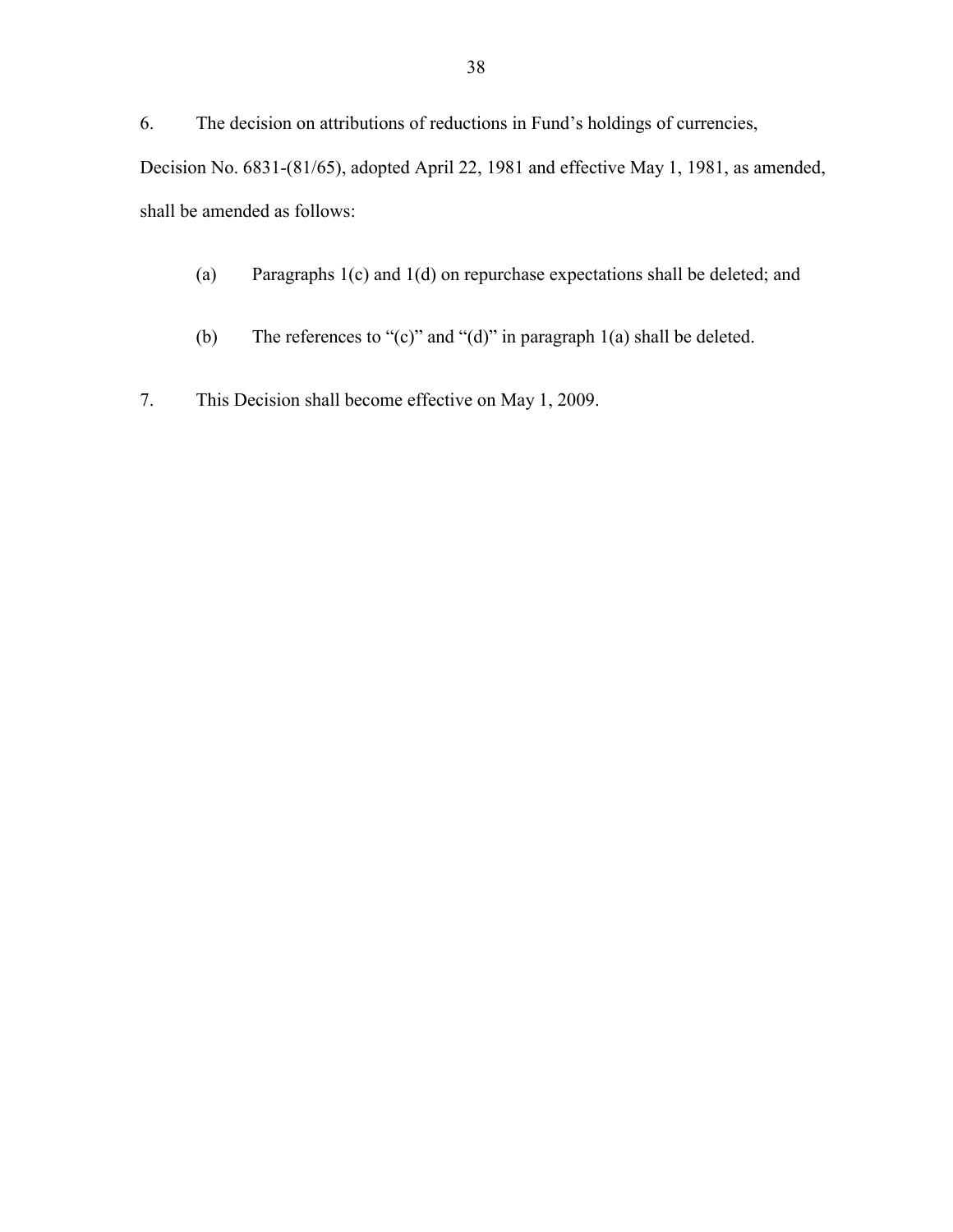6. The decision on attributions of reductions in Fund's holdings of currencies, Decision No. 6831-(81/65), adopted April 22, 1981 and effective May 1, 1981, as amended, shall be amended as follows:

   (a) Paragraphs 1(c) and 1(d) on repurchase expectations shall be deleted; and

   (b) The references to "(c)" and "(d)" in paragraph 1(a) shall be deleted.

7. This Decision shall become effective on May 1, 2009.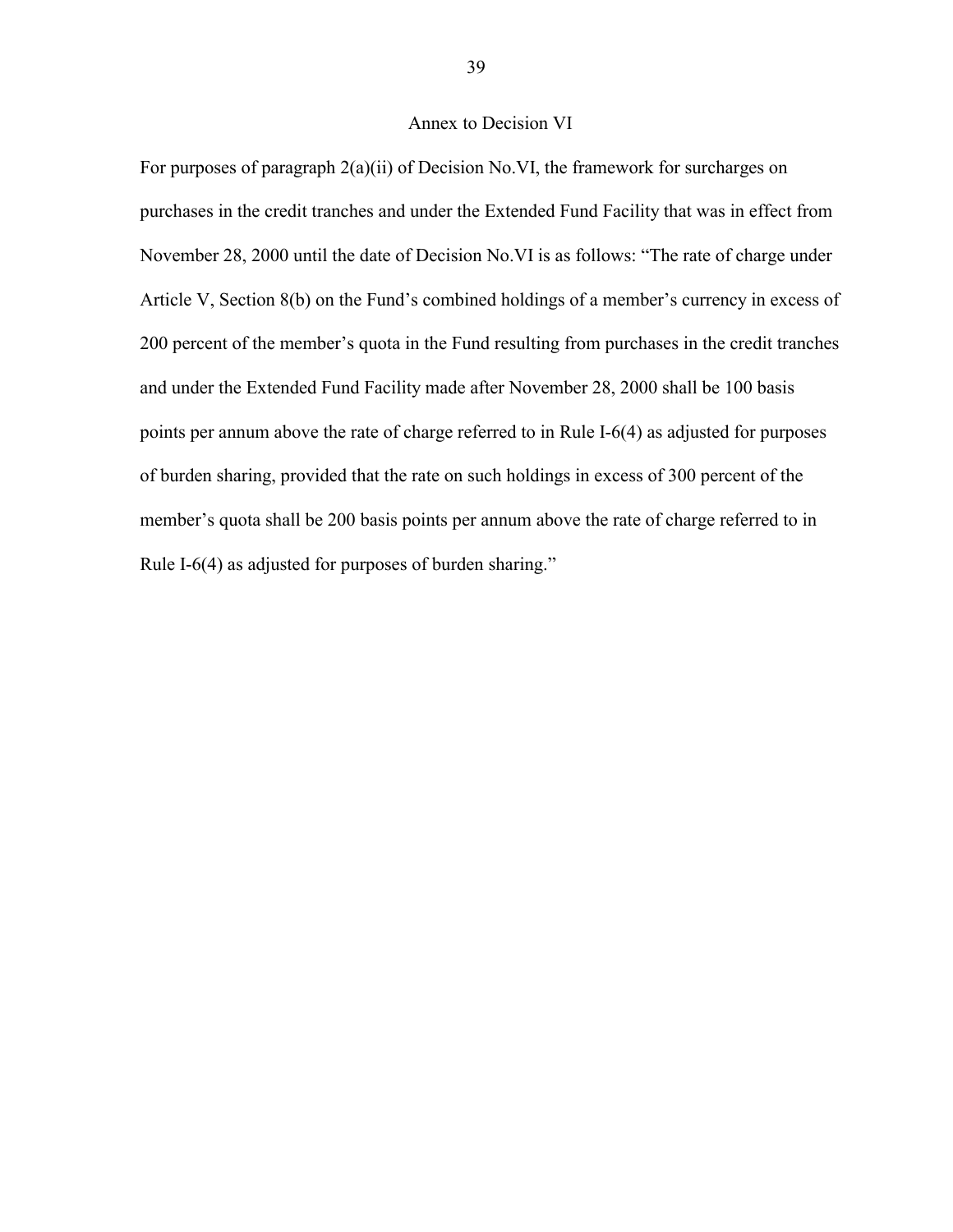## Annex to Decision VI

For purposes of paragraph 2(a)(ii) of Decision No.VI, the framework for surcharges on purchases in the credit tranches and under the Extended Fund Facility that was in effect from November 28, 2000 until the date of Decision No.VI is as follows: "The rate of charge under Article V, Section 8(b) on the Fund's combined holdings of a member's currency in excess of 200 percent of the member's quota in the Fund resulting from purchases in the credit tranches and under the Extended Fund Facility made after November 28, 2000 shall be 100 basis points per annum above the rate of charge referred to in Rule I-6(4) as adjusted for purposes of burden sharing, provided that the rate on such holdings in excess of 300 percent of the member's quota shall be 200 basis points per annum above the rate of charge referred to in Rule I-6(4) as adjusted for purposes of burden sharing."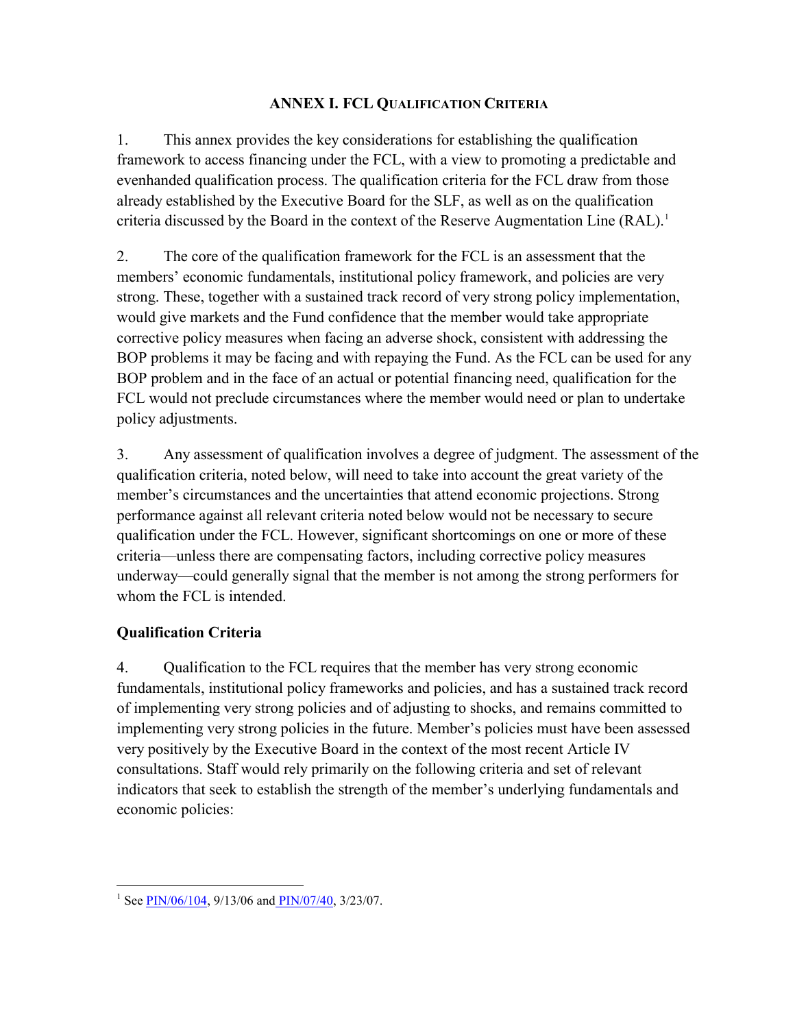## ANNEX I. FCL QUALIFICATION CRITERIA

1. This annex provides the key considerations for establishing the qualification framework to access financing under the FCL, with a view to promoting a predictable and evenhanded qualification process. The qualification criteria for the FCL draw from those already established by the Executive Board for the SLF, as well as on the qualification criteria discussed by the Board in the context of the Reserve Augmentation Line (RAL).[1]

2. The core of the qualification framework for the FCL is an assessment that the members' economic fundamentals, institutional policy framework, and policies are very strong. These, together with a sustained track record of very strong policy implementation, would give markets and the Fund confidence that the member would take appropriate corrective policy measures when facing an adverse shock, consistent with addressing the BOP problems it may be facing and with repaying the Fund. As the FCL can be used for any BOP problem and in the face of an actual or potential financing need, qualification for the FCL would not preclude circumstances where the member would need or plan to undertake policy adjustments.

3. Any assessment of qualification involves a degree of judgment. The assessment of the qualification criteria, noted below, will need to take into account the great variety of the member's circumstances and the uncertainties that attend economic projections. Strong performance against all relevant criteria noted below would not be necessary to secure qualification under the FCL. However, significant shortcomings on one or more of these criteria—unless there are compensating factors, including corrective policy measures underway—could generally signal that the member is not among the strong performers for whom the FCL is intended.

### Qualification Criteria

4. Qualification to the FCL requires that the member has very strong economic fundamentals, institutional policy frameworks and policies, and has a sustained track record of implementing very strong policies and of adjusting to shocks, and remains committed to implementing very strong policies in the future. Member's policies must have been assessed very positively by the Executive Board in the context of the most recent Article IV consultations. Staff would rely primarily on the following criteria and set of relevant indicators that seek to establish the strength of the member's underlying fundamentals and economic policies:

---

[1] See PIN/06/104, 9/13/06 and PIN/07/40, 3/23/07.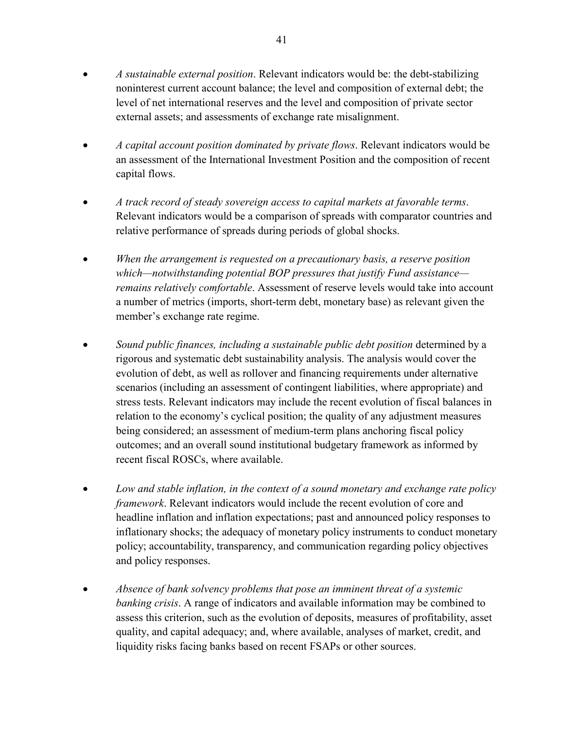- *A sustainable external position*. Relevant indicators would be: the debt-stabilizing noninterest current account balance; the level and composition of external debt; the level of net international reserves and the level and composition of private sector external assets; and assessments of exchange rate misalignment.

- *A capital account position dominated by private flows*. Relevant indicators would be an assessment of the International Investment Position and the composition of recent capital flows.

- *A track record of steady sovereign access to capital markets at favorable terms*. Relevant indicators would be a comparison of spreads with comparator countries and relative performance of spreads during periods of global shocks.

- *When the arrangement is requested on a precautionary basis, a reserve position which—notwithstanding potential BOP pressures that justify Fund assistance—remains relatively comfortable*. Assessment of reserve levels would take into account a number of metrics (imports, short-term debt, monetary base) as relevant given the member's exchange rate regime.

- *Sound public finances, including a sustainable public debt position* determined by a rigorous and systematic debt sustainability analysis. The analysis would cover the evolution of debt, as well as rollover and financing requirements under alternative scenarios (including an assessment of contingent liabilities, where appropriate) and stress tests. Relevant indicators may include the recent evolution of fiscal balances in relation to the economy's cyclical position; the quality of any adjustment measures being considered; an assessment of medium-term plans anchoring fiscal policy outcomes; and an overall sound institutional budgetary framework as informed by recent fiscal ROSCs, where available.

- *Low and stable inflation, in the context of a sound monetary and exchange rate policy framework*. Relevant indicators would include the recent evolution of core and headline inflation and inflation expectations; past and announced policy responses to inflationary shocks; the adequacy of monetary policy instruments to conduct monetary policy; accountability, transparency, and communication regarding policy objectives and policy responses.

- *Absence of bank solvency problems that pose an imminent threat of a systemic banking crisis*. A range of indicators and available information may be combined to assess this criterion, such as the evolution of deposits, measures of profitability, asset quality, and capital adequacy; and, where available, analyses of market, credit, and liquidity risks facing banks based on recent FSAPs or other sources.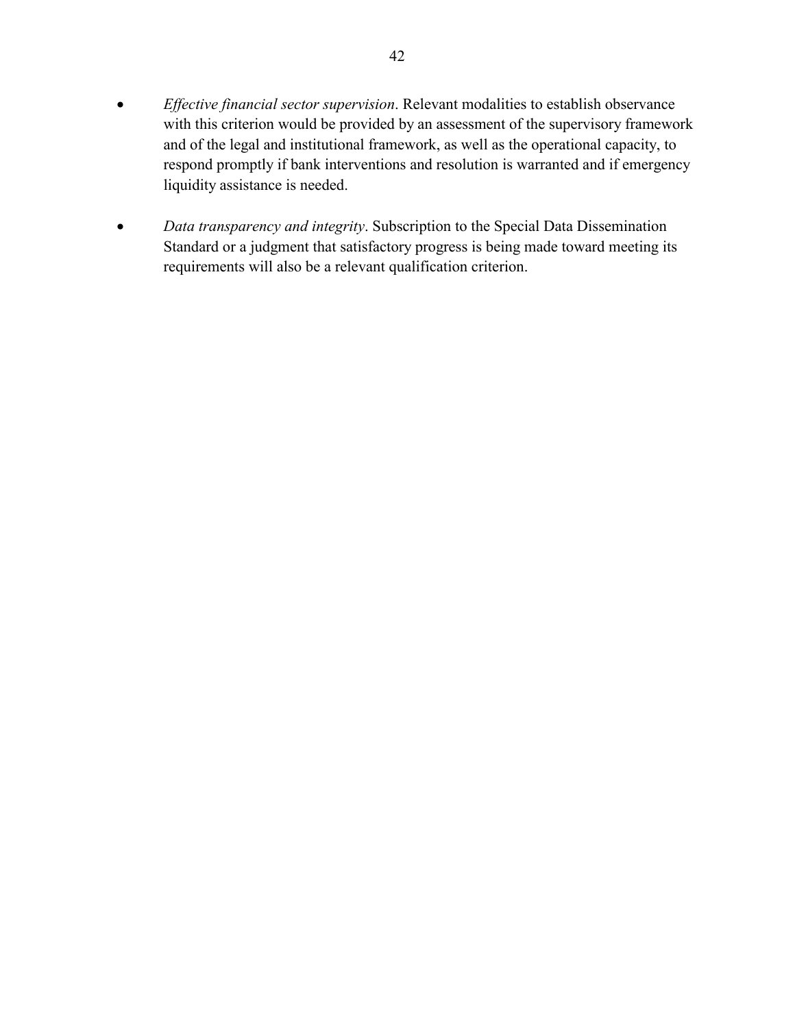- *Effective financial sector supervision*. Relevant modalities to establish observance with this criterion would be provided by an assessment of the supervisory framework and of the legal and institutional framework, as well as the operational capacity, to respond promptly if bank interventions and resolution is warranted and if emergency liquidity assistance is needed.

- *Data transparency and integrity*. Subscription to the Special Data Dissemination Standard or a judgment that satisfactory progress is being made toward meeting its requirements will also be a relevant qualification criterion.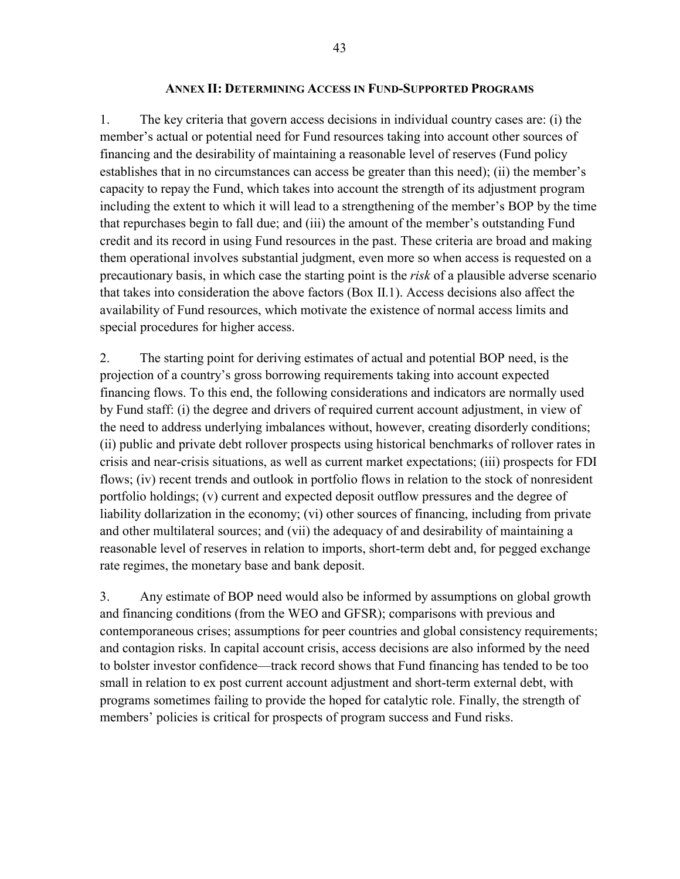## ANNEX II: DETERMINING ACCESS IN FUND-SUPPORTED PROGRAMS

1. The key criteria that govern access decisions in individual country cases are: (i) the member's actual or potential need for Fund resources taking into account other sources of financing and the desirability of maintaining a reasonable level of reserves (Fund policy establishes that in no circumstances can access be greater than this need); (ii) the member's capacity to repay the Fund, which takes into account the strength of its adjustment program including the extent to which it will lead to a strengthening of the member's BOP by the time that repurchases begin to fall due; and (iii) the amount of the member's outstanding Fund credit and its record in using Fund resources in the past. These criteria are broad and making them operational involves substantial judgment, even more so when access is requested on a precautionary basis, in which case the starting point is the *risk* of a plausible adverse scenario that takes into consideration the above factors (Box II.1). Access decisions also affect the availability of Fund resources, which motivate the existence of normal access limits and special procedures for higher access.

2. The starting point for deriving estimates of actual and potential BOP need, is the projection of a country's gross borrowing requirements taking into account expected financing flows. To this end, the following considerations and indicators are normally used by Fund staff: (i) the degree and drivers of required current account adjustment, in view of the need to address underlying imbalances without, however, creating disorderly conditions; (ii) public and private debt rollover prospects using historical benchmarks of rollover rates in crisis and near-crisis situations, as well as current market expectations; (iii) prospects for FDI flows; (iv) recent trends and outlook in portfolio flows in relation to the stock of nonresident portfolio holdings; (v) current and expected deposit outflow pressures and the degree of liability dollarization in the economy; (vi) other sources of financing, including from private and other multilateral sources; and (vii) the adequacy of and desirability of maintaining a reasonable level of reserves in relation to imports, short-term debt and, for pegged exchange rate regimes, the monetary base and bank deposit.

3. Any estimate of BOP need would also be informed by assumptions on global growth and financing conditions (from the WEO and GFSR); comparisons with previous and contemporaneous crises; assumptions for peer countries and global consistency requirements; and contagion risks. In capital account crisis, access decisions are also informed by the need to bolster investor confidence—track record shows that Fund financing has tended to be too small in relation to ex post current account adjustment and short-term external debt, with programs sometimes failing to provide the hoped for catalytic role. Finally, the strength of members' policies is critical for prospects of program success and Fund risks.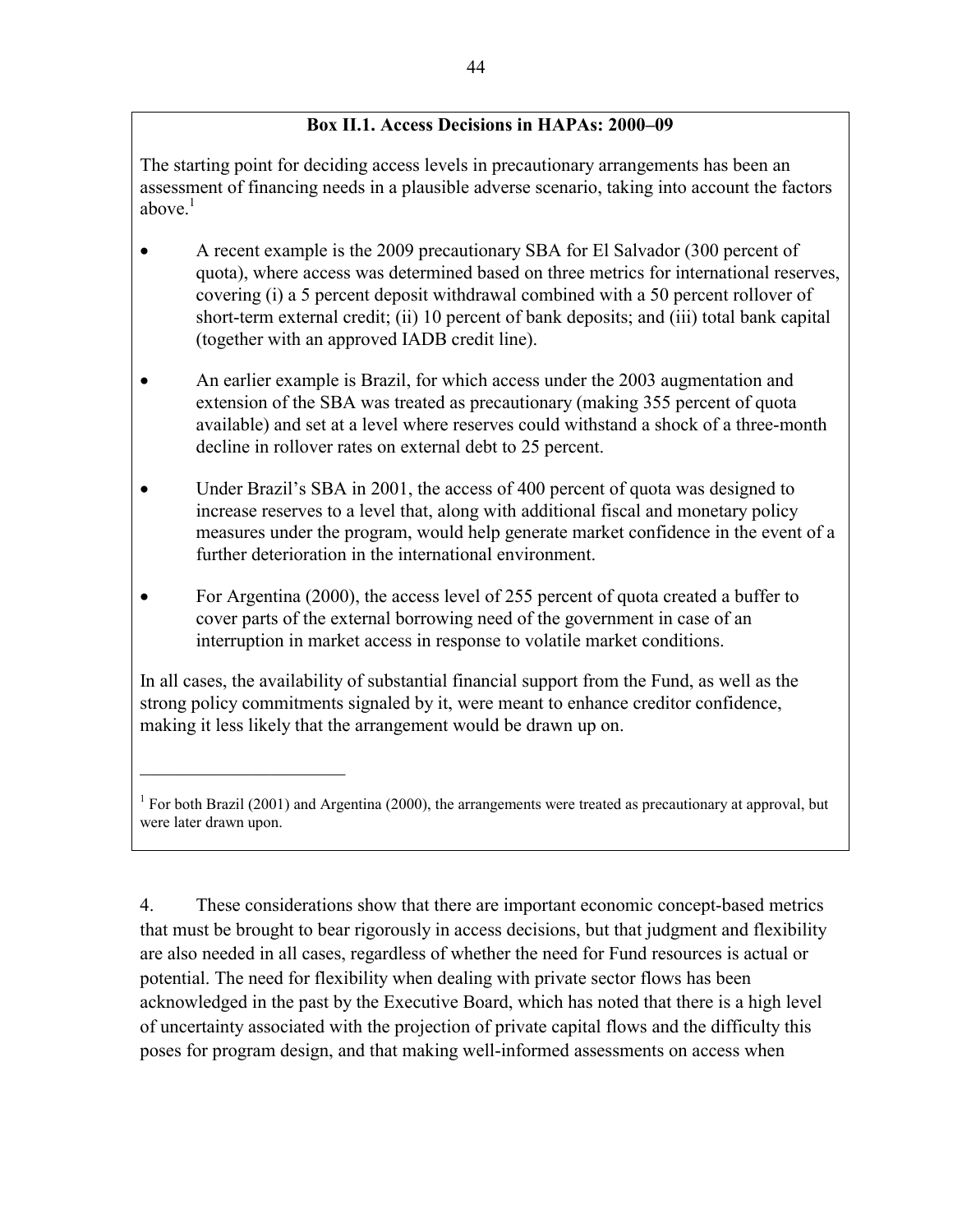**Box II.1. Access Decisions in HAPAs: 2000–09**

The starting point for deciding access levels in precautionary arrangements has been an assessment of financing needs in a plausible adverse scenario, taking into account the factors above.[1]

- A recent example is the 2009 precautionary SBA for El Salvador (300 percent of quota), where access was determined based on three metrics for international reserves, covering (i) a 5 percent deposit withdrawal combined with a 50 percent rollover of short-term external credit; (ii) 10 percent of bank deposits; and (iii) total bank capital (together with an approved IADB credit line).
- An earlier example is Brazil, for which access under the 2003 augmentation and extension of the SBA was treated as precautionary (making 355 percent of quota available) and set at a level where reserves could withstand a shock of a three-month decline in rollover rates on external debt to 25 percent.
- Under Brazil's SBA in 2001, the access of 400 percent of quota was designed to increase reserves to a level that, along with additional fiscal and monetary policy measures under the program, would help generate market confidence in the event of a further deterioration in the international environment.
- For Argentina (2000), the access level of 255 percent of quota created a buffer to cover parts of the external borrowing need of the government in case of an interruption in market access in response to volatile market conditions.

In all cases, the availability of substantial financial support from the Fund, as well as the strong policy commitments signaled by it, were meant to enhance creditor confidence, making it less likely that the arrangement would be drawn up on.

[1] For both Brazil (2001) and Argentina (2000), the arrangements were treated as precautionary at approval, but were later drawn upon.

4. These considerations show that there are important economic concept-based metrics that must be brought to bear rigorously in access decisions, but that judgment and flexibility are also needed in all cases, regardless of whether the need for Fund resources is actual or potential. The need for flexibility when dealing with private sector flows has been acknowledged in the past by the Executive Board, which has noted that there is a high level of uncertainty associated with the projection of private capital flows and the difficulty this poses for program design, and that making well-informed assessments on access when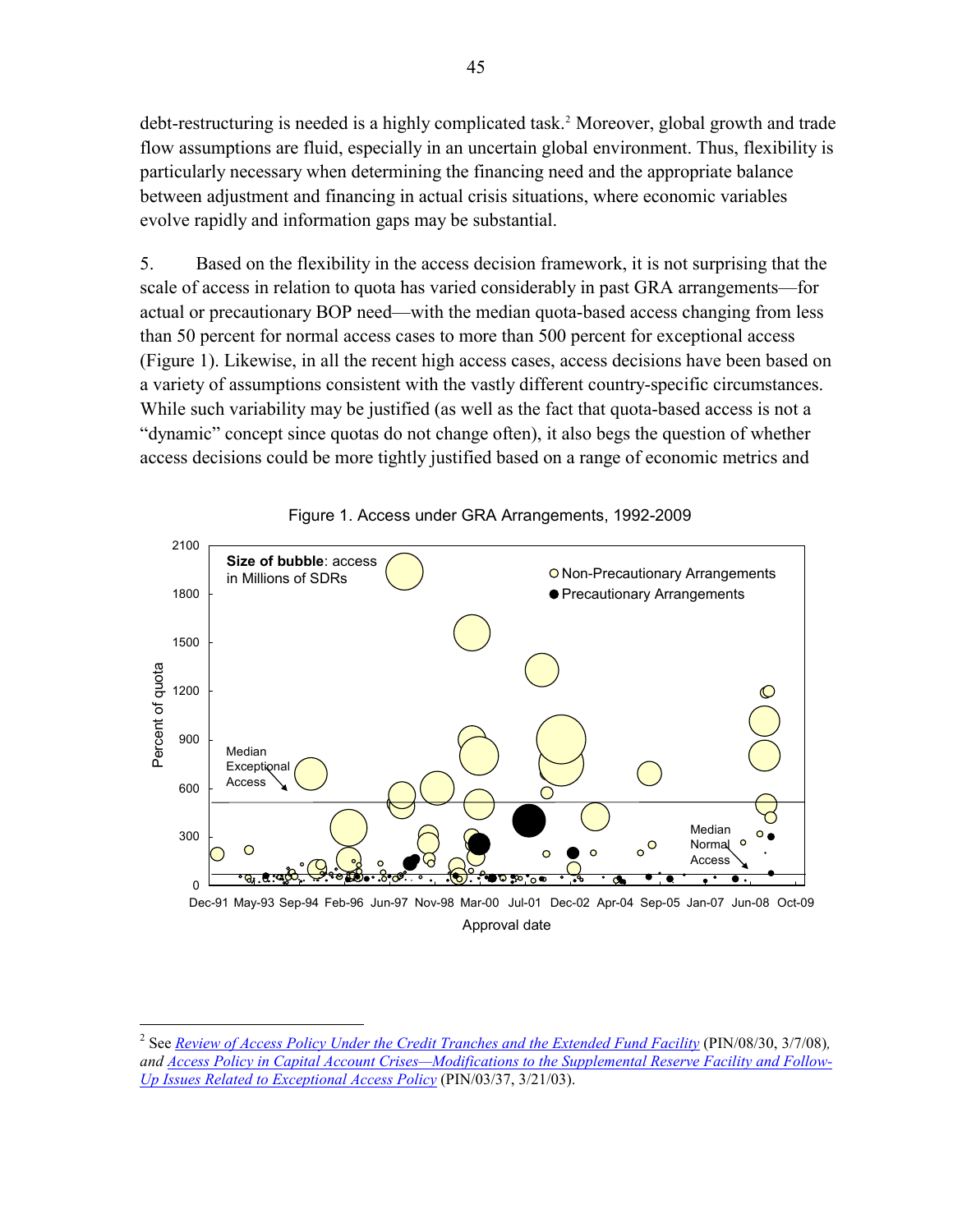debt-restructuring is needed is a highly complicated task.[2] Moreover, global growth and trade flow assumptions are fluid, especially in an uncertain global environment. Thus, flexibility is particularly necessary when determining the financing need and the appropriate balance between adjustment and financing in actual crisis situations, where economic variables evolve rapidly and information gaps may be substantial.

5. Based on the flexibility in the access decision framework, it is not surprising that the scale of access in relation to quota has varied considerably in past GRA arrangements—for actual or precautionary BOP need—with the median quota-based access changing from less than 50 percent for normal access cases to more than 500 percent for exceptional access (Figure 1). Likewise, in all the recent high access cases, access decisions have been based on a variety of assumptions consistent with the vastly different country-specific circumstances. While such variability may be justified (as well as the fact that quota-based access is not a "dynamic" concept since quotas do not change often), it also begs the question of whether access decisions could be more tightly justified based on a range of economic metrics and

Figure 1. Access under GRA Arrangements, 1992-2009

[2] See *Review of Access Policy Under the Credit Tranches and the Extended Fund Facility* (PIN/08/30, 3/7/08), and *Access Policy in Capital Account Crises—Modifications to the Supplemental Reserve Facility and Follow-Up Issues Related to Exceptional Access Policy* (PIN/03/37, 3/21/03).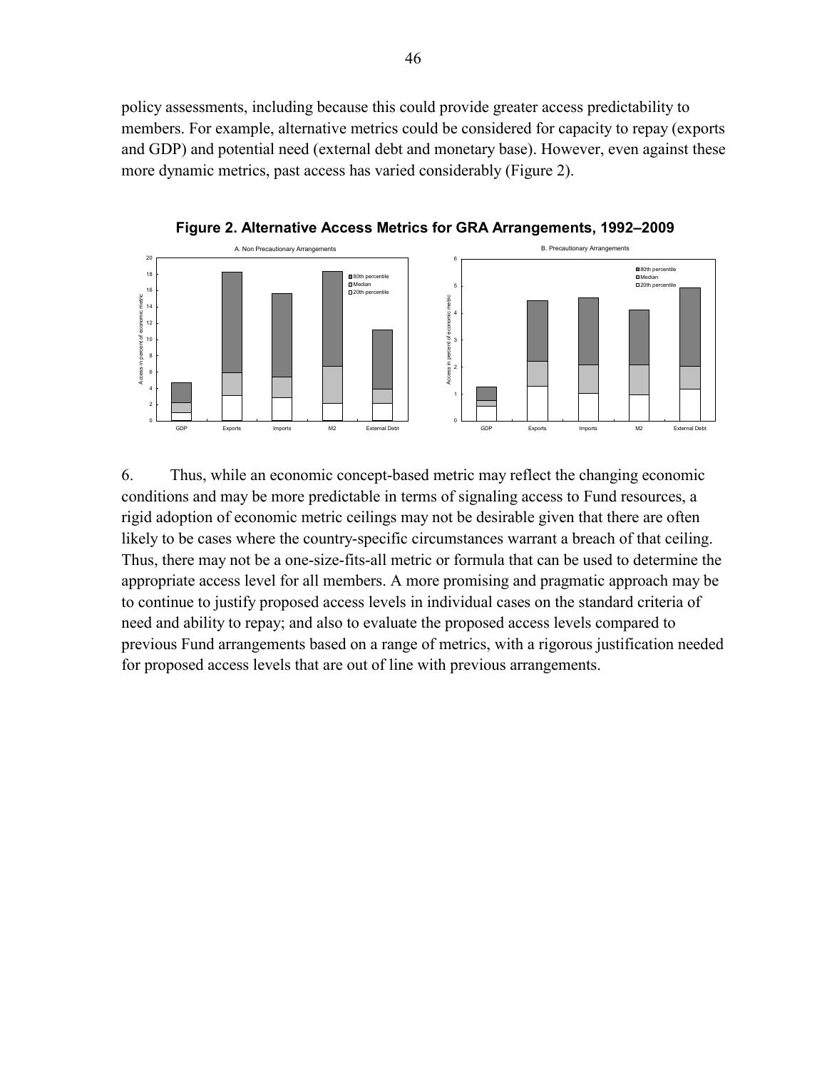policy assessments, including because this could provide greater access predictability to members. For example, alternative metrics could be considered for capacity to repay (exports and GDP) and potential need (external debt and monetary base). However, even against these more dynamic metrics, past access has varied considerably (Figure 2).

**Figure 2. Alternative Access Metrics for GRA Arrangements, 1992–2009**

6. Thus, while an economic concept-based metric may reflect the changing economic conditions and may be more predictable in terms of signaling access to Fund resources, a rigid adoption of economic metric ceilings may not be desirable given that there are often likely to be cases where the country-specific circumstances warrant a breach of that ceiling. Thus, there may not be a one-size-fits-all metric or formula that can be used to determine the appropriate access level for all members. A more promising and pragmatic approach may be to continue to justify proposed access levels in individual cases on the standard criteria of need and ability to repay; and also to evaluate the proposed access levels compared to previous Fund arrangements based on a range of metrics, with a rigorous justification needed for proposed access levels that are out of line with previous arrangements.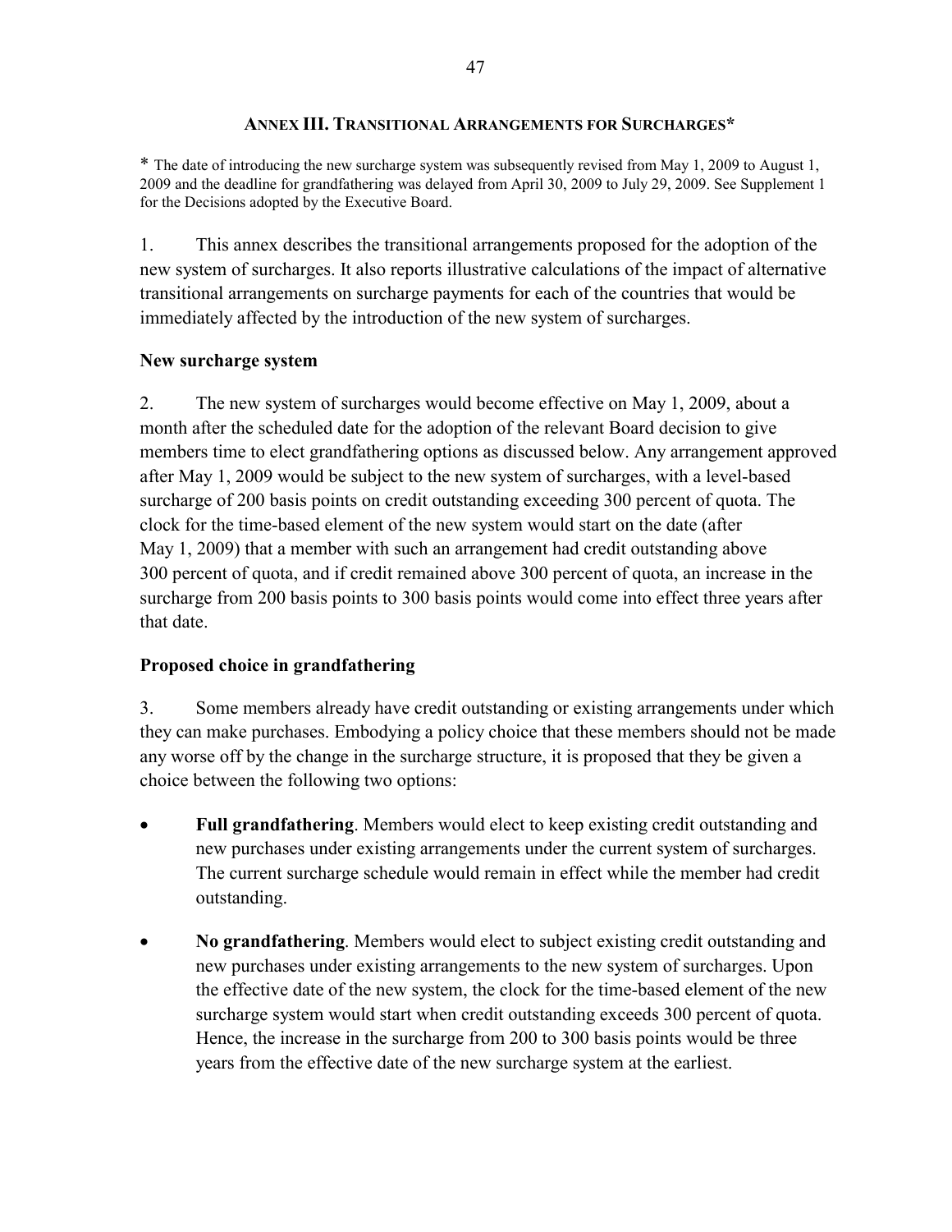## ANNEX III. TRANSITIONAL ARRANGEMENTS FOR SURCHARGES*

* The date of introducing the new surcharge system was subsequently revised from May 1, 2009 to August 1, 2009 and the deadline for grandfathering was delayed from April 30, 2009 to July 29, 2009. See Supplement 1 for the Decisions adopted by the Executive Board.

1. This annex describes the transitional arrangements proposed for the adoption of the new system of surcharges. It also reports illustrative calculations of the impact of alternative transitional arrangements on surcharge payments for each of the countries that would be immediately affected by the introduction of the new system of surcharges.

### New surcharge system

2. The new system of surcharges would become effective on May 1, 2009, about a month after the scheduled date for the adoption of the relevant Board decision to give members time to elect grandfathering options as discussed below. Any arrangement approved after May 1, 2009 would be subject to the new system of surcharges, with a level-based surcharge of 200 basis points on credit outstanding exceeding 300 percent of quota. The clock for the time-based element of the new system would start on the date (after May 1, 2009) that a member with such an arrangement had credit outstanding above 300 percent of quota, and if credit remained above 300 percent of quota, an increase in the surcharge from 200 basis points to 300 basis points would come into effect three years after that date.

### Proposed choice in grandfathering

3. Some members already have credit outstanding or existing arrangements under which they can make purchases. Embodying a policy choice that these members should not be made any worse off by the change in the surcharge structure, it is proposed that they be given a choice between the following two options:

- **Full grandfathering**. Members would elect to keep existing credit outstanding and new purchases under existing arrangements under the current system of surcharges. The current surcharge schedule would remain in effect while the member had credit outstanding.
- **No grandfathering**. Members would elect to subject existing credit outstanding and new purchases under existing arrangements to the new system of surcharges. Upon the effective date of the new system, the clock for the time-based element of the new surcharge system would start when credit outstanding exceeds 300 percent of quota. Hence, the increase in the surcharge from 200 to 300 basis points would be three years from the effective date of the new surcharge system at the earliest.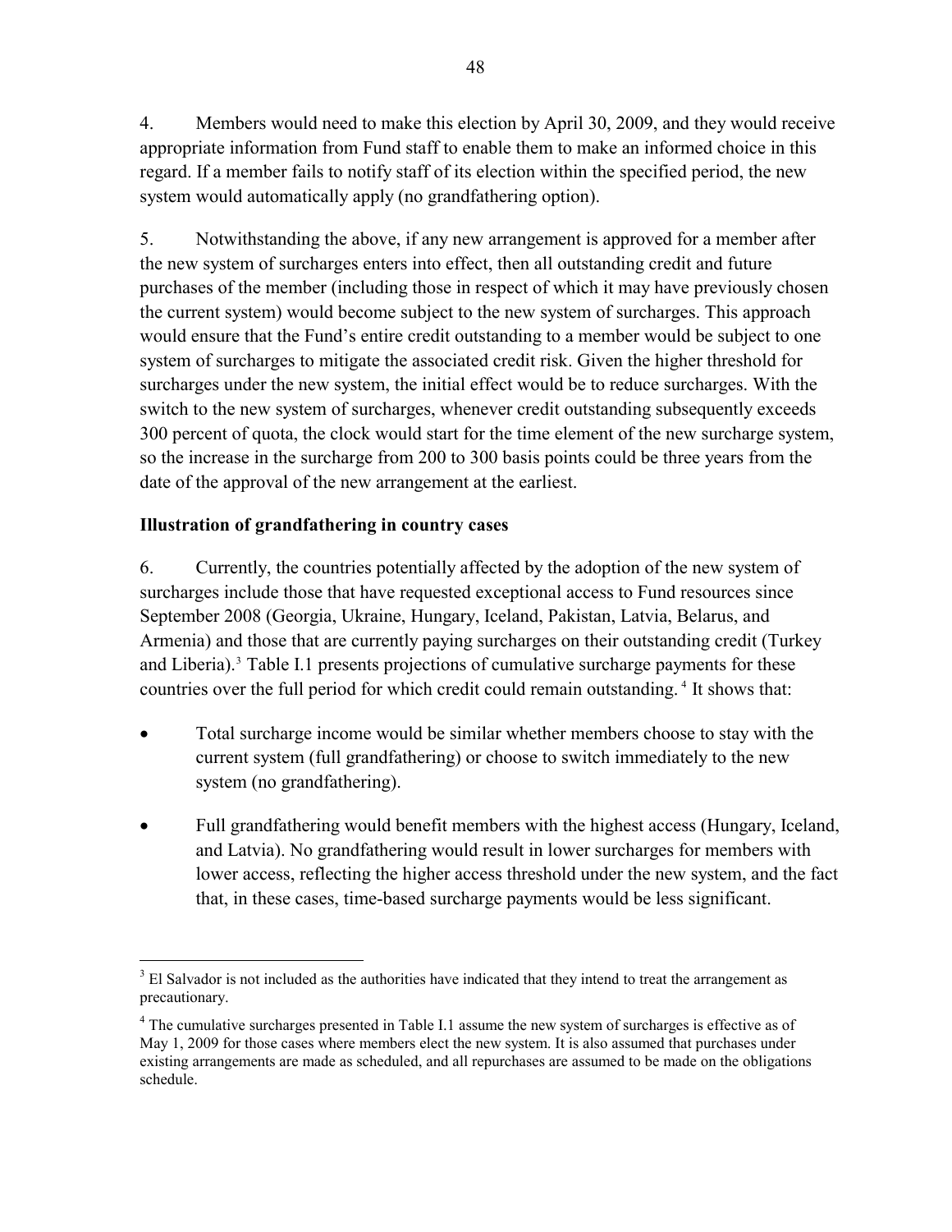4. Members would need to make this election by April 30, 2009, and they would receive appropriate information from Fund staff to enable them to make an informed choice in this regard. If a member fails to notify staff of its election within the specified period, the new system would automatically apply (no grandfathering option).

5. Notwithstanding the above, if any new arrangement is approved for a member after the new system of surcharges enters into effect, then all outstanding credit and future purchases of the member (including those in respect of which it may have previously chosen the current system) would become subject to the new system of surcharges. This approach would ensure that the Fund's entire credit outstanding to a member would be subject to one system of surcharges to mitigate the associated credit risk. Given the higher threshold for surcharges under the new system, the initial effect would be to reduce surcharges. With the switch to the new system of surcharges, whenever credit outstanding subsequently exceeds 300 percent of quota, the clock would start for the time element of the new surcharge system, so the increase in the surcharge from 200 to 300 basis points could be three years from the date of the approval of the new arrangement at the earliest.

**Illustration of grandfathering in country cases**

6. Currently, the countries potentially affected by the adoption of the new system of surcharges include those that have requested exceptional access to Fund resources since September 2008 (Georgia, Ukraine, Hungary, Iceland, Pakistan, Latvia, Belarus, and Armenia) and those that are currently paying surcharges on their outstanding credit (Turkey and Liberia).[3] Table I.1 presents projections of cumulative surcharge payments for these countries over the full period for which credit could remain outstanding.[4] It shows that:

- Total surcharge income would be similar whether members choose to stay with the current system (full grandfathering) or choose to switch immediately to the new system (no grandfathering).
- Full grandfathering would benefit members with the highest access (Hungary, Iceland, and Latvia). No grandfathering would result in lower surcharges for members with lower access, reflecting the higher access threshold under the new system, and the fact that, in these cases, time-based surcharge payments would be less significant.

[3] El Salvador is not included as the authorities have indicated that they intend to treat the arrangement as precautionary.

[4] The cumulative surcharges presented in Table I.1 assume the new system of surcharges is effective as of May 1, 2009 for those cases where members elect the new system. It is also assumed that purchases under existing arrangements are made as scheduled, and all repurchases are assumed to be made on the obligations schedule.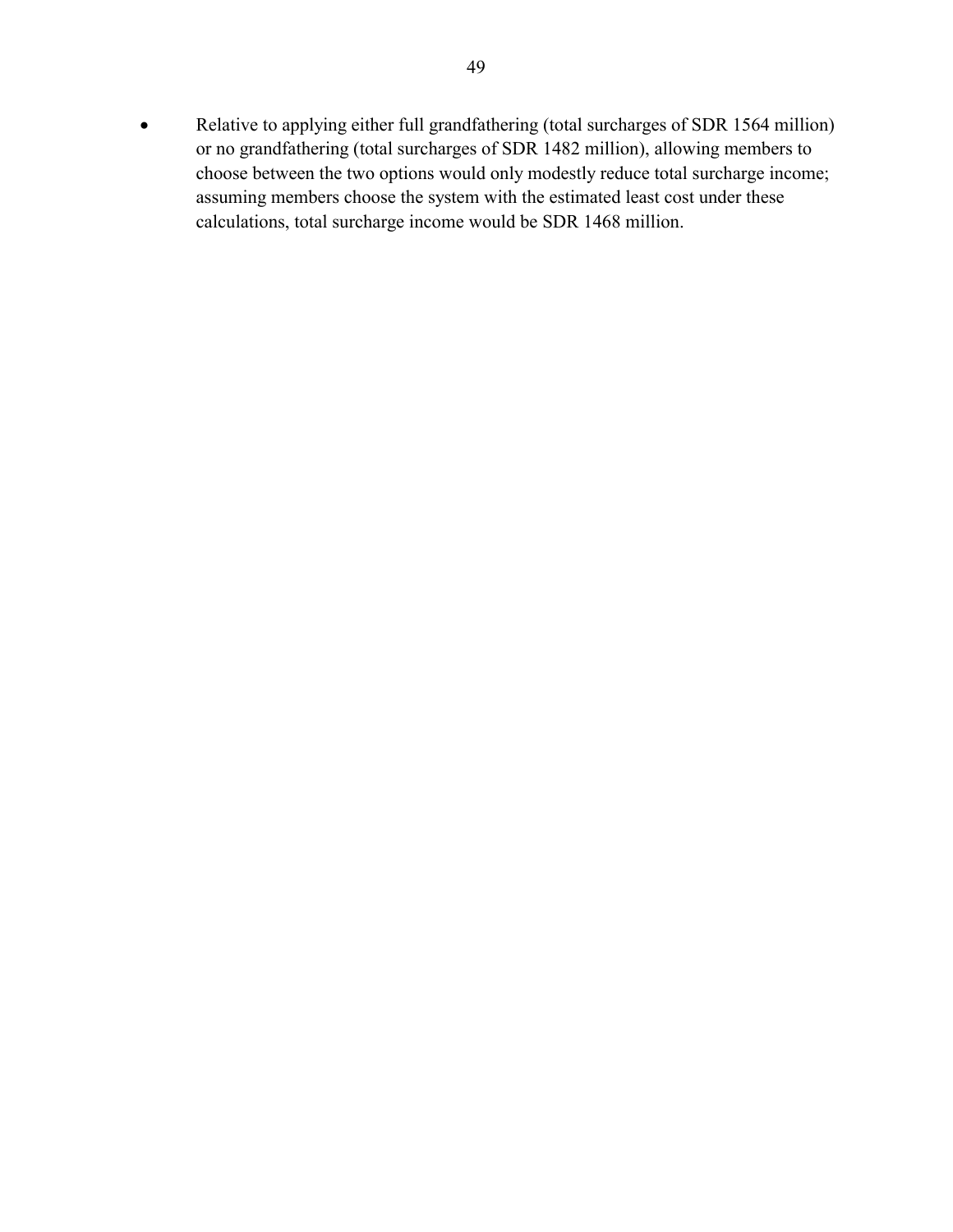- Relative to applying either full grandfathering (total surcharges of SDR 1564 million) or no grandfathering (total surcharges of SDR 1482 million), allowing members to choose between the two options would only modestly reduce total surcharge income; assuming members choose the system with the estimated least cost under these calculations, total surcharge income would be SDR 1468 million.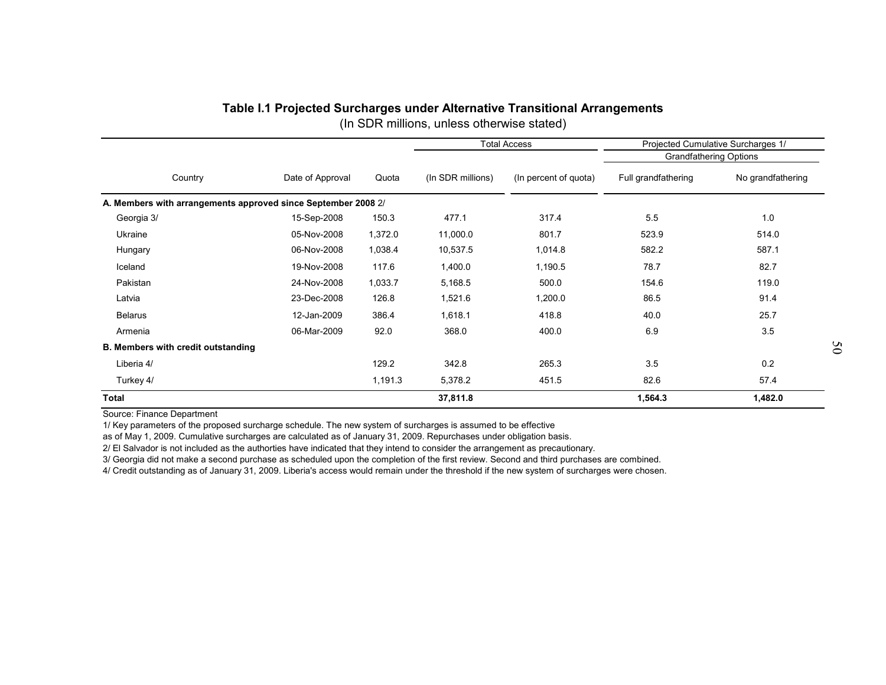## Table I.1 Projected Surcharges under Alternative Transitional Arrangements

(In SDR millions, unless otherwise stated)

| Country | Date of Approval | Quota | Total Access | | Projected Cumulative Surcharges 1/ | |
|---|---|---|---|---|---|---|
| | | | | | Grandfathering Options | |
| | | | (In SDR millions) | (In percent of quota) | Full grandfathering | No grandfathering |
| **A. Members with arrangements approved since September 2008** 2/ | | | | | | |
| Georgia 3/ | 15-Sep-2008 | 150.3 | 477.1 | 317.4 | 5.5 | 1.0 |
| Ukraine | 05-Nov-2008 | 1,372.0 | 11,000.0 | 801.7 | 523.9 | 514.0 |
| Hungary | 06-Nov-2008 | 1,038.4 | 10,537.5 | 1,014.8 | 582.2 | 587.1 |
| Iceland | 19-Nov-2008 | 117.6 | 1,400.0 | 1,190.5 | 78.7 | 82.7 |
| Pakistan | 24-Nov-2008 | 1,033.7 | 5,168.5 | 500.0 | 154.6 | 119.0 |
| Latvia | 23-Dec-2008 | 126.8 | 1,521.6 | 1,200.0 | 86.5 | 91.4 |
| Belarus | 12-Jan-2009 | 386.4 | 1,618.1 | 418.8 | 40.0 | 25.7 |
| Armenia | 06-Mar-2009 | 92.0 | 368.0 | 400.0 | 6.9 | 3.5 |
| **B. Members with credit outstanding** | | | | | | |
| Liberia 4/ | | 129.2 | 342.8 | 265.3 | 3.5 | 0.2 |
| Turkey 4/ | | 1,191.3 | 5,378.2 | 451.5 | 82.6 | 57.4 |
| **Total** | | | **37,811.8** | | **1,564.3** | **1,482.0** |

Source: Finance Department

1/ Key parameters of the proposed surcharge schedule. The new system of surcharges is assumed to be effective as of May 1, 2009. Cumulative surcharges are calculated as of January 31, 2009. Repurchases under obligation basis.

2/ El Salvador is not included as the authorities have indicated that they intend to consider the arrangement as precautionary.

3/ Georgia did not make a second purchase as scheduled upon the completion of the first review. Second and third purchases are combined.

4/ Credit outstanding as of January 31, 2009. Liberia's access would remain under the threshold if the new system of surcharges were chosen.